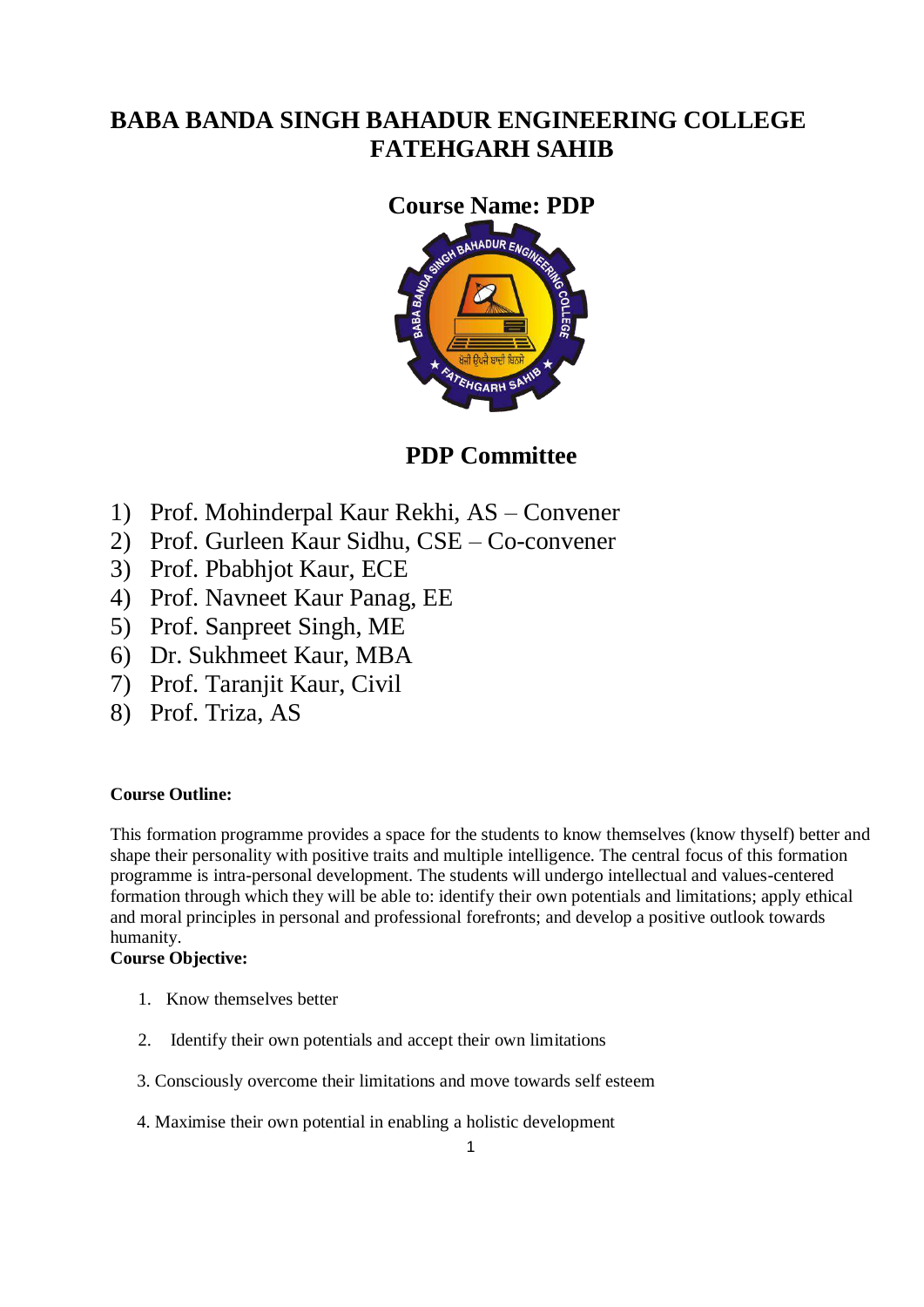# BABA BANDA SINGH BAHADUR ENGINEERING COLLEGE FATEHGARH SAHIB

## Course Name: PDP

## PDP Committee

1) Prof. Mohinderpal Kaur Rekhi, AS – Convener
2) Prof. Gurleen Kaur Sidhu, CSE – Co-convener
3) Prof. Pbabhjot Kaur, ECE
4) Prof. Navneet Kaur Panag, EE
5) Prof. Sanpreet Singh, ME
6) Dr. Sukhmeet Kaur, MBA
7) Prof. Taranjit Kaur, Civil
8) Prof. Triza, AS

**Course Outline:**

This formation programme provides a space for the students to know themselves (know thyself) better and shape their personality with positive traits and multiple intelligence. The central focus of this formation programme is intra-personal development. The students will undergo intellectual and values-centered formation through which they will be able to: identify their own potentials and limitations; apply ethical and moral principles in personal and professional forefronts; and develop a positive outlook towards humanity.

**Course Objective:**

1. Know themselves better
2. Identify their own potentials and accept their own limitations
3. Consciously overcome their limitations and move towards self esteem
4. Maximise their own potential in enabling a holistic development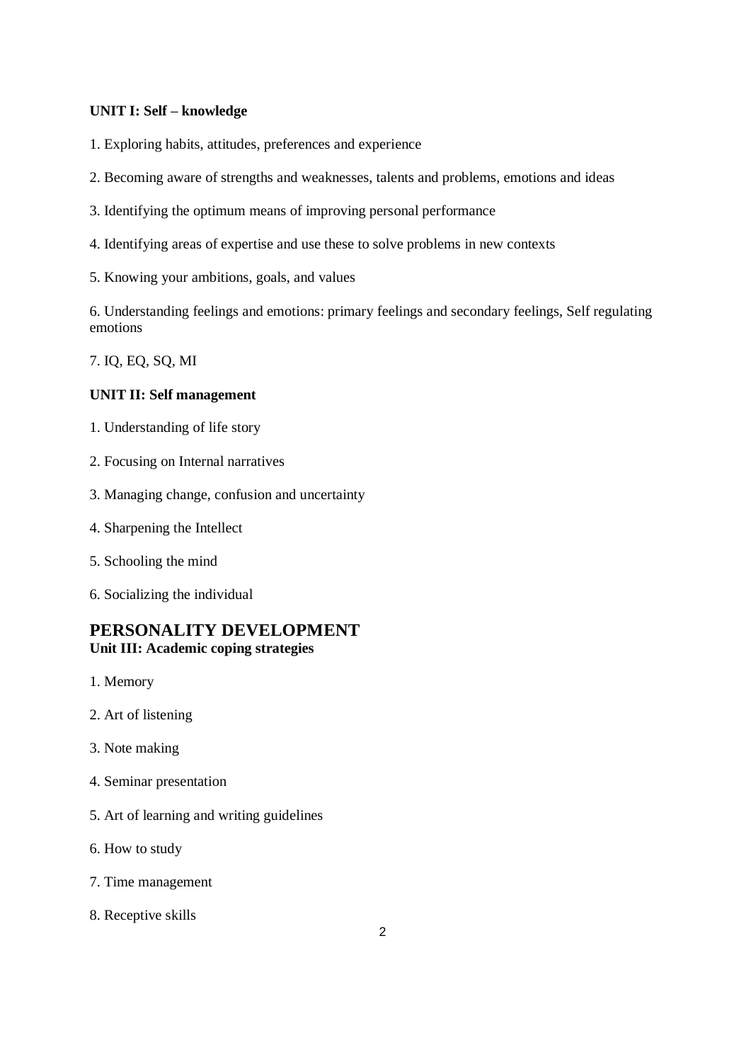**UNIT I: Self – knowledge**

1. Exploring habits, attitudes, preferences and experience

2. Becoming aware of strengths and weaknesses, talents and problems, emotions and ideas

3. Identifying the optimum means of improving personal performance

4. Identifying areas of expertise and use these to solve problems in new contexts

5. Knowing your ambitions, goals, and values

6. Understanding feelings and emotions: primary feelings and secondary feelings, Self regulating emotions

7. IQ, EQ, SQ, MI

**UNIT II: Self management**

1. Understanding of life story

2. Focusing on Internal narratives

3. Managing change, confusion and uncertainty

4. Sharpening the Intellect

5. Schooling the mind

6. Socializing the individual

## PERSONALITY DEVELOPMENT

**Unit III: Academic coping strategies**

1. Memory

2. Art of listening

3. Note making

4. Seminar presentation

5. Art of learning and writing guidelines

6. How to study

7. Time management

8. Receptive skills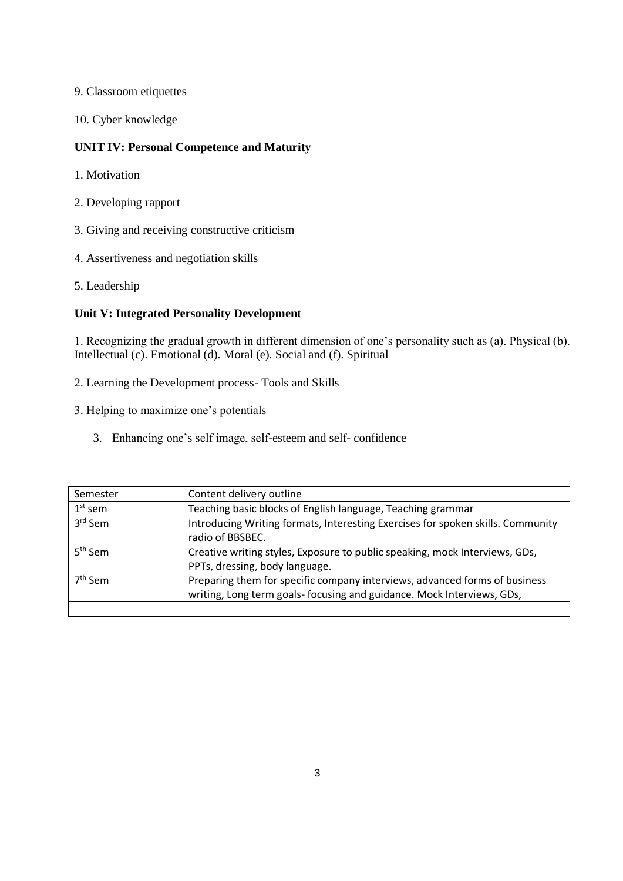9. Classroom etiquettes

10. Cyber knowledge

**UNIT IV: Personal Competence and Maturity**

1. Motivation

2. Developing rapport

3. Giving and receiving constructive criticism

4. Assertiveness and negotiation skills

5. Leadership

**Unit V: Integrated Personality Development**

1. Recognizing the gradual growth in different dimension of one's personality such as (a). Physical (b). Intellectual (c). Emotional (d). Moral (e). Social and (f). Spiritual

2. Learning the Development process- Tools and Skills

3. Helping to maximize one's potentials

3. Enhancing one's self image, self-esteem and self- confidence

| Semester | Content delivery outline |
|---|---|
| 1st sem | Teaching basic blocks of English language, Teaching grammar |
| 3rd Sem | Introducing Writing formats, Interesting Exercises for spoken skills. Community radio of BBSBEC. |
| 5th Sem | Creative writing styles, Exposure to public speaking, mock Interviews, GDs, PPTs, dressing, body language. |
| 7th Sem | Preparing them for specific company interviews, advanced forms of business writing, Long term goals- focusing and guidance. Mock Interviews, GDs, |
| | |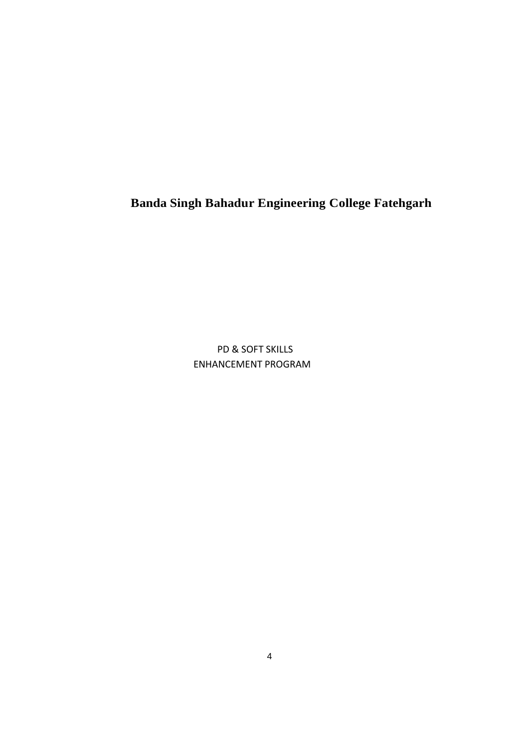# Banda Singh Bahadur Engineering College Fatehgarh

PD & SOFT SKILLS
ENHANCEMENT PROGRAM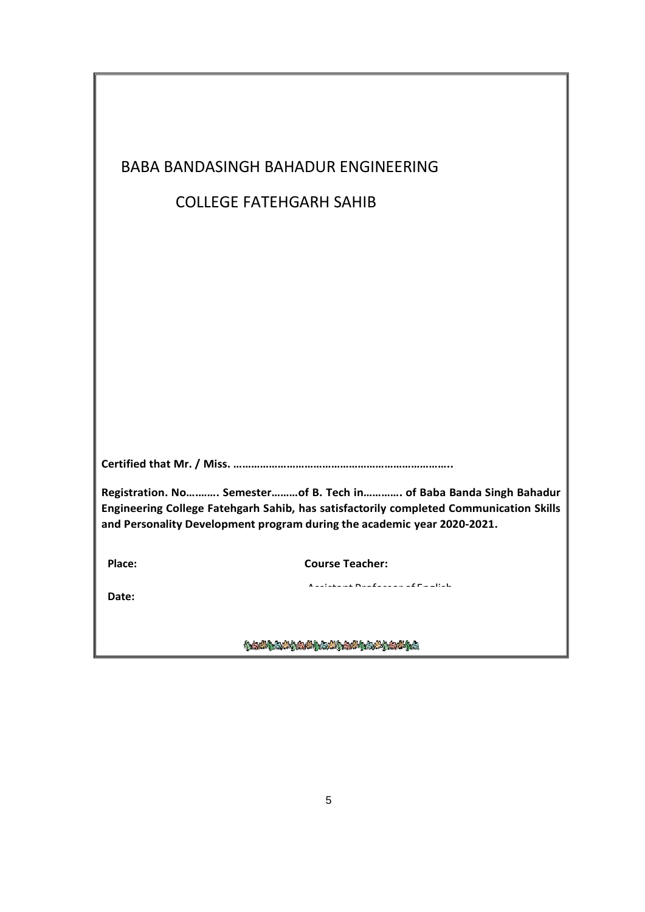# BABA BANDASINGH BAHADUR ENGINEERING

# COLLEGE FATEHGARH SAHIB

**Certified that Mr. / Miss. ………………………………………………………………..**

**Registration. No……….. Semester………of B. Tech in…………. of Baba Banda Singh Bahadur Engineering College Fatehgarh Sahib, has satisfactorily completed Communication Skills and Personality Development program during the academic year 2020-2021.**

**Place:** **Course Teacher:**

Assistant Professor of English

**Date:**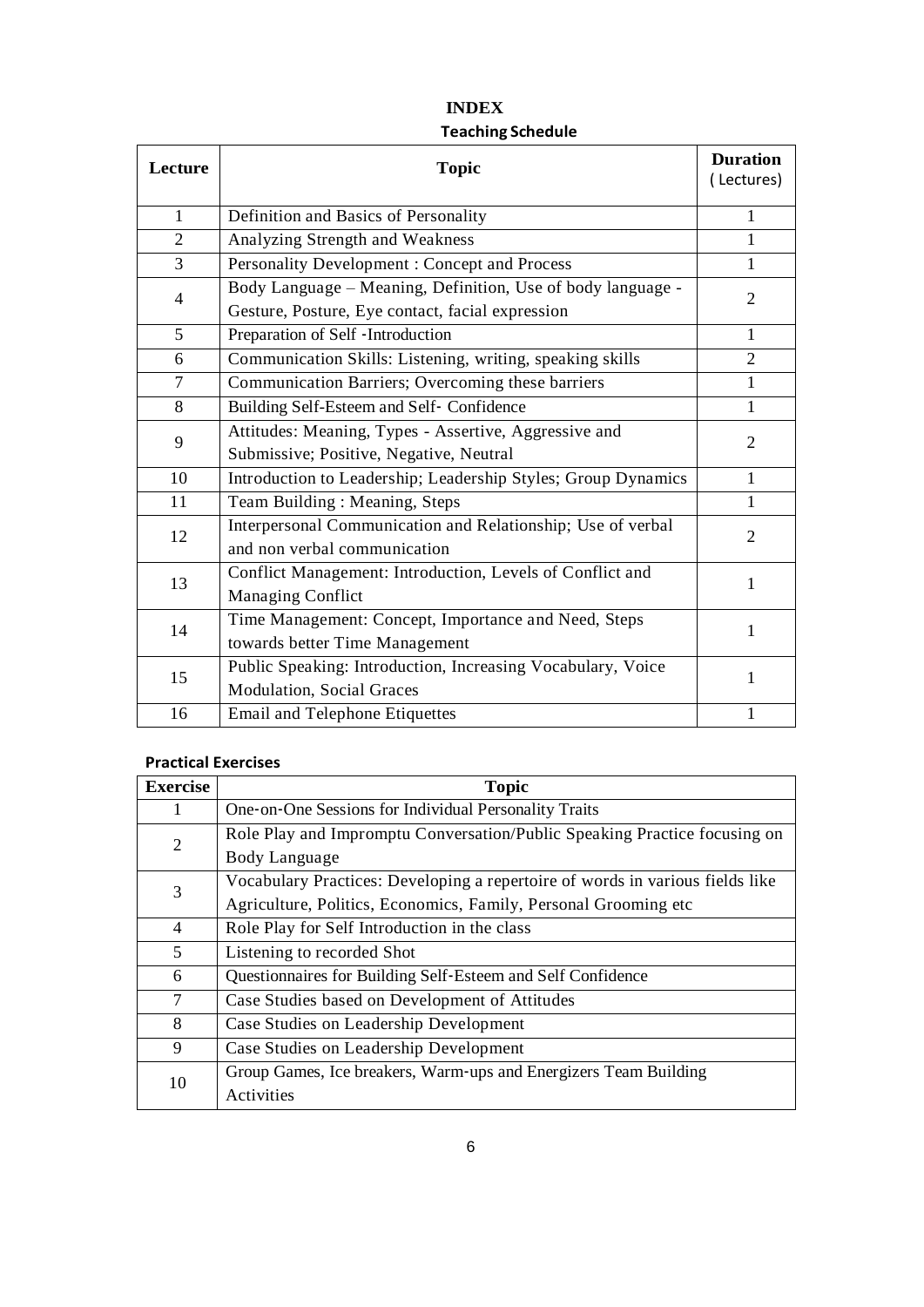# INDEX

## Teaching Schedule

| Lecture | Topic | Duration (Lectures) |
|---|---|---|
| 1 | Definition and Basics of Personality | 1 |
| 2 | Analyzing Strength and Weakness | 1 |
| 3 | Personality Development : Concept and Process | 1 |
| 4 | Body Language – Meaning, Definition, Use of body language - Gesture, Posture, Eye contact, facial expression | 2 |
| 5 | Preparation of Self -Introduction | 1 |
| 6 | Communication Skills: Listening, writing, speaking skills | 2 |
| 7 | Communication Barriers; Overcoming these barriers | 1 |
| 8 | Building Self-Esteem and Self- Confidence | 1 |
| 9 | Attitudes: Meaning, Types - Assertive, Aggressive and Submissive; Positive, Negative, Neutral | 2 |
| 10 | Introduction to Leadership; Leadership Styles; Group Dynamics | 1 |
| 11 | Team Building : Meaning, Steps | 1 |
| 12 | Interpersonal Communication and Relationship; Use of verbal and non verbal communication | 2 |
| 13 | Conflict Management: Introduction, Levels of Conflict and Managing Conflict | 1 |
| 14 | Time Management: Concept, Importance and Need, Steps towards better Time Management | 1 |
| 15 | Public Speaking: Introduction, Increasing Vocabulary, Voice Modulation, Social Graces | 1 |
| 16 | Email and Telephone Etiquettes | 1 |

## Practical Exercises

| Exercise | Topic |
|---|---|
| 1 | One-on-One Sessions for Individual Personality Traits |
| 2 | Role Play and Impromptu Conversation/Public Speaking Practice focusing on Body Language |
| 3 | Vocabulary Practices: Developing a repertoire of words in various fields like Agriculture, Politics, Economics, Family, Personal Grooming etc |
| 4 | Role Play for Self Introduction in the class |
| 5 | Listening to recorded Shot |
| 6 | Questionnaires for Building Self-Esteem and Self Confidence |
| 7 | Case Studies based on Development of Attitudes |
| 8 | Case Studies on Leadership Development |
| 9 | Case Studies on Leadership Development |
| 10 | Group Games, Ice breakers, Warm-ups and Energizers Team Building Activities |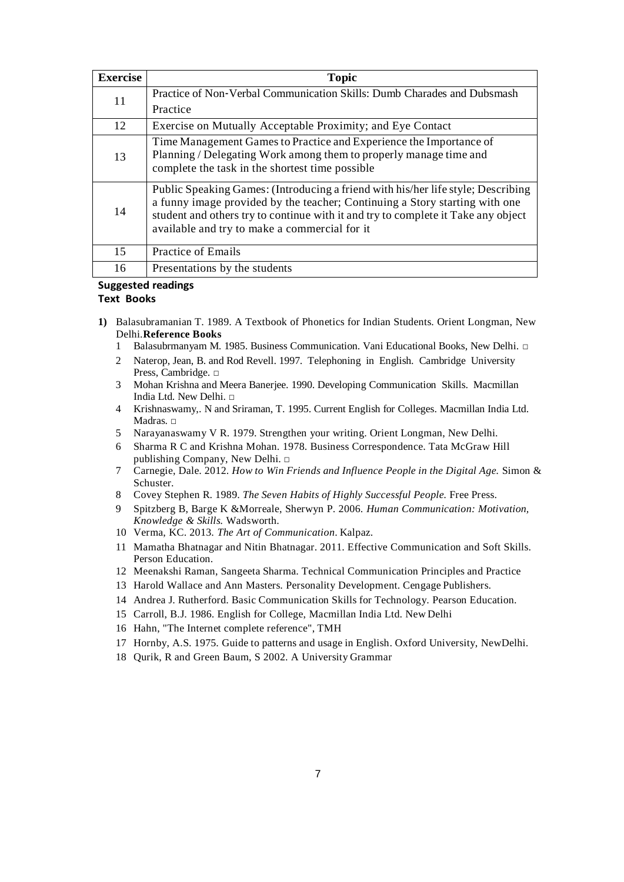| Exercise | Topic |
|---|---|
| 11 | Practice of Non-Verbal Communication Skills: Dumb Charades and Dubsmash Practice |
| 12 | Exercise on Mutually Acceptable Proximity; and Eye Contact |
| 13 | Time Management Games to Practice and Experience the Importance of Planning / Delegating Work among them to properly manage time and complete the task in the shortest time possible |
| 14 | Public Speaking Games: (Introducing a friend with his/her life style; Describing a funny image provided by the teacher; Continuing a Story starting with one student and others try to continue with it and try to complete it Take any object available and try to make a commercial for it |
| 15 | Practice of Emails |
| 16 | Presentations by the students |

**Suggested readings**

**Text Books**

1) Balasubramanian T. 1989. A Textbook of Phonetics for Indian Students. Orient Longman, New Delhi.

**Reference Books**

1. Balasubrmanyam M. 1985. Business Communication. Vani Educational Books, New Delhi. □
2. Naterop, Jean, B. and Rod Revell. 1997. Telephoning in English. Cambridge University Press, Cambridge. □
3. Mohan Krishna and Meera Banerjee. 1990. Developing Communication Skills. Macmillan India Ltd. New Delhi. □
4. Krishnaswamy,. N and Sriraman, T. 1995. Current English for Colleges. Macmillan India Ltd. Madras. □
5. Narayanaswamy V R. 1979. Strengthen your writing. Orient Longman, New Delhi.
6. Sharma R C and Krishna Mohan. 1978. Business Correspondence. Tata McGraw Hill publishing Company, New Delhi. □
7. Carnegie, Dale. 2012. *How to Win Friends and Influence People in the Digital Age.* Simon & Schuster.
8. Covey Stephen R. 1989. *The Seven Habits of Highly Successful People.* Free Press.
9. Spitzberg B, Barge K &Morreale, Sherwyn P. 2006. *Human Communication: Motivation, Knowledge & Skills.* Wadsworth.
10. Verma, KC. 2013. *The Art of Communication*. Kalpaz.
11. Mamatha Bhatnagar and Nitin Bhatnagar. 2011. Effective Communication and Soft Skills. Person Education.
12. Meenakshi Raman, Sangeeta Sharma. Technical Communication Principles and Practice
13. Harold Wallace and Ann Masters. Personality Development. Cengage Publishers.
14. Andrea J. Rutherford. Basic Communication Skills for Technology. Pearson Education.
15. Carroll, B.J. 1986. English for College, Macmillan India Ltd. New Delhi
16. Hahn, "The Internet complete reference", TMH
17. Hornby, A.S. 1975. Guide to patterns and usage in English. Oxford University, NewDelhi.
18. Qurik, R and Green Baum, S 2002. A University Grammar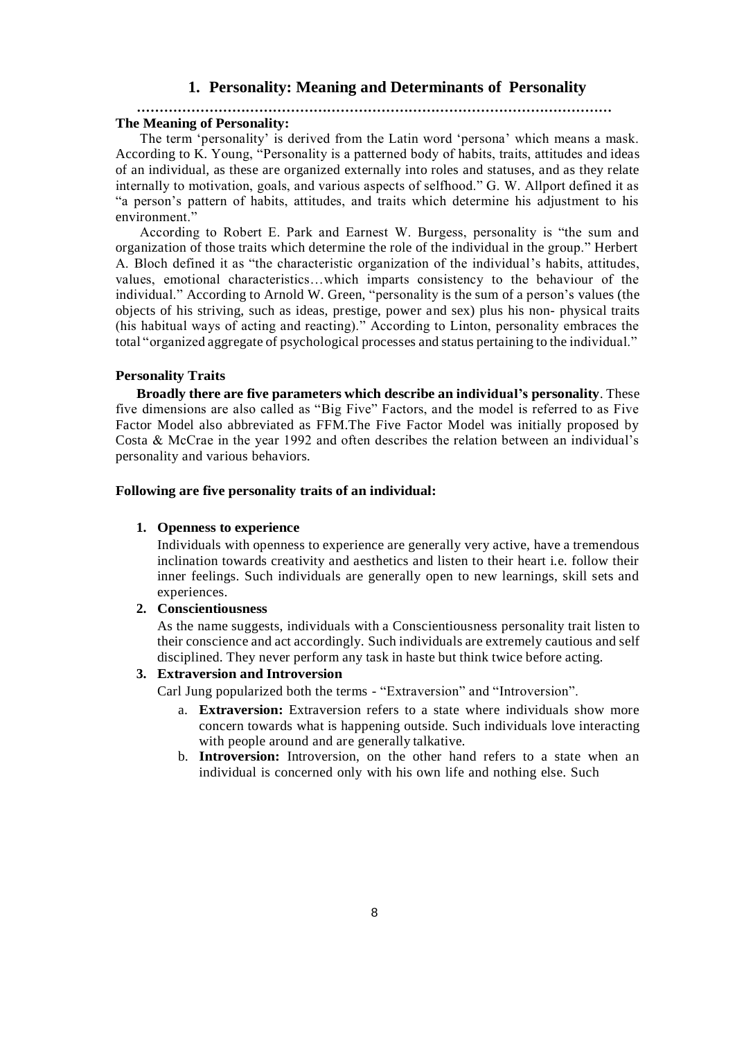# 1. Personality: Meaning and Determinants of Personality

……………………………………………………………………………………………

**The Meaning of Personality:**

The term 'personality' is derived from the Latin word 'persona' which means a mask. According to K. Young, "Personality is a patterned body of habits, traits, attitudes and ideas of an individual, as these are organized externally into roles and statuses, and as they relate internally to motivation, goals, and various aspects of selfhood." G. W. Allport defined it as "a person's pattern of habits, attitudes, and traits which determine his adjustment to his environment."

According to Robert E. Park and Earnest W. Burgess, personality is "the sum and organization of those traits which determine the role of the individual in the group." Herbert A. Bloch defined it as "the characteristic organization of the individual's habits, attitudes, values, emotional characteristics…which imparts consistency to the behaviour of the individual." According to Arnold W. Green, "personality is the sum of a person's values (the objects of his striving, such as ideas, prestige, power and sex) plus his non- physical traits (his habitual ways of acting and reacting)." According to Linton, personality embraces the total "organized aggregate of psychological processes and status pertaining to the individual."

**Personality Traits**

**Broadly there are five parameters which describe an individual's personality**. These five dimensions are also called as "Big Five" Factors, and the model is referred to as Five Factor Model also abbreviated as FFM.The Five Factor Model was initially proposed by Costa & McCrae in the year 1992 and often describes the relation between an individual's personality and various behaviors.

**Following are five personality traits of an individual:**

1. **Openness to experience**
   Individuals with openness to experience are generally very active, have a tremendous inclination towards creativity and aesthetics and listen to their heart i.e. follow their inner feelings. Such individuals are generally open to new learnings, skill sets and experiences.
2. **Conscientiousness**
   As the name suggests, individuals with a Conscientiousness personality trait listen to their conscience and act accordingly. Such individuals are extremely cautious and self disciplined. They never perform any task in haste but think twice before acting.
3. **Extraversion and Introversion**
   Carl Jung popularized both the terms - "Extraversion" and "Introversion".
   a. **Extraversion:** Extraversion refers to a state where individuals show more concern towards what is happening outside. Such individuals love interacting with people around and are generally talkative.
   b. **Introversion:** Introversion, on the other hand refers to a state when an individual is concerned only with his own life and nothing else. Such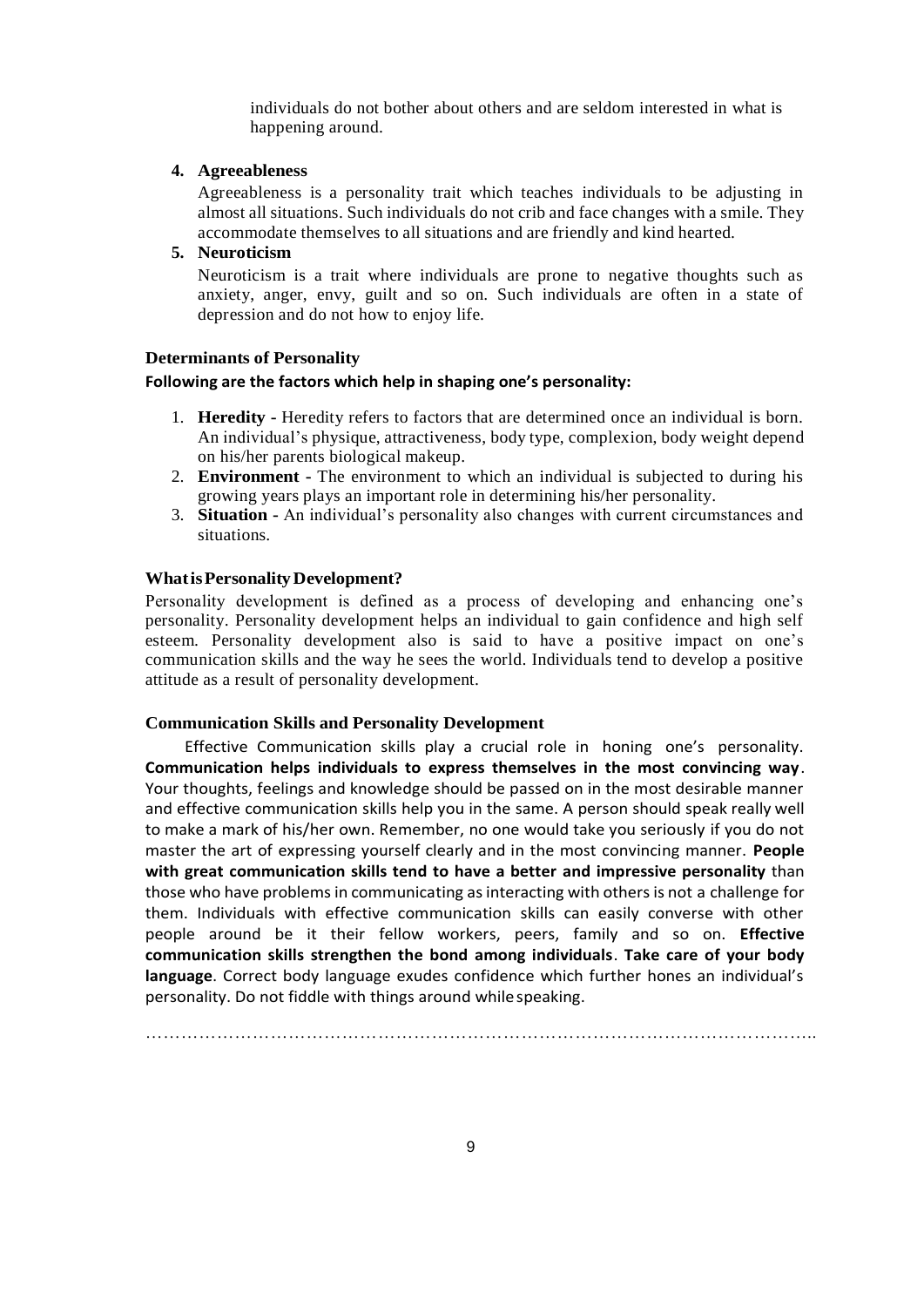individuals do not bother about others and are seldom interested in what is happening around.

4. **Agreeableness**

   Agreeableness is a personality trait which teaches individuals to be adjusting in almost all situations. Such individuals do not crib and face changes with a smile. They accommodate themselves to all situations and are friendly and kind hearted.

5. **Neuroticism**

   Neuroticism is a trait where individuals are prone to negative thoughts such as anxiety, anger, envy, guilt and so on. Such individuals are often in a state of depression and do not how to enjoy life.

### Determinants of Personality

**Following are the factors which help in shaping one's personality:**

1. **Heredity -** Heredity refers to factors that are determined once an individual is born. An individual's physique, attractiveness, body type, complexion, body weight depend on his/her parents biological makeup.
2. **Environment -** The environment to which an individual is subjected to during his growing years plays an important role in determining his/her personality.
3. **Situation -** An individual's personality also changes with current circumstances and situations.

### What is Personality Development?

Personality development is defined as a process of developing and enhancing one's personality. Personality development helps an individual to gain confidence and high self esteem. Personality development also is said to have a positive impact on one's communication skills and the way he sees the world. Individuals tend to develop a positive attitude as a result of personality development.

### Communication Skills and Personality Development

Effective Communication skills play a crucial role in honing one's personality. **Communication helps individuals to express themselves in the most convincing way**. Your thoughts, feelings and knowledge should be passed on in the most desirable manner and effective communication skills help you in the same. A person should speak really well to make a mark of his/her own. Remember, no one would take you seriously if you do not master the art of expressing yourself clearly and in the most convincing manner. **People with great communication skills tend to have a better and impressive personality** than those who have problems in communicating as interacting with others is not a challenge for them. Individuals with effective communication skills can easily converse with other people around be it their fellow workers, peers, family and so on. **Effective communication skills strengthen the bond among individuals**. **Take care of your body language**. Correct body language exudes confidence which further hones an individual's personality. Do not fiddle with things around while speaking.

……………………………………………………………………………………………………..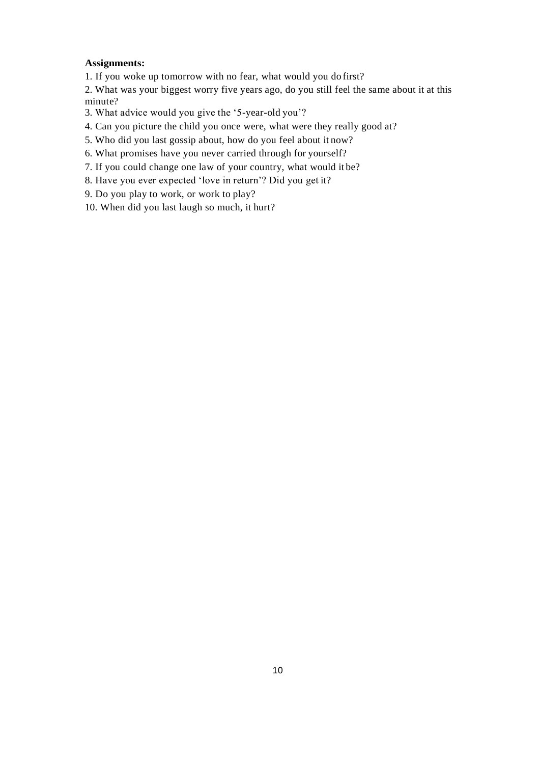**Assignments:**

1. If you woke up tomorrow with no fear, what would you do first?
2. What was your biggest worry five years ago, do you still feel the same about it at this minute?
3. What advice would you give the '5-year-old you'?
4. Can you picture the child you once were, what were they really good at?
5. Who did you last gossip about, how do you feel about it now?
6. What promises have you never carried through for yourself?
7. If you could change one law of your country, what would it be?
8. Have you ever expected 'love in return'? Did you get it?
9. Do you play to work, or work to play?
10. When did you last laugh so much, it hurt?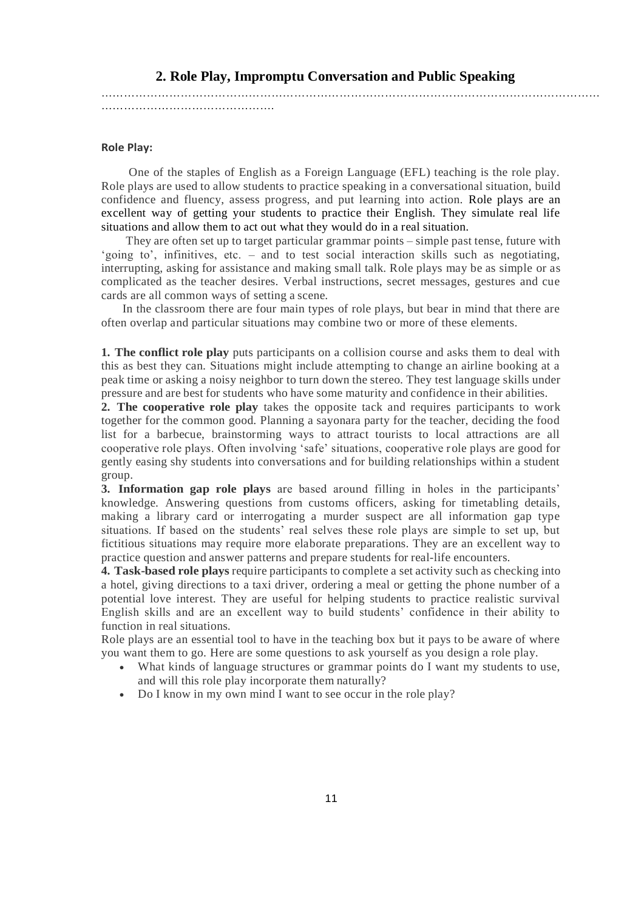## 2. Role Play, Impromptu Conversation and Public Speaking

……………………………………………………………………………………………………………………
……………………………………….

**Role Play:**

One of the staples of English as a Foreign Language (EFL) teaching is the role play. Role plays are used to allow students to practice speaking in a conversational situation, build confidence and fluency, assess progress, and put learning into action. Role plays are an excellent way of getting your students to practice their English. They simulate real life situations and allow them to act out what they would do in a real situation.

They are often set up to target particular grammar points – simple past tense, future with 'going to', infinitives, etc. – and to test social interaction skills such as negotiating, interrupting, asking for assistance and making small talk. Role plays may be as simple or as complicated as the teacher desires. Verbal instructions, secret messages, gestures and cue cards are all common ways of setting a scene.

In the classroom there are four main types of role plays, but bear in mind that there are often overlap and particular situations may combine two or more of these elements.

**1. The conflict role play** puts participants on a collision course and asks them to deal with this as best they can. Situations might include attempting to change an airline booking at a peak time or asking a noisy neighbor to turn down the stereo. They test language skills under pressure and are best for students who have some maturity and confidence in their abilities.

**2. The cooperative role play** takes the opposite tack and requires participants to work together for the common good. Planning a sayonara party for the teacher, deciding the food list for a barbecue, brainstorming ways to attract tourists to local attractions are all cooperative role plays. Often involving 'safe' situations, cooperative role plays are good for gently easing shy students into conversations and for building relationships within a student group.

**3. Information gap role plays** are based around filling in holes in the participants' knowledge. Answering questions from customs officers, asking for timetabling details, making a library card or interrogating a murder suspect are all information gap type situations. If based on the students' real selves these role plays are simple to set up, but fictitious situations may require more elaborate preparations. They are an excellent way to practice question and answer patterns and prepare students for real-life encounters.

**4. Task-based role plays** require participants to complete a set activity such as checking into a hotel, giving directions to a taxi driver, ordering a meal or getting the phone number of a potential love interest. They are useful for helping students to practice realistic survival English skills and are an excellent way to build students' confidence in their ability to function in real situations.

Role plays are an essential tool to have in the teaching box but it pays to be aware of where you want them to go. Here are some questions to ask yourself as you design a role play.

- What kinds of language structures or grammar points do I want my students to use, and will this role play incorporate them naturally?
- Do I know in my own mind I want to see occur in the role play?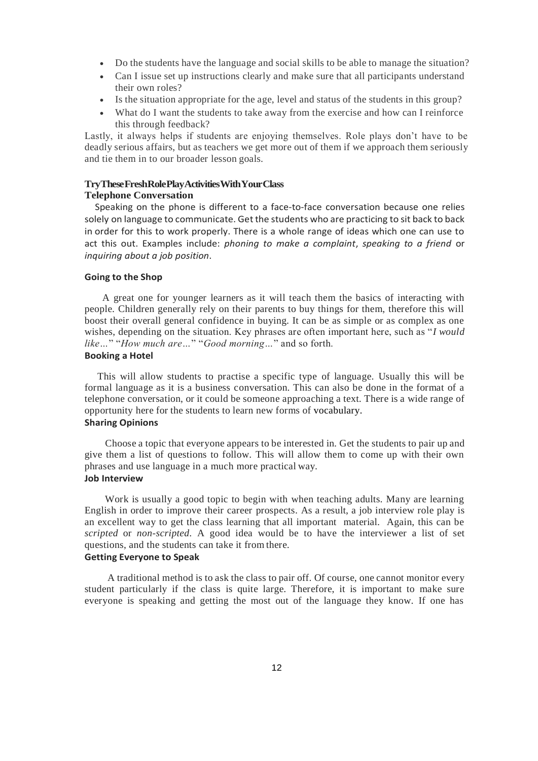- Do the students have the language and social skills to be able to manage the situation?
- Can I issue set up instructions clearly and make sure that all participants understand their own roles?
- Is the situation appropriate for the age, level and status of the students in this group?
- What do I want the students to take away from the exercise and how can I reinforce this through feedback?

Lastly, it always helps if students are enjoying themselves. Role plays don't have to be deadly serious affairs, but as teachers we get more out of them if we approach them seriously and tie them in to our broader lesson goals.

### TryTheseFreshRolePlayActivitiesWithYourClass

#### Telephone Conversation

Speaking on the phone is different to a face-to-face conversation because one relies solely on language to communicate. Get the students who are practicing to sit back to back in order for this to work properly. There is a whole range of ideas which one can use to act this out. Examples include: *phoning to make a complaint*, *speaking to a friend* or *inquiring about a job position*.

#### Going to the Shop

A great one for younger learners as it will teach them the basics of interacting with people. Children generally rely on their parents to buy things for them, therefore this will boost their overall general confidence in buying. It can be as simple or as complex as one wishes, depending on the situation. Key phrases are often important here, such as "*I would like…*" "*How much are…*" "*Good morning…*" and so forth.

#### Booking a Hotel

This will allow students to practise a specific type of language. Usually this will be formal language as it is a business conversation. This can also be done in the format of a telephone conversation, or it could be someone approaching a text. There is a wide range of opportunity here for the students to learn new forms of vocabulary.

#### Sharing Opinions

Choose a topic that everyone appears to be interested in. Get the students to pair up and give them a list of questions to follow. This will allow them to come up with their own phrases and use language in a much more practical way.

#### Job Interview

Work is usually a good topic to begin with when teaching adults. Many are learning English in order to improve their career prospects. As a result, a job interview role play is an excellent way to get the class learning that all important material. Again, this can be *scripted* or *non-scripted*. A good idea would be to have the interviewer a list of set questions, and the students can take it from there.

#### Getting Everyone to Speak

A traditional method is to ask the class to pair off. Of course, one cannot monitor every student particularly if the class is quite large. Therefore, it is important to make sure everyone is speaking and getting the most out of the language they know. If one has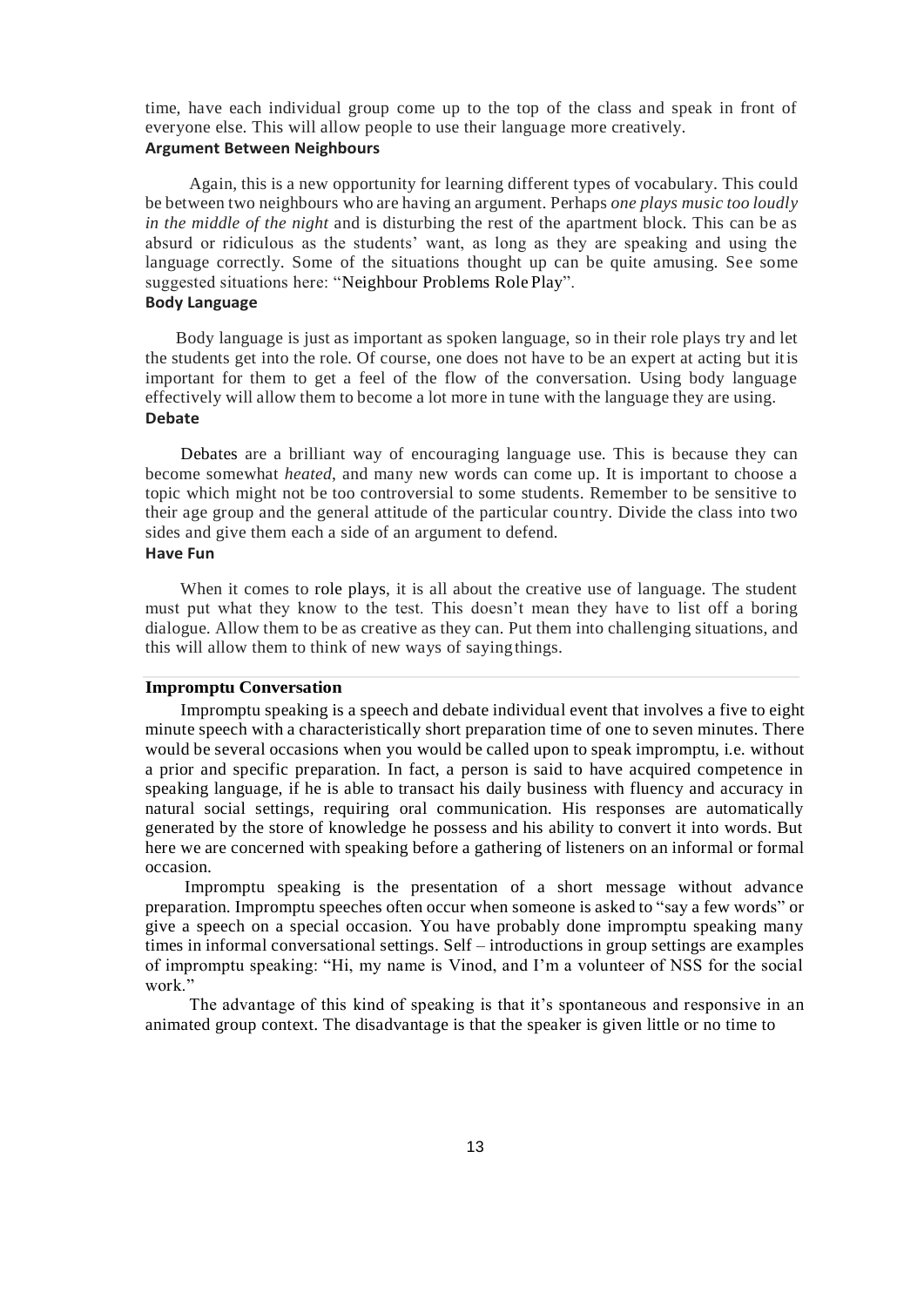time, have each individual group come up to the top of the class and speak in front of everyone else. This will allow people to use their language more creatively.

### Argument Between Neighbours

Again, this is a new opportunity for learning different types of vocabulary. This could be between two neighbours who are having an argument. Perhaps *one plays music too loudly in the middle of the night* and is disturbing the rest of the apartment block. This can be as absurd or ridiculous as the students' want, as long as they are speaking and using the language correctly. Some of the situations thought up can be quite amusing. See some suggested situations here: "Neighbour Problems Role Play".

### Body Language

Body language is just as important as spoken language, so in their role plays try and let the students get into the role. Of course, one does not have to be an expert at acting but it is important for them to get a feel of the flow of the conversation. Using body language effectively will allow them to become a lot more in tune with the language they are using.

### Debate

Debates are a brilliant way of encouraging language use. This is because they can become somewhat *heated*, and many new words can come up. It is important to choose a topic which might not be too controversial to some students. Remember to be sensitive to their age group and the general attitude of the particular country. Divide the class into two sides and give them each a side of an argument to defend.

### Have Fun

When it comes to role plays, it is all about the creative use of language. The student must put what they know to the test. This doesn't mean they have to list off a boring dialogue. Allow them to be as creative as they can. Put them into challenging situations, and this will allow them to think of new ways of saying things.

## Impromptu Conversation

Impromptu speaking is a speech and debate individual event that involves a five to eight minute speech with a characteristically short preparation time of one to seven minutes. There would be several occasions when you would be called upon to speak impromptu, i.e. without a prior and specific preparation. In fact, a person is said to have acquired competence in speaking language, if he is able to transact his daily business with fluency and accuracy in natural social settings, requiring oral communication. His responses are automatically generated by the store of knowledge he possess and his ability to convert it into words. But here we are concerned with speaking before a gathering of listeners on an informal or formal occasion.

Impromptu speaking is the presentation of a short message without advance preparation. Impromptu speeches often occur when someone is asked to "say a few words" or give a speech on a special occasion. You have probably done impromptu speaking many times in informal conversational settings. Self – introductions in group settings are examples of impromptu speaking: "Hi, my name is Vinod, and I'm a volunteer of NSS for the social work."

The advantage of this kind of speaking is that it's spontaneous and responsive in an animated group context. The disadvantage is that the speaker is given little or no time to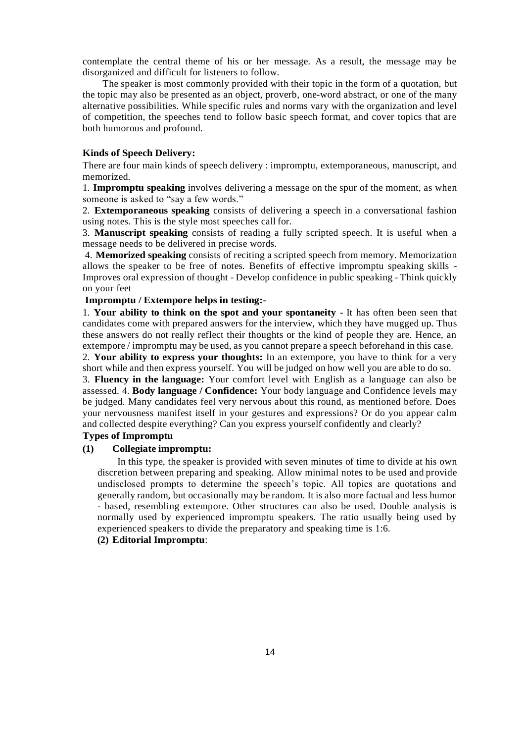contemplate the central theme of his or her message. As a result, the message may be disorganized and difficult for listeners to follow.

The speaker is most commonly provided with their topic in the form of a quotation, but the topic may also be presented as an object, proverb, one-word abstract, or one of the many alternative possibilities. While specific rules and norms vary with the organization and level of competition, the speeches tend to follow basic speech format, and cover topics that are both humorous and profound.

**Kinds of Speech Delivery:**

There are four main kinds of speech delivery : impromptu, extemporaneous, manuscript, and memorized.

1. **Impromptu speaking** involves delivering a message on the spur of the moment, as when someone is asked to "say a few words."

2. **Extemporaneous speaking** consists of delivering a speech in a conversational fashion using notes. This is the style most speeches call for.

3. **Manuscript speaking** consists of reading a fully scripted speech. It is useful when a message needs to be delivered in precise words.

4. **Memorized speaking** consists of reciting a scripted speech from memory. Memorization allows the speaker to be free of notes. Benefits of effective impromptu speaking skills - Improves oral expression of thought - Develop confidence in public speaking - Think quickly on your feet

**Impromptu / Extempore helps in testing:-**

1. **Your ability to think on the spot and your spontaneity** - It has often been seen that candidates come with prepared answers for the interview, which they have mugged up. Thus these answers do not really reflect their thoughts or the kind of people they are. Hence, an extempore / impromptu may be used, as you cannot prepare a speech beforehand in this case.

2. **Your ability to express your thoughts:** In an extempore, you have to think for a very short while and then express yourself. You will be judged on how well you are able to do so.

3. **Fluency in the language:** Your comfort level with English as a language can also be assessed. 4. **Body language / Confidence:** Your body language and Confidence levels may be judged. Many candidates feel very nervous about this round, as mentioned before. Does your nervousness manifest itself in your gestures and expressions? Or do you appear calm and collected despite everything? Can you express yourself confidently and clearly?

**Types of Impromptu**

**(1) Collegiate impromptu:**

In this type, the speaker is provided with seven minutes of time to divide at his own discretion between preparing and speaking. Allow minimal notes to be used and provide undisclosed prompts to determine the speech's topic. All topics are quotations and generally random, but occasionally may be random. It is also more factual and less humor - based, resembling extempore. Other structures can also be used. Double analysis is normally used by experienced impromptu speakers. The ratio usually being used by experienced speakers to divide the preparatory and speaking time is 1:6.

**(2) Editorial Impromptu**: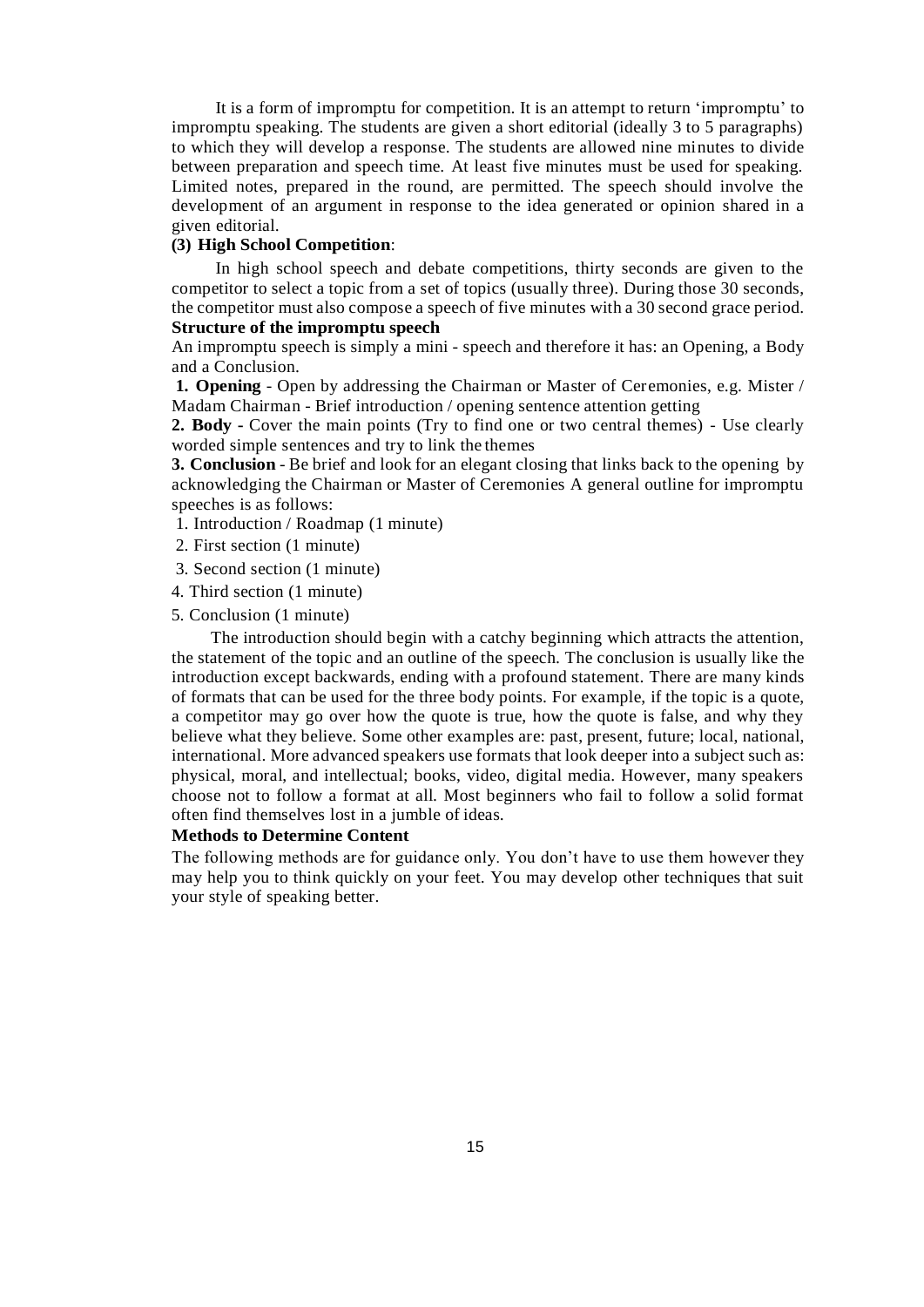It is a form of impromptu for competition. It is an attempt to return 'impromptu' to impromptu speaking. The students are given a short editorial (ideally 3 to 5 paragraphs) to which they will develop a response. The students are allowed nine minutes to divide between preparation and speech time. At least five minutes must be used for speaking. Limited notes, prepared in the round, are permitted. The speech should involve the development of an argument in response to the idea generated or opinion shared in a given editorial.

**(3) High School Competition**:

In high school speech and debate competitions, thirty seconds are given to the competitor to select a topic from a set of topics (usually three). During those 30 seconds, the competitor must also compose a speech of five minutes with a 30 second grace period.

**Structure of the impromptu speech**

An impromptu speech is simply a mini - speech and therefore it has: an Opening, a Body and a Conclusion.

**1. Opening** - Open by addressing the Chairman or Master of Ceremonies, e.g. Mister / Madam Chairman - Brief introduction / opening sentence attention getting

**2. Body** - Cover the main points (Try to find one or two central themes) - Use clearly worded simple sentences and try to link the themes

**3. Conclusion** - Be brief and look for an elegant closing that links back to the opening by acknowledging the Chairman or Master of Ceremonies A general outline for impromptu speeches is as follows:

1. Introduction / Roadmap (1 minute)
2. First section (1 minute)
3. Second section (1 minute)
4. Third section (1 minute)
5. Conclusion (1 minute)

The introduction should begin with a catchy beginning which attracts the attention, the statement of the topic and an outline of the speech. The conclusion is usually like the introduction except backwards, ending with a profound statement. There are many kinds of formats that can be used for the three body points. For example, if the topic is a quote, a competitor may go over how the quote is true, how the quote is false, and why they believe what they believe. Some other examples are: past, present, future; local, national, international. More advanced speakers use formats that look deeper into a subject such as: physical, moral, and intellectual; books, video, digital media. However, many speakers choose not to follow a format at all. Most beginners who fail to follow a solid format often find themselves lost in a jumble of ideas.

**Methods to Determine Content**

The following methods are for guidance only. You don't have to use them however they may help you to think quickly on your feet. You may develop other techniques that suit your style of speaking better.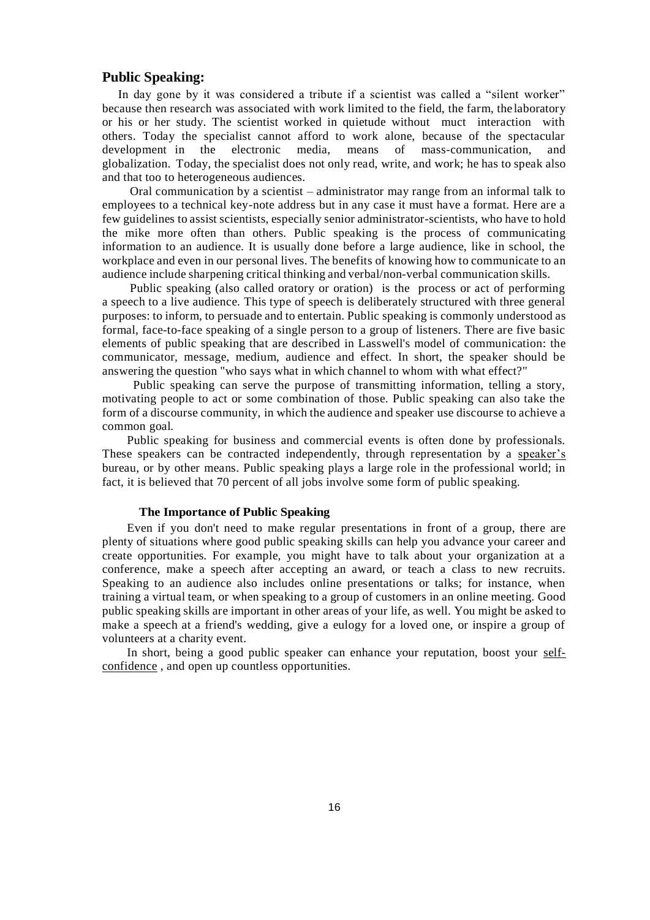## Public Speaking:

In day gone by it was considered a tribute if a scientist was called a "silent worker" because then research was associated with work limited to the field, the farm, the laboratory or his or her study. The scientist worked in quietude without muct interaction with others. Today the specialist cannot afford to work alone, because of the spectacular development in the electronic media, means of mass-communication, and globalization. Today, the specialist does not only read, write, and work; he has to speak also and that too to heterogeneous audiences.

Oral communication by a scientist – administrator may range from an informal talk to employees to a technical key-note address but in any case it must have a format. Here are a few guidelines to assist scientists, especially senior administrator-scientists, who have to hold the mike more often than others. Public speaking is the process of communicating information to an audience. It is usually done before a large audience, like in school, the workplace and even in our personal lives. The benefits of knowing how to communicate to an audience include sharpening critical thinking and verbal/non-verbal communication skills.

Public speaking (also called oratory or oration) is the process or act of performing a speech to a live audience. This type of speech is deliberately structured with three general purposes: to inform, to persuade and to entertain. Public speaking is commonly understood as formal, face-to-face speaking of a single person to a group of listeners. There are five basic elements of public speaking that are described in Lasswell's model of communication: the communicator, message, medium, audience and effect. In short, the speaker should be answering the question "who says what in which channel to whom with what effect?"

Public speaking can serve the purpose of transmitting information, telling a story, motivating people to act or some combination of those. Public speaking can also take the form of a discourse community, in which the audience and speaker use discourse to achieve a common goal.

Public speaking for business and commercial events is often done by professionals. These speakers can be contracted independently, through representation by a speaker's bureau, or by other means. Public speaking plays a large role in the professional world; in fact, it is believed that 70 percent of all jobs involve some form of public speaking.

### The Importance of Public Speaking

Even if you don't need to make regular presentations in front of a group, there are plenty of situations where good public speaking skills can help you advance your career and create opportunities. For example, you might have to talk about your organization at a conference, make a speech after accepting an award, or teach a class to new recruits. Speaking to an audience also includes online presentations or talks; for instance, when training a virtual team, or when speaking to a group of customers in an online meeting. Good public speaking skills are important in other areas of your life, as well. You might be asked to make a speech at a friend's wedding, give a eulogy for a loved one, or inspire a group of volunteers at a charity event.

In short, being a good public speaker can enhance your reputation, boost your self-confidence , and open up countless opportunities.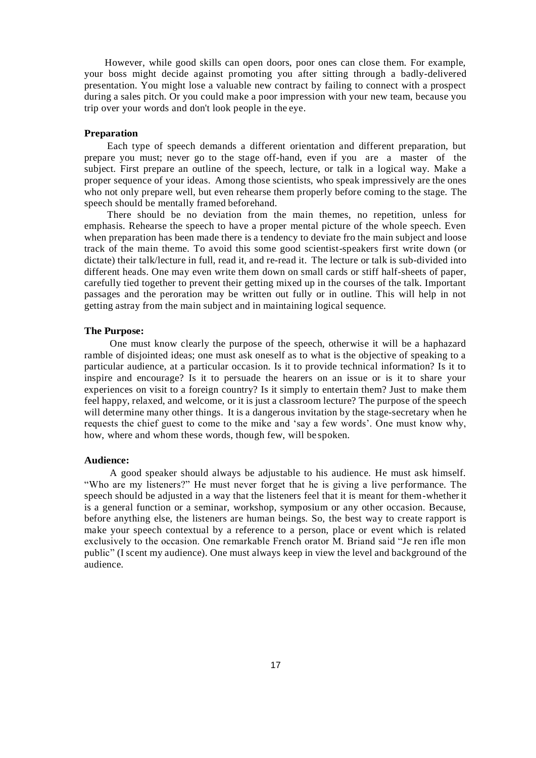However, while good skills can open doors, poor ones can close them. For example, your boss might decide against promoting you after sitting through a badly-delivered presentation. You might lose a valuable new contract by failing to connect with a prospect during a sales pitch. Or you could make a poor impression with your new team, because you trip over your words and don't look people in the eye.

**Preparation**

Each type of speech demands a different orientation and different preparation, but prepare you must; never go to the stage off-hand, even if you are a master of the subject. First prepare an outline of the speech, lecture, or talk in a logical way. Make a proper sequence of your ideas. Among those scientists, who speak impressively are the ones who not only prepare well, but even rehearse them properly before coming to the stage. The speech should be mentally framed beforehand.

There should be no deviation from the main themes, no repetition, unless for emphasis. Rehearse the speech to have a proper mental picture of the whole speech. Even when preparation has been made there is a tendency to deviate fro the main subject and loose track of the main theme. To avoid this some good scientist-speakers first write down (or dictate) their talk/lecture in full, read it, and re-read it. The lecture or talk is sub-divided into different heads. One may even write them down on small cards or stiff half-sheets of paper, carefully tied together to prevent their getting mixed up in the courses of the talk. Important passages and the peroration may be written out fully or in outline. This will help in not getting astray from the main subject and in maintaining logical sequence.

**The Purpose:**

One must know clearly the purpose of the speech, otherwise it will be a haphazard ramble of disjointed ideas; one must ask oneself as to what is the objective of speaking to a particular audience, at a particular occasion. Is it to provide technical information? Is it to inspire and encourage? Is it to persuade the hearers on an issue or is it to share your experiences on visit to a foreign country? Is it simply to entertain them? Just to make them feel happy, relaxed, and welcome, or it is just a classroom lecture? The purpose of the speech will determine many other things. It is a dangerous invitation by the stage-secretary when he requests the chief guest to come to the mike and 'say a few words'. One must know why, how, where and whom these words, though few, will be spoken.

**Audience:**

A good speaker should always be adjustable to his audience. He must ask himself. "Who are my listeners?" He must never forget that he is giving a live performance. The speech should be adjusted in a way that the listeners feel that it is meant for them-whether it is a general function or a seminar, workshop, symposium or any other occasion. Because, before anything else, the listeners are human beings. So, the best way to create rapport is make your speech contextual by a reference to a person, place or event which is related exclusively to the occasion. One remarkable French orator M. Briand said "Je ren ifle mon public" (I scent my audience). One must always keep in view the level and background of the audience.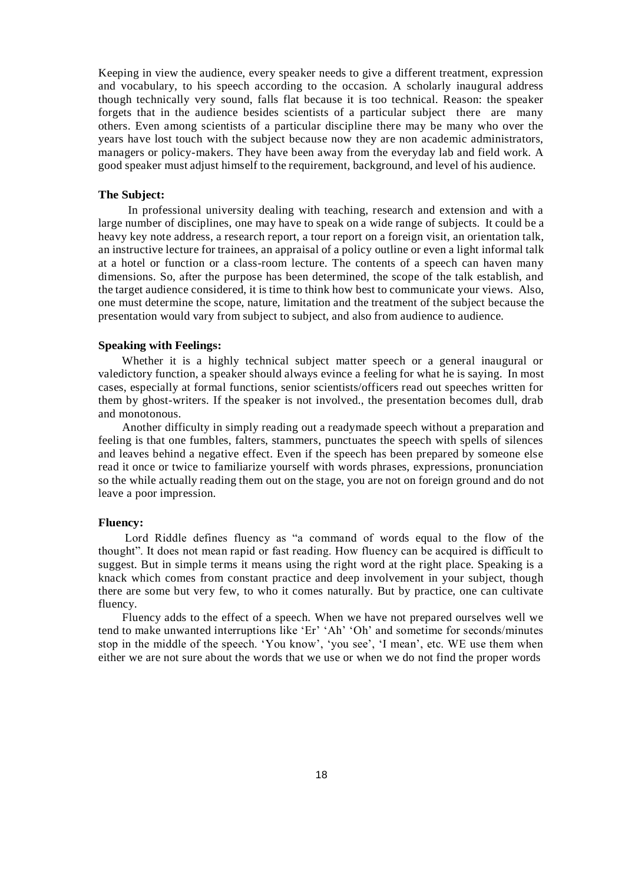Keeping in view the audience, every speaker needs to give a different treatment, expression and vocabulary, to his speech according to the occasion. A scholarly inaugural address though technically very sound, falls flat because it is too technical. Reason: the speaker forgets that in the audience besides scientists of a particular subject there are many others. Even among scientists of a particular discipline there may be many who over the years have lost touch with the subject because now they are non academic administrators, managers or policy-makers. They have been away from the everyday lab and field work. A good speaker must adjust himself to the requirement, background, and level of his audience.

**The Subject:**

In professional university dealing with teaching, research and extension and with a large number of disciplines, one may have to speak on a wide range of subjects. It could be a heavy key note address, a research report, a tour report on a foreign visit, an orientation talk, an instructive lecture for trainees, an appraisal of a policy outline or even a light informal talk at a hotel or function or a class-room lecture. The contents of a speech can haven many dimensions. So, after the purpose has been determined, the scope of the talk establish, and the target audience considered, it is time to think how best to communicate your views. Also, one must determine the scope, nature, limitation and the treatment of the subject because the presentation would vary from subject to subject, and also from audience to audience.

**Speaking with Feelings:**

Whether it is a highly technical subject matter speech or a general inaugural or valedictory function, a speaker should always evince a feeling for what he is saying. In most cases, especially at formal functions, senior scientists/officers read out speeches written for them by ghost-writers. If the speaker is not involved., the presentation becomes dull, drab and monotonous.

Another difficulty in simply reading out a readymade speech without a preparation and feeling is that one fumbles, falters, stammers, punctuates the speech with spells of silences and leaves behind a negative effect. Even if the speech has been prepared by someone else read it once or twice to familiarize yourself with words phrases, expressions, pronunciation so the while actually reading them out on the stage, you are not on foreign ground and do not leave a poor impression.

**Fluency:**

Lord Riddle defines fluency as "a command of words equal to the flow of the thought". It does not mean rapid or fast reading. How fluency can be acquired is difficult to suggest. But in simple terms it means using the right word at the right place. Speaking is a knack which comes from constant practice and deep involvement in your subject, though there are some but very few, to who it comes naturally. But by practice, one can cultivate fluency.

Fluency adds to the effect of a speech. When we have not prepared ourselves well we tend to make unwanted interruptions like 'Er' 'Ah' 'Oh' and sometime for seconds/minutes stop in the middle of the speech. 'You know', 'you see', 'I mean', etc. WE use them when either we are not sure about the words that we use or when we do not find the proper words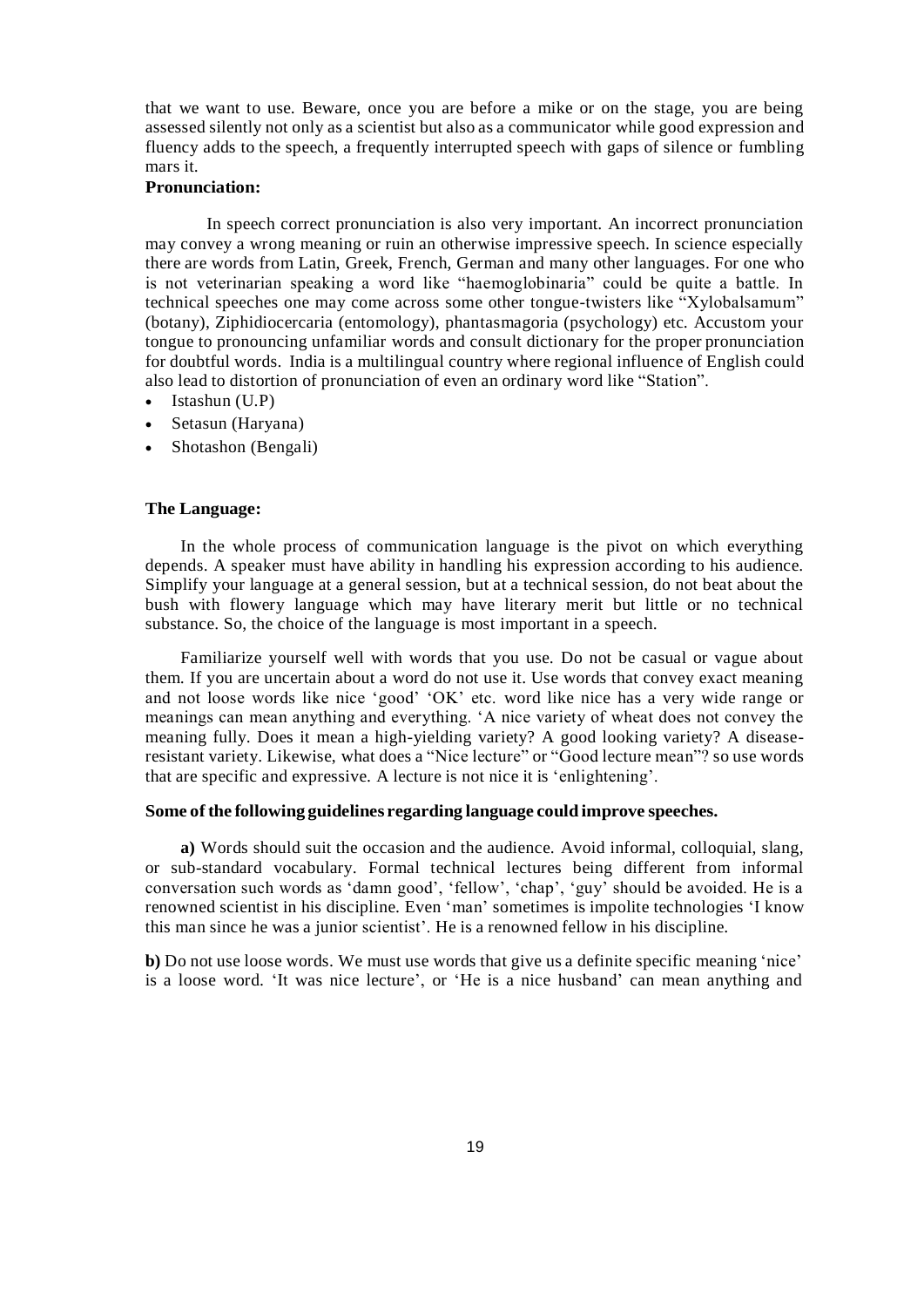that we want to use. Beware, once you are before a mike or on the stage, you are being assessed silently not only as a scientist but also as a communicator while good expression and fluency adds to the speech, a frequently interrupted speech with gaps of silence or fumbling mars it.

**Pronunciation:**

In speech correct pronunciation is also very important. An incorrect pronunciation may convey a wrong meaning or ruin an otherwise impressive speech. In science especially there are words from Latin, Greek, French, German and many other languages. For one who is not veterinarian speaking a word like "haemoglobinaria" could be quite a battle. In technical speeches one may come across some other tongue-twisters like "Xylobalsamum" (botany), Ziphidiocercaria (entomology), phantasmagoria (psychology) etc. Accustom your tongue to pronouncing unfamiliar words and consult dictionary for the proper pronunciation for doubtful words. India is a multilingual country where regional influence of English could also lead to distortion of pronunciation of even an ordinary word like "Station".

- Istashun (U.P)
- Setasun (Haryana)
- Shotashon (Bengali)

**The Language:**

In the whole process of communication language is the pivot on which everything depends. A speaker must have ability in handling his expression according to his audience. Simplify your language at a general session, but at a technical session, do not beat about the bush with flowery language which may have literary merit but little or no technical substance. So, the choice of the language is most important in a speech.

Familiarize yourself well with words that you use. Do not be casual or vague about them. If you are uncertain about a word do not use it. Use words that convey exact meaning and not loose words like nice 'good' 'OK' etc. word like nice has a very wide range or meanings can mean anything and everything. 'A nice variety of wheat does not convey the meaning fully. Does it mean a high-yielding variety? A good looking variety? A disease-resistant variety. Likewise, what does a "Nice lecture" or "Good lecture mean"? so use words that are specific and expressive. A lecture is not nice it is 'enlightening'.

**Some of the following guidelines regarding language could improve speeches.**

**a)** Words should suit the occasion and the audience. Avoid informal, colloquial, slang, or sub-standard vocabulary. Formal technical lectures being different from informal conversation such words as 'damn good', 'fellow', 'chap', 'guy' should be avoided. He is a renowned scientist in his discipline. Even 'man' sometimes is impolite technologies 'I know this man since he was a junior scientist'. He is a renowned fellow in his discipline.

**b)** Do not use loose words. We must use words that give us a definite specific meaning 'nice' is a loose word. 'It was nice lecture', or 'He is a nice husband' can mean anything and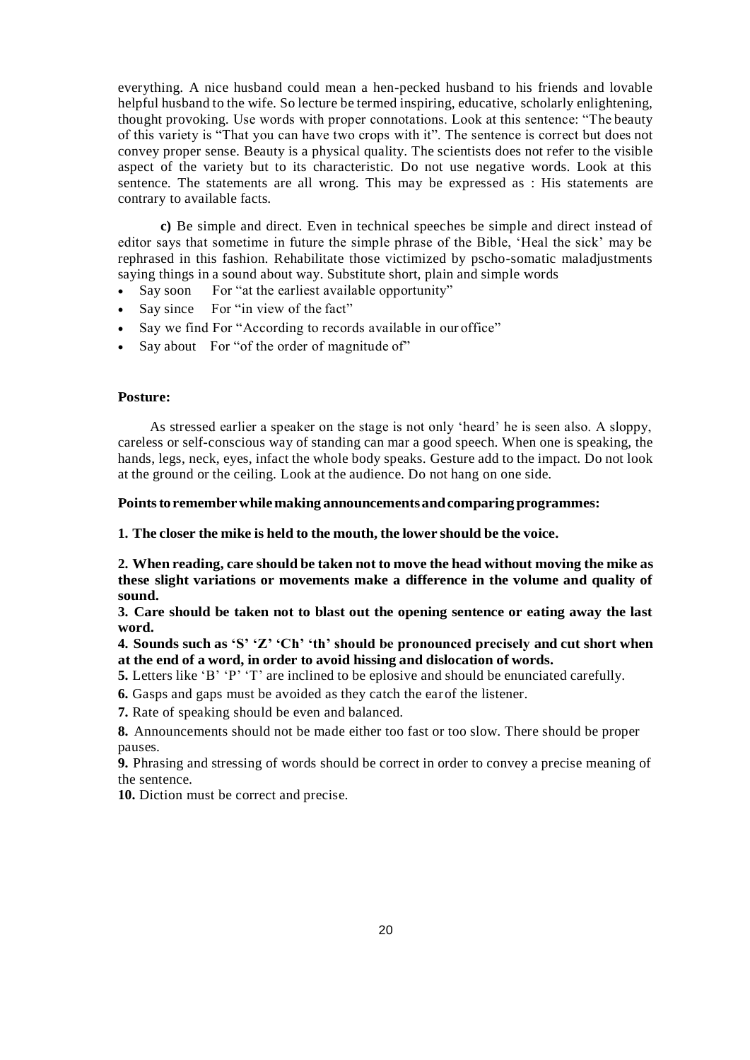everything. A nice husband could mean a hen-pecked husband to his friends and lovable helpful husband to the wife. So lecture be termed inspiring, educative, scholarly enlightening, thought provoking. Use words with proper connotations. Look at this sentence: "The beauty of this variety is "That you can have two crops with it". The sentence is correct but does not convey proper sense. Beauty is a physical quality. The scientists does not refer to the visible aspect of the variety but to its characteristic. Do not use negative words. Look at this sentence. The statements are all wrong. This may be expressed as : His statements are contrary to available facts.

**c)** Be simple and direct. Even in technical speeches be simple and direct instead of editor says that sometime in future the simple phrase of the Bible, 'Heal the sick' may be rephrased in this fashion. Rehabilitate those victimized by pscho-somatic maladjustments saying things in a sound about way. Substitute short, plain and simple words

- Say soon For "at the earliest available opportunity"
- Say since For "in view of the fact"
- Say we find For "According to records available in our office"
- Say about For "of the order of magnitude of"

**Posture:**

As stressed earlier a speaker on the stage is not only 'heard' he is seen also. A sloppy, careless or self-conscious way of standing can mar a good speech. When one is speaking, the hands, legs, neck, eyes, infact the whole body speaks. Gesture add to the impact. Do not look at the ground or the ceiling. Look at the audience. Do not hang on one side.

**Points to remember while making announcements and comparing programmes:**

**1. The closer the mike is held to the mouth, the lower should be the voice.**

**2. When reading, care should be taken not to move the head without moving the mike as these slight variations or movements make a difference in the volume and quality of sound.**

**3. Care should be taken not to blast out the opening sentence or eating away the last word.**

**4. Sounds such as 'S' 'Z' 'Ch' 'th' should be pronounced precisely and cut short when at the end of a word, in order to avoid hissing and dislocation of words.**

**5.** Letters like 'B' 'P' 'T' are inclined to be eplosive and should be enunciated carefully.

**6.** Gasps and gaps must be avoided as they catch the ear of the listener.

**7.** Rate of speaking should be even and balanced.

**8.** Announcements should not be made either too fast or too slow. There should be proper pauses.

**9.** Phrasing and stressing of words should be correct in order to convey a precise meaning of the sentence.

**10.** Diction must be correct and precise.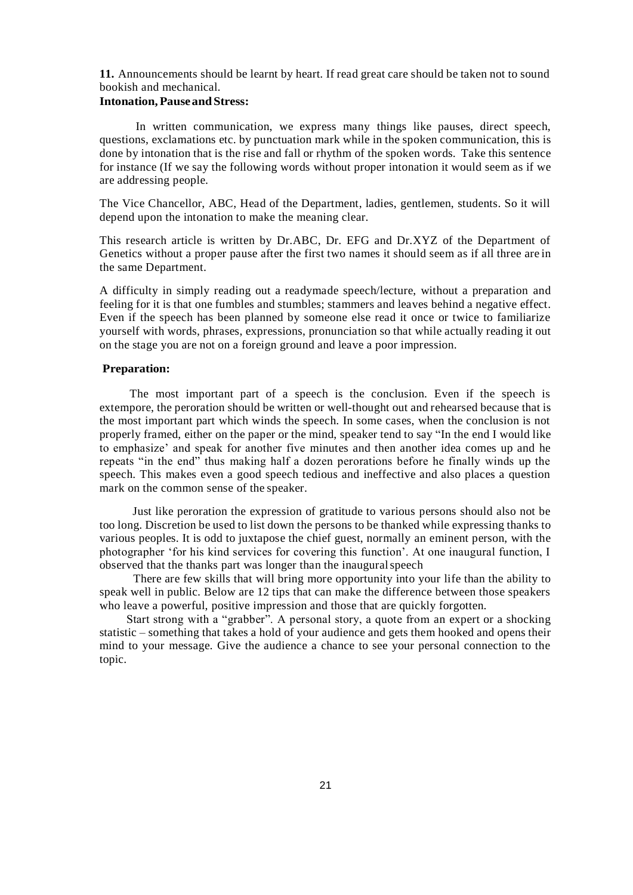**11.** Announcements should be learnt by heart. If read great care should be taken not to sound bookish and mechanical.

**Intonation, Pause and Stress:**

In written communication, we express many things like pauses, direct speech, questions, exclamations etc. by punctuation mark while in the spoken communication, this is done by intonation that is the rise and fall or rhythm of the spoken words. Take this sentence for instance (If we say the following words without proper intonation it would seem as if we are addressing people.

The Vice Chancellor, ABC, Head of the Department, ladies, gentlemen, students. So it will depend upon the intonation to make the meaning clear.

This research article is written by Dr.ABC, Dr. EFG and Dr.XYZ of the Department of Genetics without a proper pause after the first two names it should seem as if all three are in the same Department.

A difficulty in simply reading out a readymade speech/lecture, without a preparation and feeling for it is that one fumbles and stumbles; stammers and leaves behind a negative effect. Even if the speech has been planned by someone else read it once or twice to familiarize yourself with words, phrases, expressions, pronunciation so that while actually reading it out on the stage you are not on a foreign ground and leave a poor impression.

**Preparation:**

The most important part of a speech is the conclusion. Even if the speech is extempore, the peroration should be written or well-thought out and rehearsed because that is the most important part which winds the speech. In some cases, when the conclusion is not properly framed, either on the paper or the mind, speaker tend to say "In the end I would like to emphasize' and speak for another five minutes and then another idea comes up and he repeats "in the end" thus making half a dozen perorations before he finally winds up the speech. This makes even a good speech tedious and ineffective and also places a question mark on the common sense of the speaker.

Just like peroration the expression of gratitude to various persons should also not be too long. Discretion be used to list down the persons to be thanked while expressing thanks to various peoples. It is odd to juxtapose the chief guest, normally an eminent person, with the photographer 'for his kind services for covering this function'. At one inaugural function, I observed that the thanks part was longer than the inaugural speech

There are few skills that will bring more opportunity into your life than the ability to speak well in public. Below are 12 tips that can make the difference between those speakers who leave a powerful, positive impression and those that are quickly forgotten.

Start strong with a "grabber". A personal story, a quote from an expert or a shocking statistic – something that takes a hold of your audience and gets them hooked and opens their mind to your message. Give the audience a chance to see your personal connection to the topic.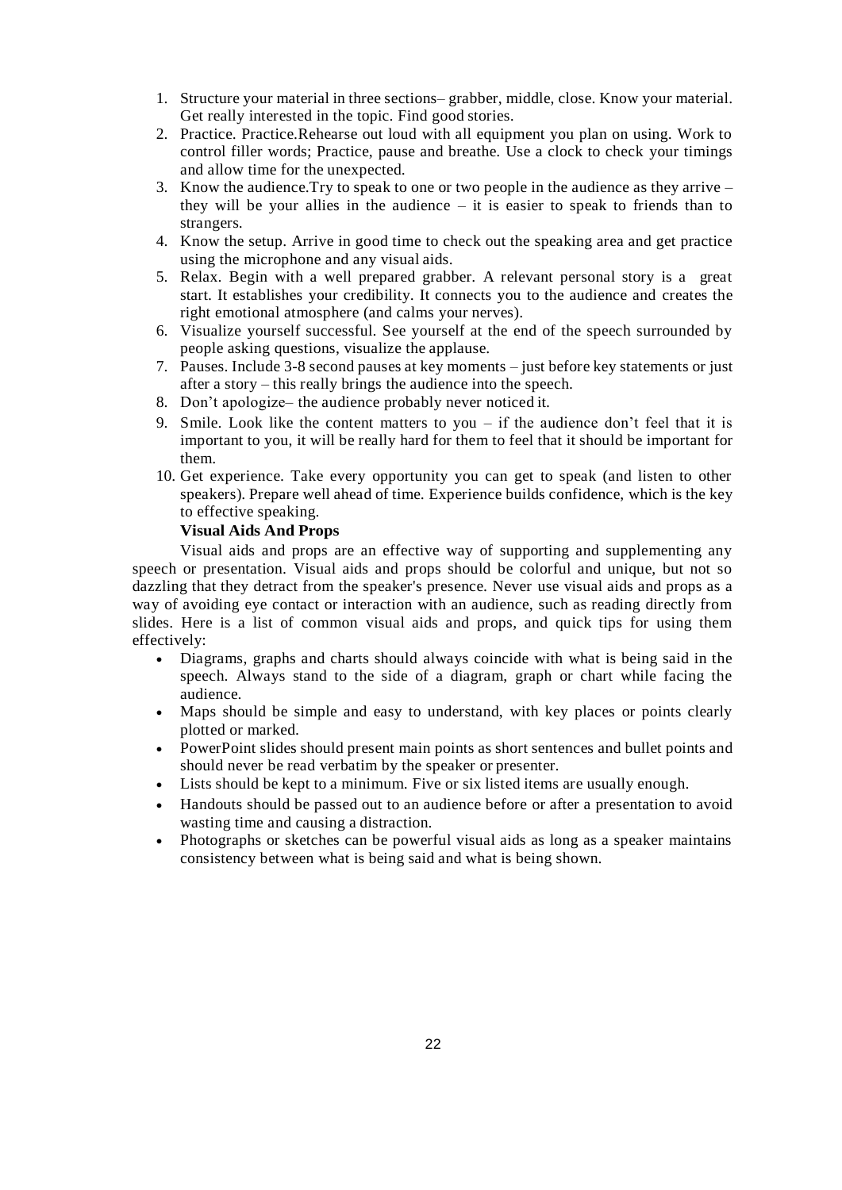1. Structure your material in three sections– grabber, middle, close. Know your material. Get really interested in the topic. Find good stories.
2. Practice. Practice.Rehearse out loud with all equipment you plan on using. Work to control filler words; Practice, pause and breathe. Use a clock to check your timings and allow time for the unexpected.
3. Know the audience.Try to speak to one or two people in the audience as they arrive – they will be your allies in the audience – it is easier to speak to friends than to strangers.
4. Know the setup. Arrive in good time to check out the speaking area and get practice using the microphone and any visual aids.
5. Relax. Begin with a well prepared grabber. A relevant personal story is a great start. It establishes your credibility. It connects you to the audience and creates the right emotional atmosphere (and calms your nerves).
6. Visualize yourself successful. See yourself at the end of the speech surrounded by people asking questions, visualize the applause.
7. Pauses. Include 3-8 second pauses at key moments – just before key statements or just after a story – this really brings the audience into the speech.
8. Don't apologize– the audience probably never noticed it.
9. Smile. Look like the content matters to you – if the audience don't feel that it is important to you, it will be really hard for them to feel that it should be important for them.
10. Get experience. Take every opportunity you can get to speak (and listen to other speakers). Prepare well ahead of time. Experience builds confidence, which is the key to effective speaking.

**Visual Aids And Props**

Visual aids and props are an effective way of supporting and supplementing any speech or presentation. Visual aids and props should be colorful and unique, but not so dazzling that they detract from the speaker's presence. Never use visual aids and props as a way of avoiding eye contact or interaction with an audience, such as reading directly from slides. Here is a list of common visual aids and props, and quick tips for using them effectively:

- Diagrams, graphs and charts should always coincide with what is being said in the speech. Always stand to the side of a diagram, graph or chart while facing the audience.
- Maps should be simple and easy to understand, with key places or points clearly plotted or marked.
- PowerPoint slides should present main points as short sentences and bullet points and should never be read verbatim by the speaker or presenter.
- Lists should be kept to a minimum. Five or six listed items are usually enough.
- Handouts should be passed out to an audience before or after a presentation to avoid wasting time and causing a distraction.
- Photographs or sketches can be powerful visual aids as long as a speaker maintains consistency between what is being said and what is being shown.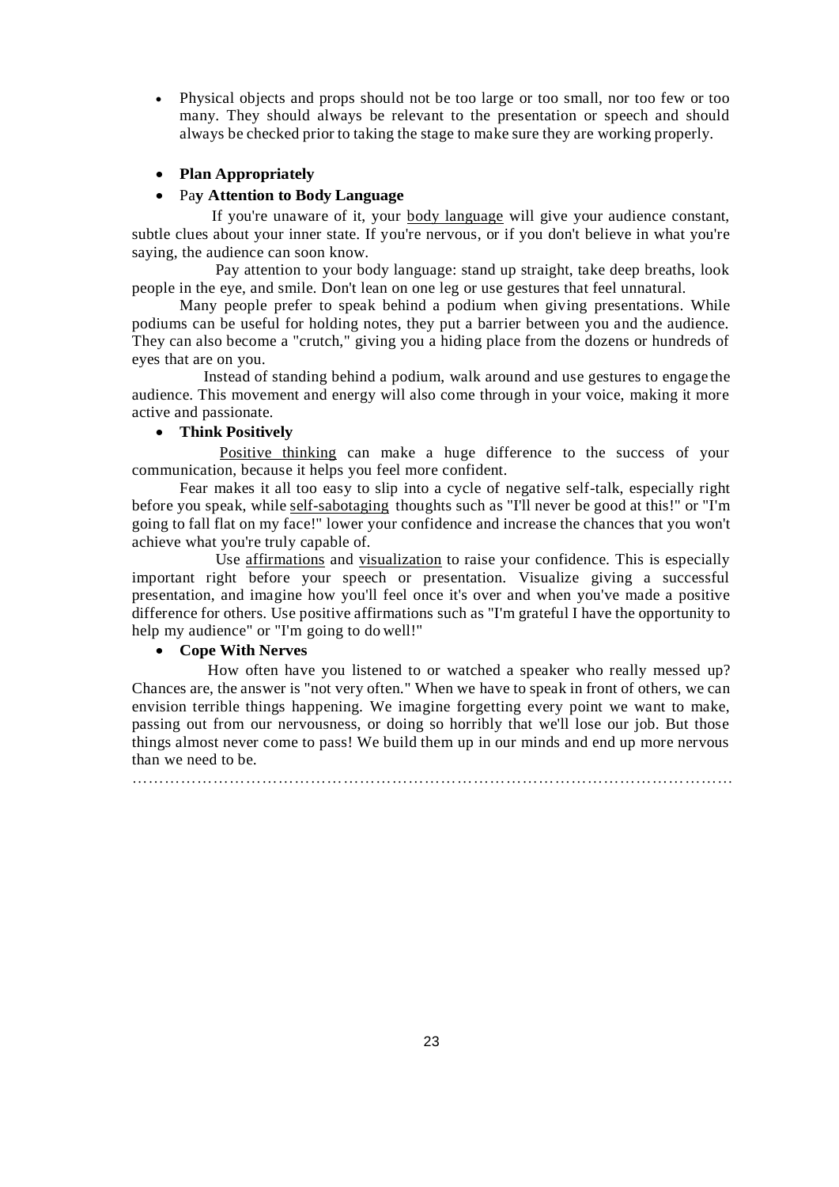- Physical objects and props should not be too large or too small, nor too few or too many. They should always be relevant to the presentation or speech and should always be checked prior to taking the stage to make sure they are working properly.

- **Plan Appropriately**
- **Pay Attention to Body Language**

If you're unaware of it, your body language will give your audience constant, subtle clues about your inner state. If you're nervous, or if you don't believe in what you're saying, the audience can soon know.

Pay attention to your body language: stand up straight, take deep breaths, look people in the eye, and smile. Don't lean on one leg or use gestures that feel unnatural.

Many people prefer to speak behind a podium when giving presentations. While podiums can be useful for holding notes, they put a barrier between you and the audience. They can also become a "crutch," giving you a hiding place from the dozens or hundreds of eyes that are on you.

Instead of standing behind a podium, walk around and use gestures to engage the audience. This movement and energy will also come through in your voice, making it more active and passionate.

- **Think Positively**

Positive thinking can make a huge difference to the success of your communication, because it helps you feel more confident.

Fear makes it all too easy to slip into a cycle of negative self-talk, especially right before you speak, while self-sabotaging thoughts such as "I'll never be good at this!" or "I'm going to fall flat on my face!" lower your confidence and increase the chances that you won't achieve what you're truly capable of.

Use affirmations and visualization to raise your confidence. This is especially important right before your speech or presentation. Visualize giving a successful presentation, and imagine how you'll feel once it's over and when you've made a positive difference for others. Use positive affirmations such as "I'm grateful I have the opportunity to help my audience" or "I'm going to do well!"

- **Cope With Nerves**

How often have you listened to or watched a speaker who really messed up? Chances are, the answer is "not very often." When we have to speak in front of others, we can envision terrible things happening. We imagine forgetting every point we want to make, passing out from our nervousness, or doing so horribly that we'll lose our job. But those things almost never come to pass! We build them up in our minds and end up more nervous than we need to be.

…………………………………………………………………………………………………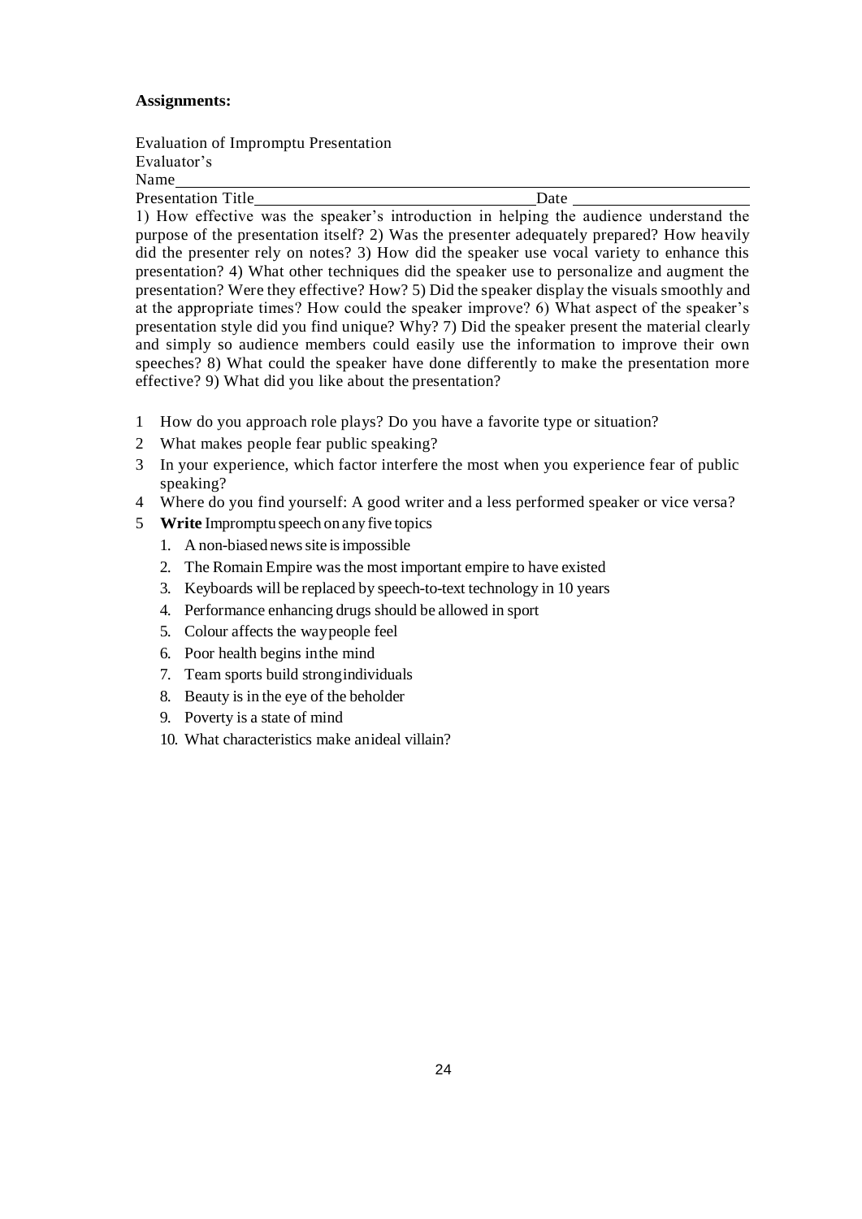**Assignments:**

Evaluation of Impromptu Presentation
Evaluator's
Name\_\_\_\_\_\_\_\_\_\_\_\_\_\_\_\_\_\_\_\_\_\_\_\_\_\_\_\_\_\_\_\_\_\_\_\_\_\_\_\_\_\_\_\_\_\_\_\_\_\_\_\_\_\_\_\_\_\_
Presentation Title\_\_\_\_\_\_\_\_\_\_\_\_\_\_\_\_\_\_\_\_\_\_\_\_\_\_\_\_\_\_\_\_Date \_\_\_\_\_\_\_\_\_\_\_\_\_\_\_\_\_\_\_\_

1) How effective was the speaker's introduction in helping the audience understand the purpose of the presentation itself? 2) Was the presenter adequately prepared? How heavily did the presenter rely on notes? 3) How did the speaker use vocal variety to enhance this presentation? 4) What other techniques did the speaker use to personalize and augment the presentation? Were they effective? How? 5) Did the speaker display the visuals smoothly and at the appropriate times? How could the speaker improve? 6) What aspect of the speaker's presentation style did you find unique? Why? 7) Did the speaker present the material clearly and simply so audience members could easily use the information to improve their own speeches? 8) What could the speaker have done differently to make the presentation more effective? 9) What did you like about the presentation?

1. How do you approach role plays? Do you have a favorite type or situation?
2. What makes people fear public speaking?
3. In your experience, which factor interfere the most when you experience fear of public speaking?
4. Where do you find yourself: A good writer and a less performed speaker or vice versa?
5. **Write** Impromptu speech on any five topics
   1. A non-biased news site is impossible
   2. The Romain Empire was the most important empire to have existed
   3. Keyboards will be replaced by speech-to-text technology in 10 years
   4. Performance enhancing drugs should be allowed in sport
   5. Colour affects the way people feel
   6. Poor health begins in the mind
   7. Team sports build strong individuals
   8. Beauty is in the eye of the beholder
   9. Poverty is a state of mind
   10. What characteristics make an ideal villain?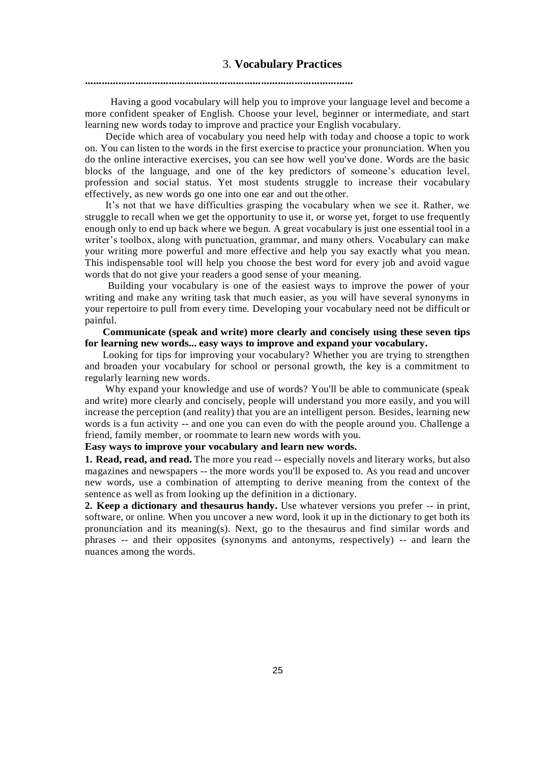# 3. **Vocabulary Practices**

**..............................................................................................**

Having a good vocabulary will help you to improve your language level and become a more confident speaker of English. Choose your level, beginner or intermediate, and start learning new words today to improve and practice your English vocabulary.

Decide which area of vocabulary you need help with today and choose a topic to work on. You can listen to the words in the first exercise to practice your pronunciation. When you do the online interactive exercises, you can see how well you've done. Words are the basic blocks of the language, and one of the key predictors of someone's education level, profession and social status. Yet most students struggle to increase their vocabulary effectively, as new words go one into one ear and out the other.

It's not that we have difficulties grasping the vocabulary when we see it. Rather, we struggle to recall when we get the opportunity to use it, or worse yet, forget to use frequently enough only to end up back where we begun. A great vocabulary is just one essential tool in a writer's toolbox, along with punctuation, grammar, and many others. Vocabulary can make your writing more powerful and more effective and help you say exactly what you mean. This indispensable tool will help you choose the best word for every job and avoid vague words that do not give your readers a good sense of your meaning.

Building your vocabulary is one of the easiest ways to improve the power of your writing and make any writing task that much easier, as you will have several synonyms in your repertoire to pull from every time. Developing your vocabulary need not be difficult or painful.

**Communicate (speak and write) more clearly and concisely using these seven tips for learning new words... easy ways to improve and expand your vocabulary.**

Looking for tips for improving your vocabulary? Whether you are trying to strengthen and broaden your vocabulary for school or personal growth, the key is a commitment to regularly learning new words.

Why expand your knowledge and use of words? You'll be able to communicate (speak and write) more clearly and concisely, people will understand you more easily, and you will increase the perception (and reality) that you are an intelligent person. Besides, learning new words is a fun activity -- and one you can even do with the people around you. Challenge a friend, family member, or roommate to learn new words with you.

**Easy ways to improve your vocabulary and learn new words.**

**1. Read, read, and read.** The more you read -- especially novels and literary works, but also magazines and newspapers -- the more words you'll be exposed to. As you read and uncover new words, use a combination of attempting to derive meaning from the context of the sentence as well as from looking up the definition in a dictionary.

**2. Keep a dictionary and thesaurus handy.** Use whatever versions you prefer -- in print, software, or online. When you uncover a new word, look it up in the dictionary to get both its pronunciation and its meaning(s). Next, go to the thesaurus and find similar words and phrases -- and their opposites (synonyms and antonyms, respectively) -- and learn the nuances among the words.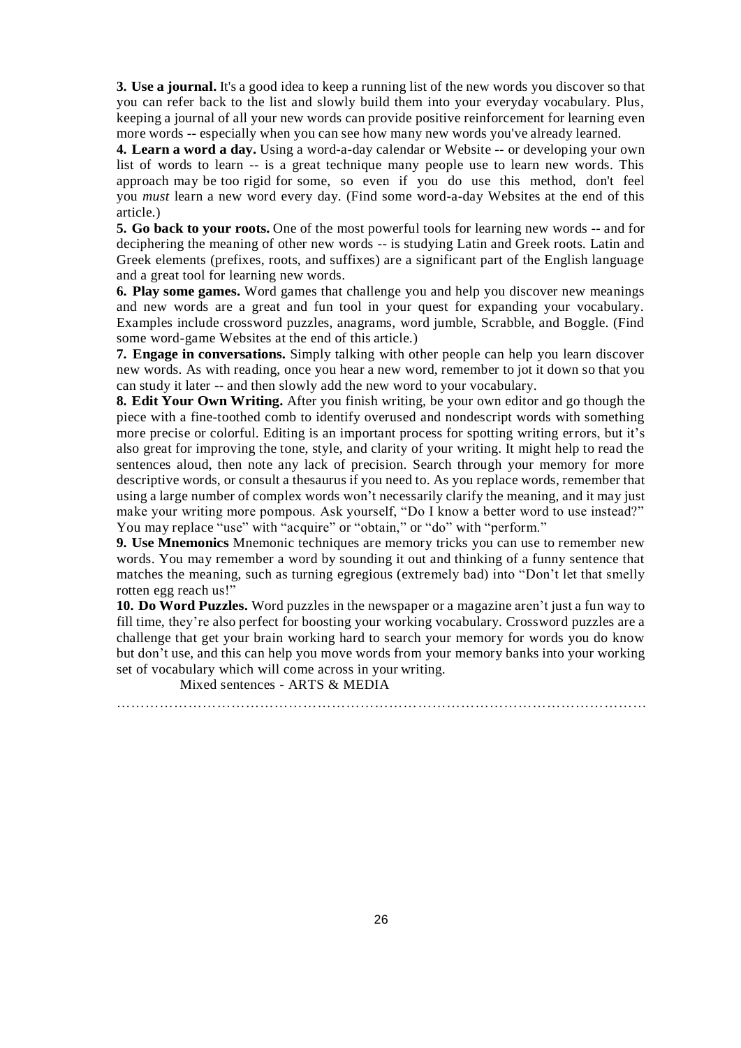**3. Use a journal.** It's a good idea to keep a running list of the new words you discover so that you can refer back to the list and slowly build them into your everyday vocabulary. Plus, keeping a journal of all your new words can provide positive reinforcement for learning even more words -- especially when you can see how many new words you've already learned.

**4. Learn a word a day.** Using a word-a-day calendar or Website -- or developing your own list of words to learn -- is a great technique many people use to learn new words. This approach may be too rigid for some, so even if you do use this method, don't feel you *must* learn a new word every day. (Find some word-a-day Websites at the end of this article.)

**5. Go back to your roots.** One of the most powerful tools for learning new words -- and for deciphering the meaning of other new words -- is studying Latin and Greek roots. Latin and Greek elements (prefixes, roots, and suffixes) are a significant part of the English language and a great tool for learning new words.

**6. Play some games.** Word games that challenge you and help you discover new meanings and new words are a great and fun tool in your quest for expanding your vocabulary. Examples include crossword puzzles, anagrams, word jumble, Scrabble, and Boggle. (Find some word-game Websites at the end of this article.)

**7. Engage in conversations.** Simply talking with other people can help you learn discover new words. As with reading, once you hear a new word, remember to jot it down so that you can study it later -- and then slowly add the new word to your vocabulary.

**8. Edit Your Own Writing.** After you finish writing, be your own editor and go though the piece with a fine-toothed comb to identify overused and nondescript words with something more precise or colorful. Editing is an important process for spotting writing errors, but it's also great for improving the tone, style, and clarity of your writing. It might help to read the sentences aloud, then note any lack of precision. Search through your memory for more descriptive words, or consult a thesaurus if you need to. As you replace words, remember that using a large number of complex words won't necessarily clarify the meaning, and it may just make your writing more pompous. Ask yourself, "Do I know a better word to use instead?" You may replace "use" with "acquire" or "obtain," or "do" with "perform."

**9. Use Mnemonics** Mnemonic techniques are memory tricks you can use to remember new words. You may remember a word by sounding it out and thinking of a funny sentence that matches the meaning, such as turning egregious (extremely bad) into "Don't let that smelly rotten egg reach us!"

**10. Do Word Puzzles.** Word puzzles in the newspaper or a magazine aren't just a fun way to fill time, they're also perfect for boosting your working vocabulary. Crossword puzzles are a challenge that get your brain working hard to search your memory for words you do know but don't use, and this can help you move words from your memory banks into your working set of vocabulary which will come across in your writing.

Mixed sentences - ARTS & MEDIA

………………………………………………………………………………………………………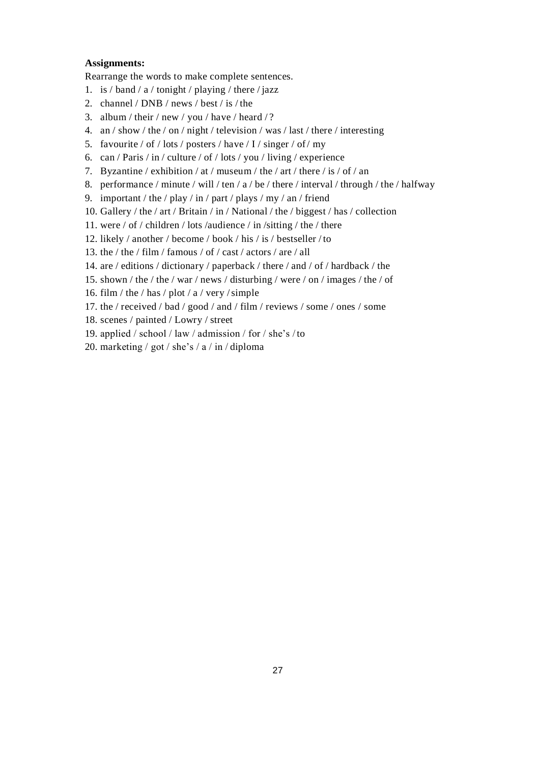**Assignments:**

Rearrange the words to make complete sentences.

1. is / band / a / tonight / playing / there / jazz
2. channel / DNB / news / best / is / the
3. album / their / new / you / have / heard / ?
4. an / show / the / on / night / television / was / last / there / interesting
5. favourite / of / lots / posters / have / I / singer / of / my
6. can / Paris / in / culture / of / lots / you / living / experience
7. Byzantine / exhibition / at / museum / the / art / there / is / of / an
8. performance / minute / will / ten / a / be / there / interval / through / the / halfway
9. important / the / play / in / part / plays / my / an / friend
10. Gallery / the / art / Britain / in / National / the / biggest / has / collection
11. were / of / children / lots /audience / in /sitting / the / there
12. likely / another / become / book / his / is / bestseller / to
13. the / the / film / famous / of / cast / actors / are / all
14. are / editions / dictionary / paperback / there / and / of / hardback / the
15. shown / the / the / war / news / disturbing / were / on / images / the / of
16. film / the / has / plot / a / very / simple
17. the / received / bad / good / and / film / reviews / some / ones / some
18. scenes / painted / Lowry / street
19. applied / school / law / admission / for / she's / to
20. marketing / got / she's / a / in / diploma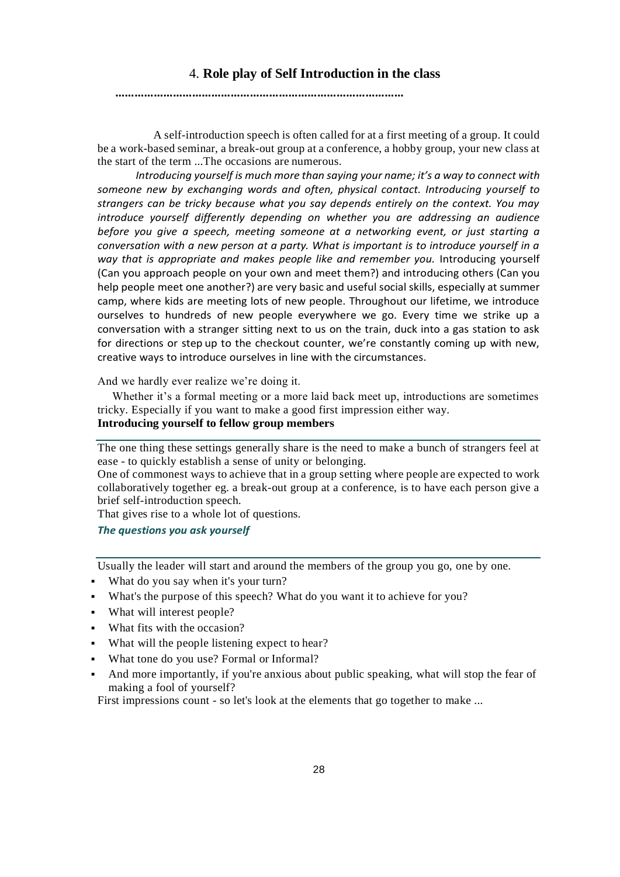# 4. **Role play of Self Introduction in the class**

……………………………………………………………………………

A self-introduction speech is often called for at a first meeting of a group. It could be a work-based seminar, a break-out group at a conference, a hobby group, your new class at the start of the term ...The occasions are numerous.

*Introducing yourself is much more than saying your name; it's a way to connect with someone new by exchanging words and often, physical contact. Introducing yourself to strangers can be tricky because what you say depends entirely on the context. You may introduce yourself differently depending on whether you are addressing an audience before you give a speech, meeting someone at a networking event, or just starting a conversation with a new person at a party. What is important is to introduce yourself in a way that is appropriate and makes people like and remember you.* Introducing yourself (Can you approach people on your own and meet them?) and introducing others (Can you help people meet one another?) are very basic and useful social skills, especially at summer camp, where kids are meeting lots of new people. Throughout our lifetime, we introduce ourselves to hundreds of new people everywhere we go. Every time we strike up a conversation with a stranger sitting next to us on the train, duck into a gas station to ask for directions or step up to the checkout counter, we're constantly coming up with new, creative ways to introduce ourselves in line with the circumstances.

And we hardly ever realize we're doing it.

Whether it's a formal meeting or a more laid back meet up, introductions are sometimes tricky. Especially if you want to make a good first impression either way.

**Introducing yourself to fellow group members**

The one thing these settings generally share is the need to make a bunch of strangers feel at ease - to quickly establish a sense of unity or belonging.

One of commonest ways to achieve that in a group setting where people are expected to work collaboratively together eg. a break-out group at a conference, is to have each person give a brief self-introduction speech.

That gives rise to a whole lot of questions.

***The questions you ask yourself***

Usually the leader will start and around the members of the group you go, one by one.

- What do you say when it's your turn?
- What's the purpose of this speech? What do you want it to achieve for you?
- What will interest people?
- What fits with the occasion?
- What will the people listening expect to hear?
- What tone do you use? Formal or Informal?
- And more importantly, if you're anxious about public speaking, what will stop the fear of making a fool of yourself?

First impressions count - so let's look at the elements that go together to make ...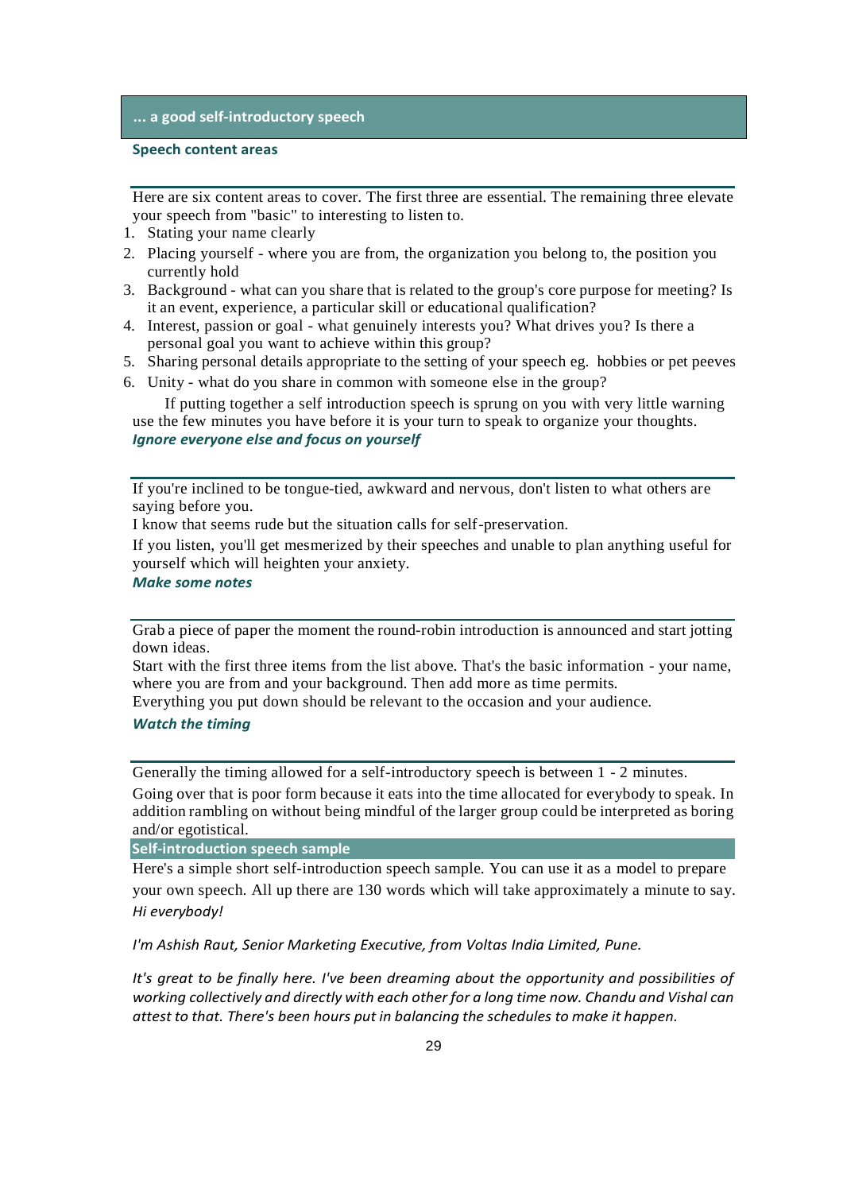## ... a good self-introductory speech

### Speech content areas

Here are six content areas to cover. The first three are essential. The remaining three elevate your speech from "basic" to interesting to listen to.

1. Stating your name clearly
2. Placing yourself - where you are from, the organization you belong to, the position you currently hold
3. Background - what can you share that is related to the group's core purpose for meeting? Is it an event, experience, a particular skill or educational qualification?
4. Interest, passion or goal - what genuinely interests you? What drives you? Is there a personal goal you want to achieve within this group?
5. Sharing personal details appropriate to the setting of your speech eg. hobbies or pet peeves
6. Unity - what do you share in common with someone else in the group?

If putting together a self introduction speech is sprung on you with very little warning use the few minutes you have before it is your turn to speak to organize your thoughts.

### *Ignore everyone else and focus on yourself*

If you're inclined to be tongue-tied, awkward and nervous, don't listen to what others are saying before you.

I know that seems rude but the situation calls for self-preservation.

If you listen, you'll get mesmerized by their speeches and unable to plan anything useful for yourself which will heighten your anxiety.

### *Make some notes*

Grab a piece of paper the moment the round-robin introduction is announced and start jotting down ideas.

Start with the first three items from the list above. That's the basic information - your name, where you are from and your background. Then add more as time permits.

Everything you put down should be relevant to the occasion and your audience.

### *Watch the timing*

Generally the timing allowed for a self-introductory speech is between 1 - 2 minutes.

Going over that is poor form because it eats into the time allocated for everybody to speak. In addition rambling on without being mindful of the larger group could be interpreted as boring and/or egotistical.

## Self-introduction speech sample

Here's a simple short self-introduction speech sample. You can use it as a model to prepare your own speech. All up there are 130 words which will take approximately a minute to say.

*Hi everybody!*

*I'm Ashish Raut, Senior Marketing Executive, from Voltas India Limited, Pune.*

*It's great to be finally here. I've been dreaming about the opportunity and possibilities of working collectively and directly with each other for a long time now. Chandu and Vishal can attest to that. There's been hours put in balancing the schedules to make it happen.*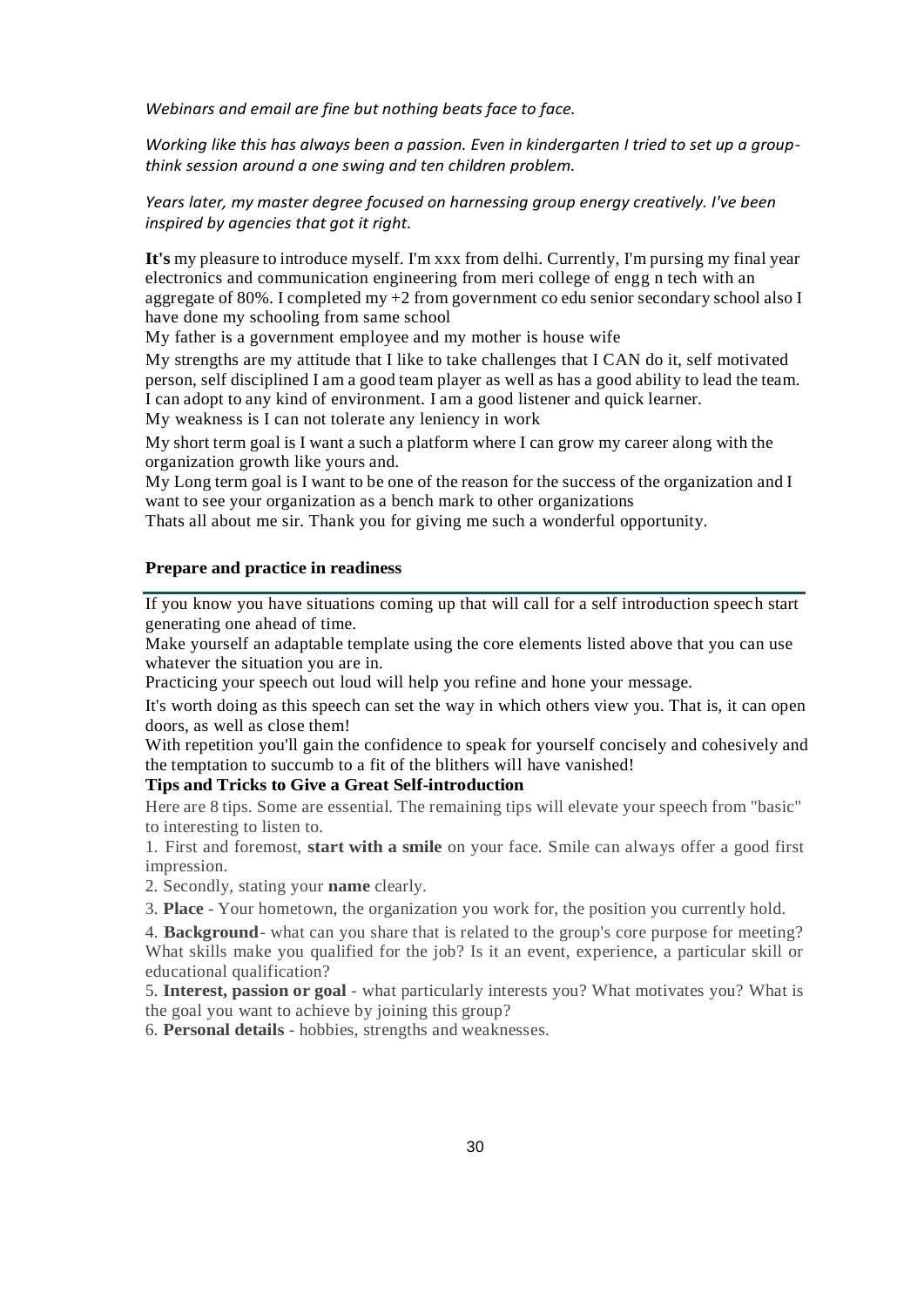*Webinars and email are fine but nothing beats face to face.*

*Working like this has always been a passion. Even in kindergarten I tried to set up a group-think session around a one swing and ten children problem.*

*Years later, my master degree focused on harnessing group energy creatively. I've been inspired by agencies that got it right.*

**It's** my pleasure to introduce myself. I'm xxx from delhi. Currently, I'm pursing my final year electronics and communication engineering from meri college of engg n tech with an aggregate of 80%. I completed my +2 from government co edu senior secondary school also I have done my schooling from same school

My father is a government employee and my mother is house wife

My strengths are my attitude that I like to take challenges that I CAN do it, self motivated person, self disciplined I am a good team player as well as has a good ability to lead the team. I can adopt to any kind of environment. I am a good listener and quick learner.

My weakness is I can not tolerate any leniency in work

My short term goal is I want a such a platform where I can grow my career along with the organization growth like yours and.

My Long term goal is I want to be one of the reason for the success of the organization and I want to see your organization as a bench mark to other organizations

Thats all about me sir. Thank you for giving me such a wonderful opportunity.

### Prepare and practice in readiness

If you know you have situations coming up that will call for a self introduction speech start generating one ahead of time.

Make yourself an adaptable template using the core elements listed above that you can use whatever the situation you are in.

Practicing your speech out loud will help you refine and hone your message.

It's worth doing as this speech can set the way in which others view you. That is, it can open doors, as well as close them!

With repetition you'll gain the confidence to speak for yourself concisely and cohesively and the temptation to succumb to a fit of the blithers will have vanished!

### Tips and Tricks to Give a Great Self-introduction

Here are 8 tips. Some are essential. The remaining tips will elevate your speech from "basic" to interesting to listen to.

1. First and foremost, **start with a smile** on your face. Smile can always offer a good first impression.
2. Secondly, stating your **name** clearly.
3. **Place** - Your hometown, the organization you work for, the position you currently hold.
4. **Background**- what can you share that is related to the group's core purpose for meeting? What skills make you qualified for the job? Is it an event, experience, a particular skill or educational qualification?
5. **Interest, passion or goal** - what particularly interests you? What motivates you? What is the goal you want to achieve by joining this group?
6. **Personal details** - hobbies, strengths and weaknesses.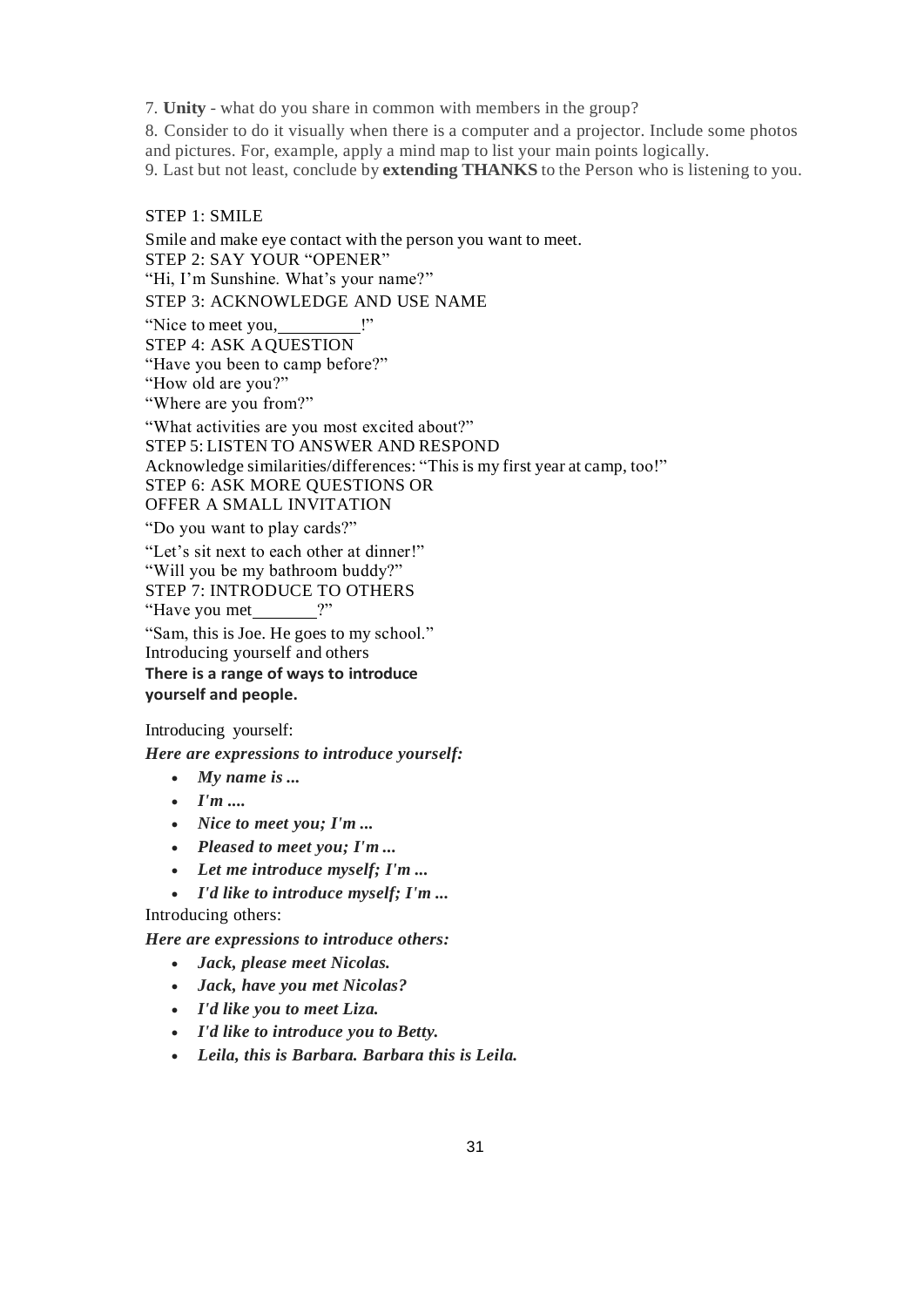7. **Unity** - what do you share in common with members in the group?

8. Consider to do it visually when there is a computer and a projector. Include some photos and pictures. For, example, apply a mind map to list your main points logically.

9. Last but not least, conclude by **extending THANKS** to the Person who is listening to you.

STEP 1: SMILE

Smile and make eye contact with the person you want to meet.

STEP 2: SAY YOUR "OPENER"

"Hi, I'm Sunshine. What's your name?"

STEP 3: ACKNOWLEDGE AND USE NAME

"Nice to meet you, _________!"

STEP 4: ASK A QUESTION

"Have you been to camp before?"

"How old are you?"

"Where are you from?"

"What activities are you most excited about?"

STEP 5: LISTEN TO ANSWER AND RESPOND

Acknowledge similarities/differences: "This is my first year at camp, too!"

STEP 6: ASK MORE QUESTIONS OR OFFER A SMALL INVITATION

"Do you want to play cards?"

"Let's sit next to each other at dinner!"

"Will you be my bathroom buddy?"

STEP 7: INTRODUCE TO OTHERS

"Have you met _______?"

"Sam, this is Joe. He goes to my school."

Introducing yourself and others

**There is a range of ways to introduce yourself and people.**

Introducing yourself:

***Here are expressions to introduce yourself:***

- ***My name is ...***
- ***I'm ....***
- ***Nice to meet you; I'm ...***
- ***Pleased to meet you; I'm ...***
- ***Let me introduce myself; I'm ...***
- ***I'd like to introduce myself; I'm ...***

Introducing others:

***Here are expressions to introduce others:***

- ***Jack, please meet Nicolas.***
- ***Jack, have you met Nicolas?***
- ***I'd like you to meet Liza.***
- ***I'd like to introduce you to Betty.***
- ***Leila, this is Barbara. Barbara this is Leila.***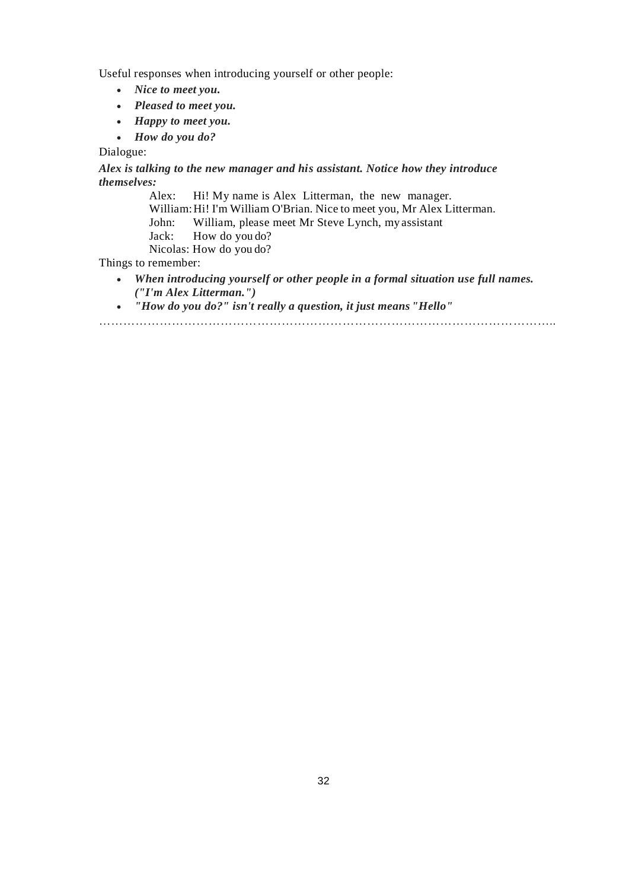Useful responses when introducing yourself or other people:

- ***Nice to meet you.***
- ***Pleased to meet you.***
- ***Happy to meet you.***
- ***How do you do?***

Dialogue:

***Alex is talking to the new manager and his assistant. Notice how they introduce themselves:***

Alex: Hi! My name is Alex Litterman, the new manager.
William: Hi! I'm William O'Brian. Nice to meet you, Mr Alex Litterman.
John: William, please meet Mr Steve Lynch, my assistant
Jack: How do you do?
Nicolas: How do you do?

Things to remember:

- ***When introducing yourself or other people in a formal situation use full names. ("I'm Alex Litterman.")***
- ***"How do you do?" isn't really a question, it just means "Hello"***

…………………………………………………………………………………………………….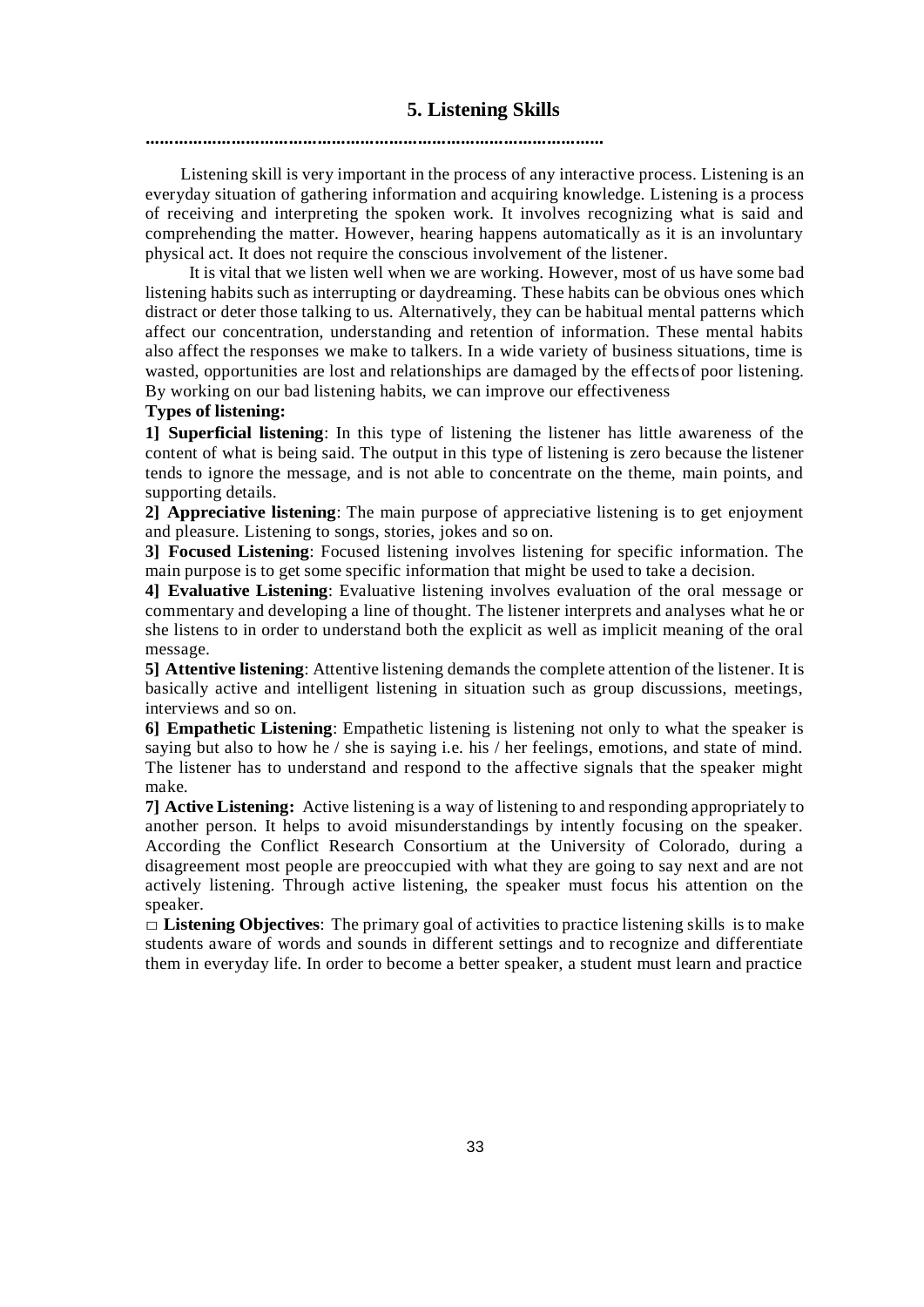## 5. Listening Skills

...............................................................................................

Listening skill is very important in the process of any interactive process. Listening is an everyday situation of gathering information and acquiring knowledge. Listening is a process of receiving and interpreting the spoken work. It involves recognizing what is said and comprehending the matter. However, hearing happens automatically as it is an involuntary physical act. It does not require the conscious involvement of the listener.

It is vital that we listen well when we are working. However, most of us have some bad listening habits such as interrupting or daydreaming. These habits can be obvious ones which distract or deter those talking to us. Alternatively, they can be habitual mental patterns which affect our concentration, understanding and retention of information. These mental habits also affect the responses we make to talkers. In a wide variety of business situations, time is wasted, opportunities are lost and relationships are damaged by the effects of poor listening. By working on our bad listening habits, we can improve our effectiveness

**Types of listening:**

**1] Superficial listening**: In this type of listening the listener has little awareness of the content of what is being said. The output in this type of listening is zero because the listener tends to ignore the message, and is not able to concentrate on the theme, main points, and supporting details.

**2] Appreciative listening**: The main purpose of appreciative listening is to get enjoyment and pleasure. Listening to songs, stories, jokes and so on.

**3] Focused Listening**: Focused listening involves listening for specific information. The main purpose is to get some specific information that might be used to take a decision.

**4] Evaluative Listening**: Evaluative listening involves evaluation of the oral message or commentary and developing a line of thought. The listener interprets and analyses what he or she listens to in order to understand both the explicit as well as implicit meaning of the oral message.

**5] Attentive listening**: Attentive listening demands the complete attention of the listener. It is basically active and intelligent listening in situation such as group discussions, meetings, interviews and so on.

**6] Empathetic Listening**: Empathetic listening is listening not only to what the speaker is saying but also to how he / she is saying i.e. his / her feelings, emotions, and state of mind. The listener has to understand and respond to the affective signals that the speaker might make.

**7] Active Listening:** Active listening is a way of listening to and responding appropriately to another person. It helps to avoid misunderstandings by intently focusing on the speaker. According the Conflict Research Consortium at the University of Colorado, during a disagreement most people are preoccupied with what they are going to say next and are not actively listening. Through active listening, the speaker must focus his attention on the speaker.

□ **Listening Objectives**: The primary goal of activities to practice listening skills is to make students aware of words and sounds in different settings and to recognize and differentiate them in everyday life. In order to become a better speaker, a student must learn and practice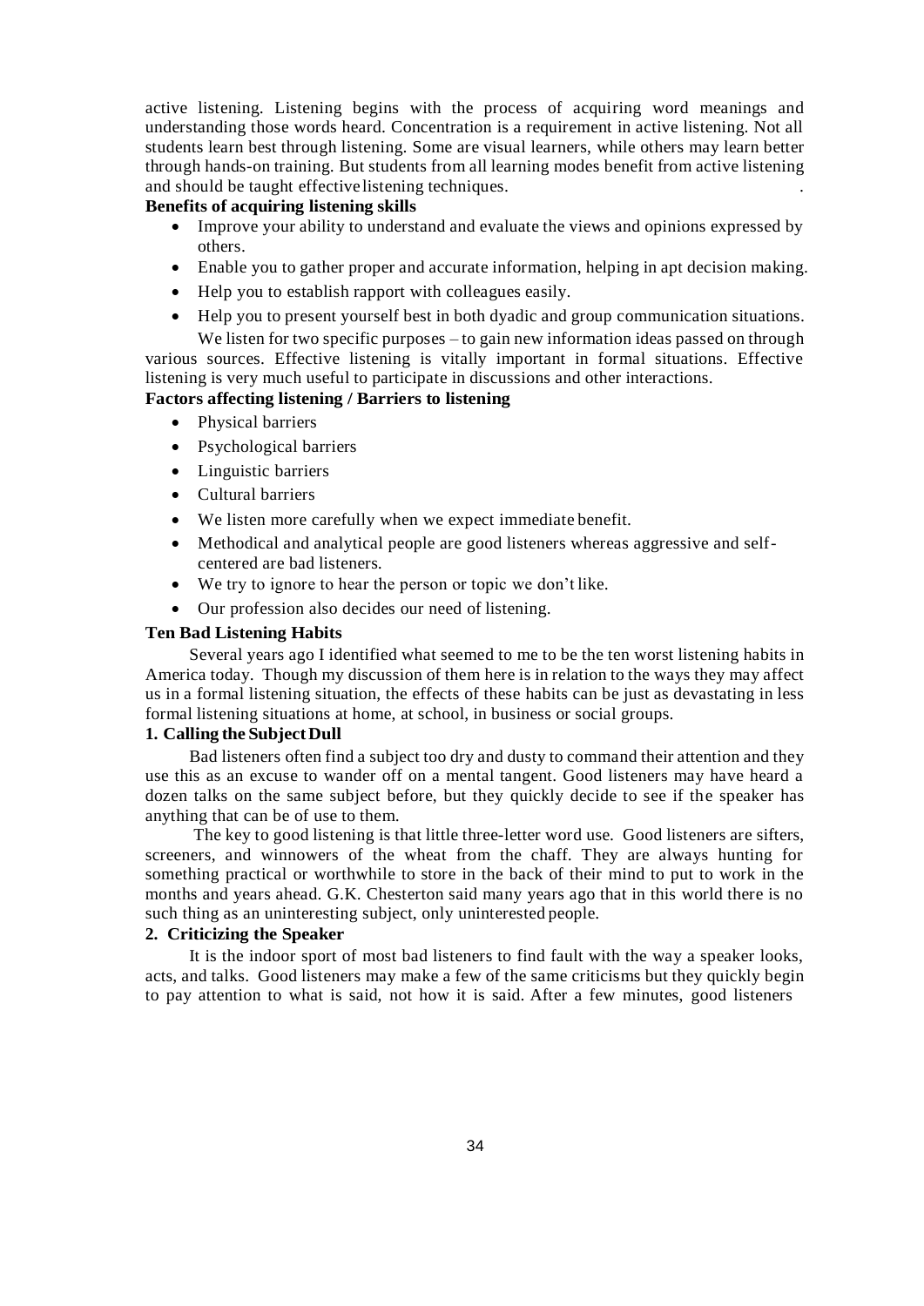active listening. Listening begins with the process of acquiring word meanings and understanding those words heard. Concentration is a requirement in active listening. Not all students learn best through listening. Some are visual learners, while others may learn better through hands-on training. But students from all learning modes benefit from active listening and should be taught effective listening techniques.

**Benefits of acquiring listening skills**

- Improve your ability to understand and evaluate the views and opinions expressed by others.
- Enable you to gather proper and accurate information, helping in apt decision making.
- Help you to establish rapport with colleagues easily.
- Help you to present yourself best in both dyadic and group communication situations.

We listen for two specific purposes – to gain new information ideas passed on through various sources. Effective listening is vitally important in formal situations. Effective listening is very much useful to participate in discussions and other interactions.

**Factors affecting listening / Barriers to listening**

- Physical barriers
- Psychological barriers
- Linguistic barriers
- Cultural barriers
- We listen more carefully when we expect immediate benefit.
- Methodical and analytical people are good listeners whereas aggressive and self-centered are bad listeners.
- We try to ignore to hear the person or topic we don't like.
- Our profession also decides our need of listening.

**Ten Bad Listening Habits**

Several years ago I identified what seemed to me to be the ten worst listening habits in America today. Though my discussion of them here is in relation to the ways they may affect us in a formal listening situation, the effects of these habits can be just as devastating in less formal listening situations at home, at school, in business or social groups.

**1. Calling the Subject Dull**

Bad listeners often find a subject too dry and dusty to command their attention and they use this as an excuse to wander off on a mental tangent. Good listeners may have heard a dozen talks on the same subject before, but they quickly decide to see if the speaker has anything that can be of use to them.

The key to good listening is that little three-letter word use. Good listeners are sifters, screeners, and winnowers of the wheat from the chaff. They are always hunting for something practical or worthwhile to store in the back of their mind to put to work in the months and years ahead. G.K. Chesterton said many years ago that in this world there is no such thing as an uninteresting subject, only uninterested people.

**2. Criticizing the Speaker**

It is the indoor sport of most bad listeners to find fault with the way a speaker looks, acts, and talks. Good listeners may make a few of the same criticisms but they quickly begin to pay attention to what is said, not how it is said. After a few minutes, good listeners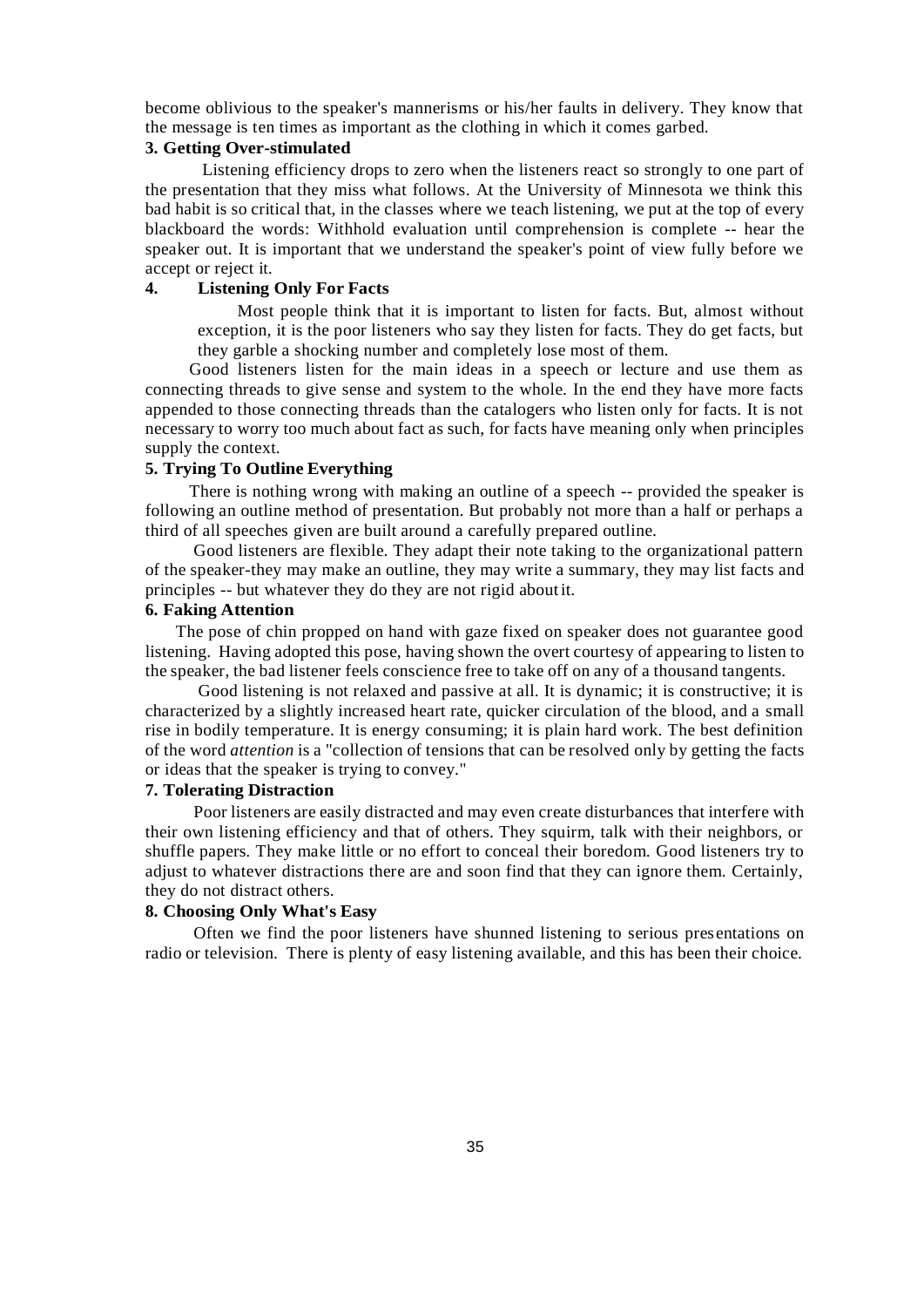become oblivious to the speaker's mannerisms or his/her faults in delivery. They know that the message is ten times as important as the clothing in which it comes garbed.

**3. Getting Over-stimulated**

Listening efficiency drops to zero when the listeners react so strongly to one part of the presentation that they miss what follows. At the University of Minnesota we think this bad habit is so critical that, in the classes where we teach listening, we put at the top of every blackboard the words: Withhold evaluation until comprehension is complete -- hear the speaker out. It is important that we understand the speaker's point of view fully before we accept or reject it.

**4. Listening Only For Facts**

Most people think that it is important to listen for facts. But, almost without exception, it is the poor listeners who say they listen for facts. They do get facts, but they garble a shocking number and completely lose most of them.

Good listeners listen for the main ideas in a speech or lecture and use them as connecting threads to give sense and system to the whole. In the end they have more facts appended to those connecting threads than the catalogers who listen only for facts. It is not necessary to worry too much about fact as such, for facts have meaning only when principles supply the context.

**5. Trying To Outline Everything**

There is nothing wrong with making an outline of a speech -- provided the speaker is following an outline method of presentation. But probably not more than a half or perhaps a third of all speeches given are built around a carefully prepared outline.

Good listeners are flexible. They adapt their note taking to the organizational pattern of the speaker-they may make an outline, they may write a summary, they may list facts and principles -- but whatever they do they are not rigid about it.

**6. Faking Attention**

The pose of chin propped on hand with gaze fixed on speaker does not guarantee good listening. Having adopted this pose, having shown the overt courtesy of appearing to listen to the speaker, the bad listener feels conscience free to take off on any of a thousand tangents.

Good listening is not relaxed and passive at all. It is dynamic; it is constructive; it is characterized by a slightly increased heart rate, quicker circulation of the blood, and a small rise in bodily temperature. It is energy consuming; it is plain hard work. The best definition of the word *attention* is a "collection of tensions that can be resolved only by getting the facts or ideas that the speaker is trying to convey."

**7. Tolerating Distraction**

Poor listeners are easily distracted and may even create disturbances that interfere with their own listening efficiency and that of others. They squirm, talk with their neighbors, or shuffle papers. They make little or no effort to conceal their boredom. Good listeners try to adjust to whatever distractions there are and soon find that they can ignore them. Certainly, they do not distract others.

**8. Choosing Only What's Easy**

Often we find the poor listeners have shunned listening to serious presentations on radio or television. There is plenty of easy listening available, and this has been their choice.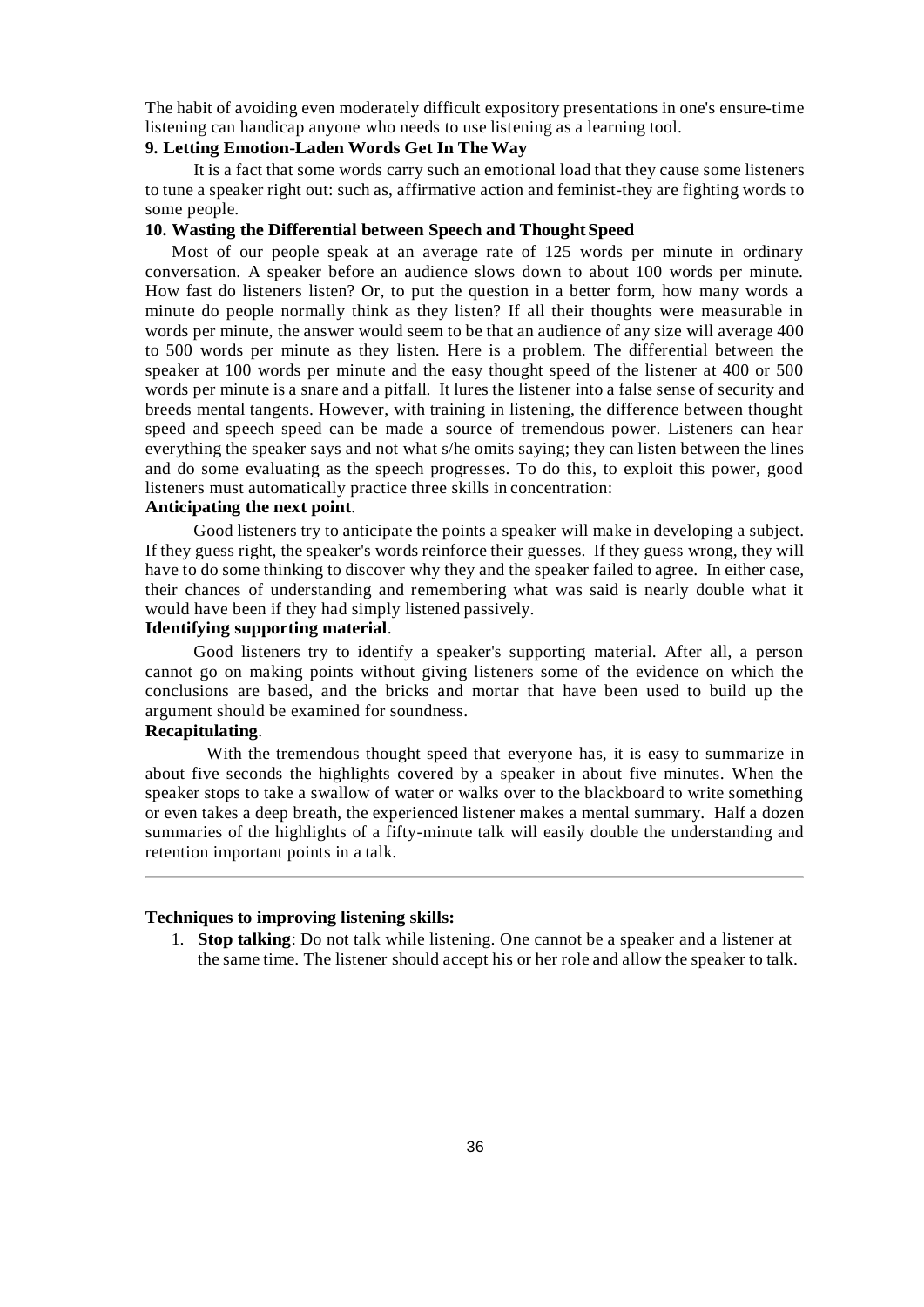The habit of avoiding even moderately difficult expository presentations in one's ensure-time listening can handicap anyone who needs to use listening as a learning tool.

**9. Letting Emotion-Laden Words Get In The Way**

It is a fact that some words carry such an emotional load that they cause some listeners to tune a speaker right out: such as, affirmative action and feminist-they are fighting words to some people.

**10. Wasting the Differential between Speech and Thought Speed**

Most of our people speak at an average rate of 125 words per minute in ordinary conversation. A speaker before an audience slows down to about 100 words per minute. How fast do listeners listen? Or, to put the question in a better form, how many words a minute do people normally think as they listen? If all their thoughts were measurable in words per minute, the answer would seem to be that an audience of any size will average 400 to 500 words per minute as they listen. Here is a problem. The differential between the speaker at 100 words per minute and the easy thought speed of the listener at 400 or 500 words per minute is a snare and a pitfall. It lures the listener into a false sense of security and breeds mental tangents. However, with training in listening, the difference between thought speed and speech speed can be made a source of tremendous power. Listeners can hear everything the speaker says and not what s/he omits saying; they can listen between the lines and do some evaluating as the speech progresses. To do this, to exploit this power, good listeners must automatically practice three skills in concentration:

**Anticipating the next point**.

Good listeners try to anticipate the points a speaker will make in developing a subject. If they guess right, the speaker's words reinforce their guesses. If they guess wrong, they will have to do some thinking to discover why they and the speaker failed to agree. In either case, their chances of understanding and remembering what was said is nearly double what it would have been if they had simply listened passively.

**Identifying supporting material**.

Good listeners try to identify a speaker's supporting material. After all, a person cannot go on making points without giving listeners some of the evidence on which the conclusions are based, and the bricks and mortar that have been used to build up the argument should be examined for soundness.

**Recapitulating**.

With the tremendous thought speed that everyone has, it is easy to summarize in about five seconds the highlights covered by a speaker in about five minutes. When the speaker stops to take a swallow of water or walks over to the blackboard to write something or even takes a deep breath, the experienced listener makes a mental summary. Half a dozen summaries of the highlights of a fifty-minute talk will easily double the understanding and retention important points in a talk.

---

**Techniques to improving listening skills:**

1. **Stop talking**: Do not talk while listening. One cannot be a speaker and a listener at the same time. The listener should accept his or her role and allow the speaker to talk.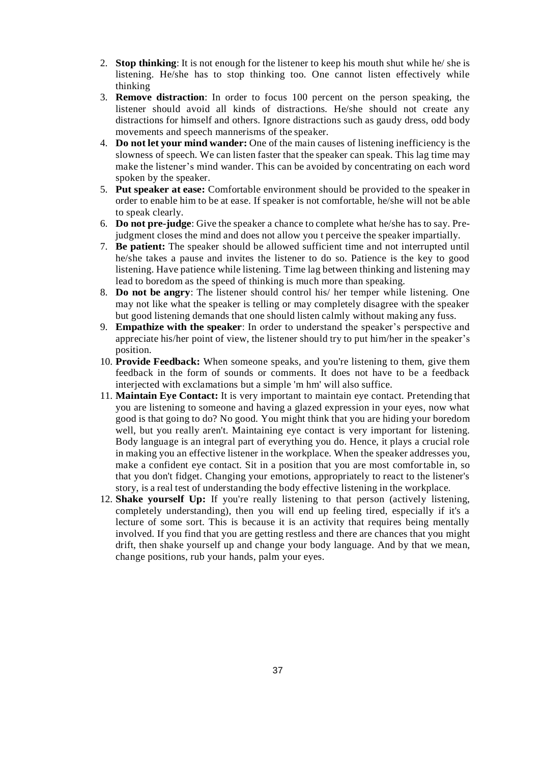2. **Stop thinking**: It is not enough for the listener to keep his mouth shut while he/ she is listening. He/she has to stop thinking too. One cannot listen effectively while thinking
3. **Remove distraction**: In order to focus 100 percent on the person speaking, the listener should avoid all kinds of distractions. He/she should not create any distractions for himself and others. Ignore distractions such as gaudy dress, odd body movements and speech mannerisms of the speaker.
4. **Do not let your mind wander:** One of the main causes of listening inefficiency is the slowness of speech. We can listen faster that the speaker can speak. This lag time may make the listener's mind wander. This can be avoided by concentrating on each word spoken by the speaker.
5. **Put speaker at ease:** Comfortable environment should be provided to the speaker in order to enable him to be at ease. If speaker is not comfortable, he/she will not be able to speak clearly.
6. **Do not pre-judge**: Give the speaker a chance to complete what he/she has to say. Pre-judgment closes the mind and does not allow you t perceive the speaker impartially.
7. **Be patient:** The speaker should be allowed sufficient time and not interrupted until he/she takes a pause and invites the listener to do so. Patience is the key to good listening. Have patience while listening. Time lag between thinking and listening may lead to boredom as the speed of thinking is much more than speaking.
8. **Do not be angry**: The listener should control his/ her temper while listening. One may not like what the speaker is telling or may completely disagree with the speaker but good listening demands that one should listen calmly without making any fuss.
9. **Empathize with the speaker**: In order to understand the speaker's perspective and appreciate his/her point of view, the listener should try to put him/her in the speaker's position.
10. **Provide Feedback:** When someone speaks, and you're listening to them, give them feedback in the form of sounds or comments. It does not have to be a feedback interjected with exclamations but a simple 'm hm' will also suffice.
11. **Maintain Eye Contact:** It is very important to maintain eye contact. Pretending that you are listening to someone and having a glazed expression in your eyes, now what good is that going to do? No good. You might think that you are hiding your boredom well, but you really aren't. Maintaining eye contact is very important for listening. Body language is an integral part of everything you do. Hence, it plays a crucial role in making you an effective listener in the workplace. When the speaker addresses you, make a confident eye contact. Sit in a position that you are most comfortable in, so that you don't fidget. Changing your emotions, appropriately to react to the listener's story, is a real test of understanding the body effective listening in the workplace.
12. **Shake yourself Up:** If you're really listening to that person (actively listening, completely understanding), then you will end up feeling tired, especially if it's a lecture of some sort. This is because it is an activity that requires being mentally involved. If you find that you are getting restless and there are chances that you might drift, then shake yourself up and change your body language. And by that we mean, change positions, rub your hands, palm your eyes.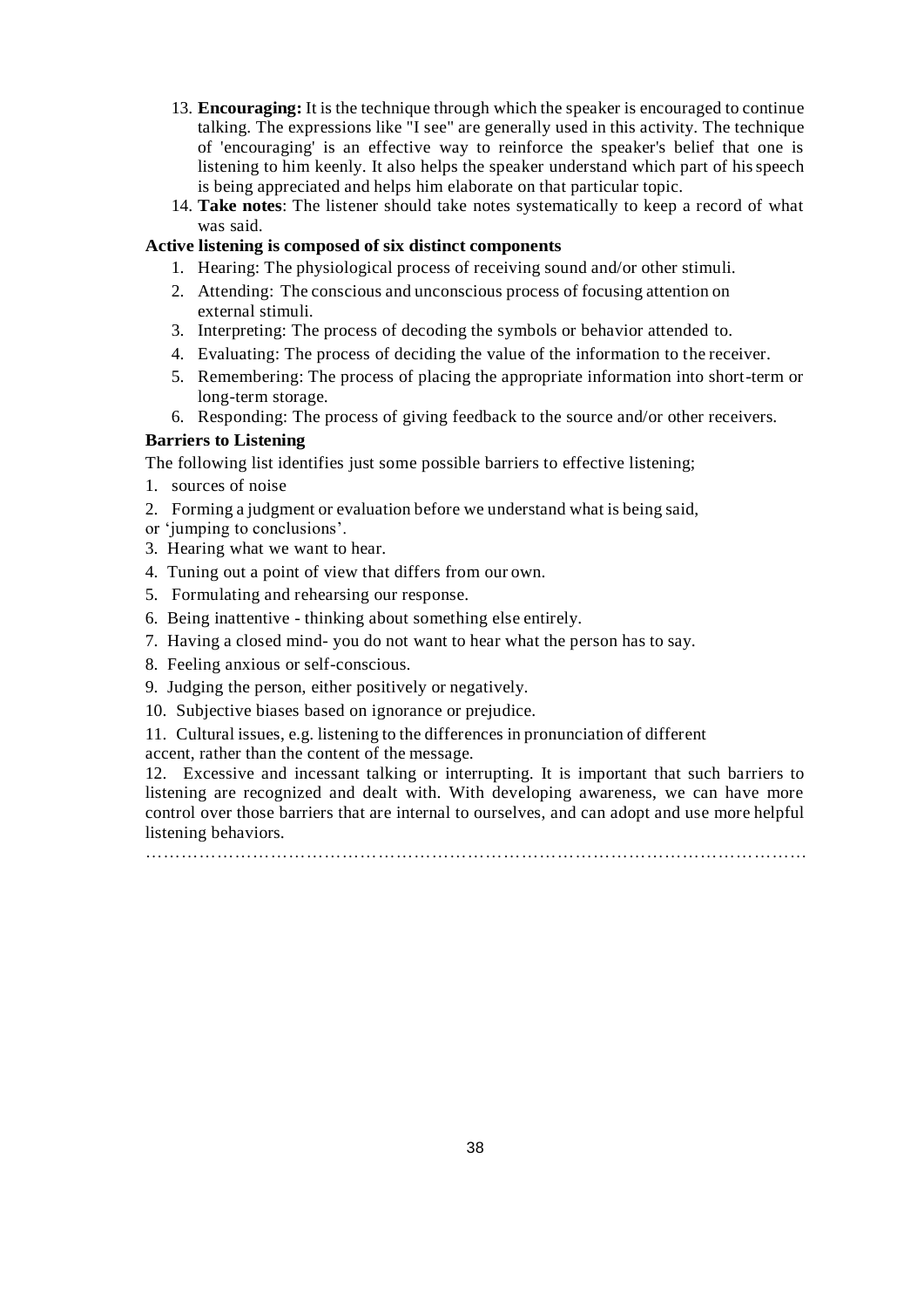13. **Encouraging:** It is the technique through which the speaker is encouraged to continue talking. The expressions like "I see" are generally used in this activity. The technique of 'encouraging' is an effective way to reinforce the speaker's belief that one is listening to him keenly. It also helps the speaker understand which part of his speech is being appreciated and helps him elaborate on that particular topic.
14. **Take notes**: The listener should take notes systematically to keep a record of what was said.

**Active listening is composed of six distinct components**

1. Hearing: The physiological process of receiving sound and/or other stimuli.
2. Attending: The conscious and unconscious process of focusing attention on external stimuli.
3. Interpreting: The process of decoding the symbols or behavior attended to.
4. Evaluating: The process of deciding the value of the information to the receiver.
5. Remembering: The process of placing the appropriate information into short-term or long-term storage.
6. Responding: The process of giving feedback to the source and/or other receivers.

**Barriers to Listening**

The following list identifies just some possible barriers to effective listening;

1. sources of noise
2. Forming a judgment or evaluation before we understand what is being said, or 'jumping to conclusions'.
3. Hearing what we want to hear.
4. Tuning out a point of view that differs from our own.
5. Formulating and rehearsing our response.
6. Being inattentive - thinking about something else entirely.
7. Having a closed mind- you do not want to hear what the person has to say.
8. Feeling anxious or self-conscious.
9. Judging the person, either positively or negatively.
10. Subjective biases based on ignorance or prejudice.
11. Cultural issues, e.g. listening to the differences in pronunciation of different accent, rather than the content of the message.
12. Excessive and incessant talking or interrupting. It is important that such barriers to listening are recognized and dealt with. With developing awareness, we can have more control over those barriers that are internal to ourselves, and can adopt and use more helpful listening behaviors.

…………………………………………………………………………………………………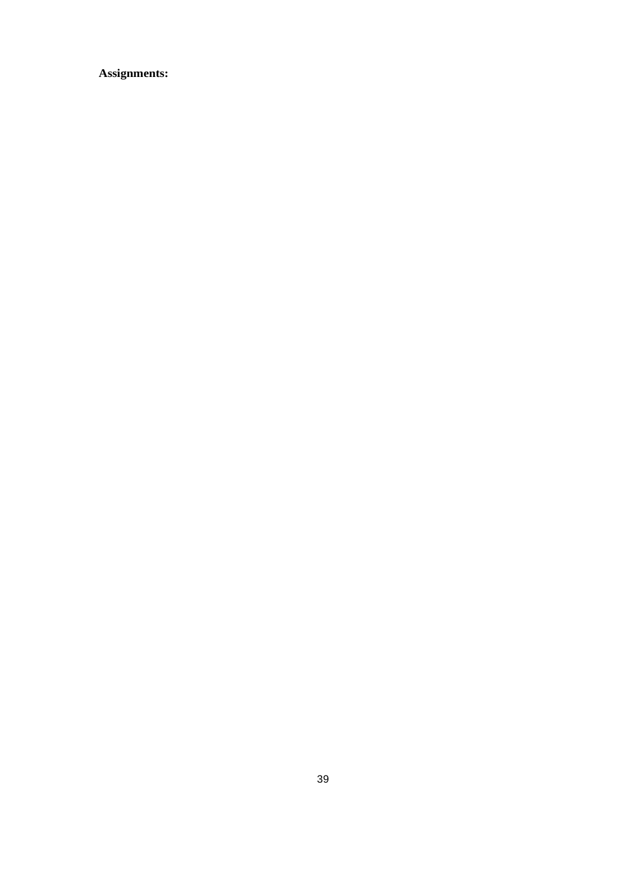**Assignments:**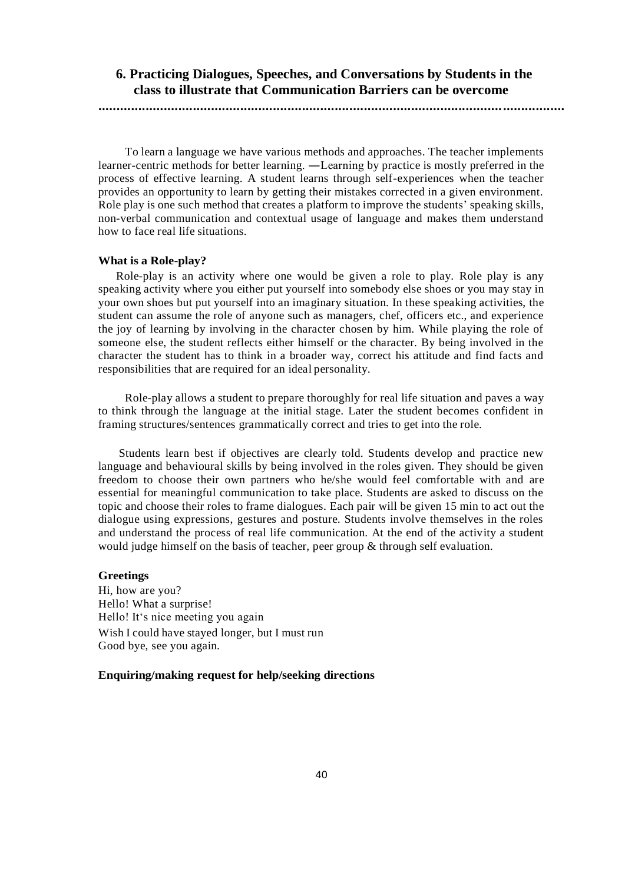## 6. Practicing Dialogues, Speeches, and Conversations by Students in the class to illustrate that Communication Barriers can be overcome

To learn a language we have various methods and approaches. The teacher implements learner-centric methods for better learning. ―Learning by practice is mostly preferred in the process of effective learning. A student learns through self-experiences when the teacher provides an opportunity to learn by getting their mistakes corrected in a given environment. Role play is one such method that creates a platform to improve the students' speaking skills, non-verbal communication and contextual usage of language and makes them understand how to face real life situations.

**What is a Role-play?**

Role-play is an activity where one would be given a role to play. Role play is any speaking activity where you either put yourself into somebody else shoes or you may stay in your own shoes but put yourself into an imaginary situation. In these speaking activities, the student can assume the role of anyone such as managers, chef, officers etc., and experience the joy of learning by involving in the character chosen by him. While playing the role of someone else, the student reflects either himself or the character. By being involved in the character the student has to think in a broader way, correct his attitude and find facts and responsibilities that are required for an ideal personality.

Role-play allows a student to prepare thoroughly for real life situation and paves a way to think through the language at the initial stage. Later the student becomes confident in framing structures/sentences grammatically correct and tries to get into the role.

Students learn best if objectives are clearly told. Students develop and practice new language and behavioural skills by being involved in the roles given. They should be given freedom to choose their own partners who he/she would feel comfortable with and are essential for meaningful communication to take place. Students are asked to discuss on the topic and choose their roles to frame dialogues. Each pair will be given 15 min to act out the dialogue using expressions, gestures and posture. Students involve themselves in the roles and understand the process of real life communication. At the end of the activity a student would judge himself on the basis of teacher, peer group & through self evaluation.

**Greetings**

Hi, how are you?
Hello! What a surprise!
Hello! It's nice meeting you again
Wish I could have stayed longer, but I must run
Good bye, see you again.

**Enquiring/making request for help/seeking directions**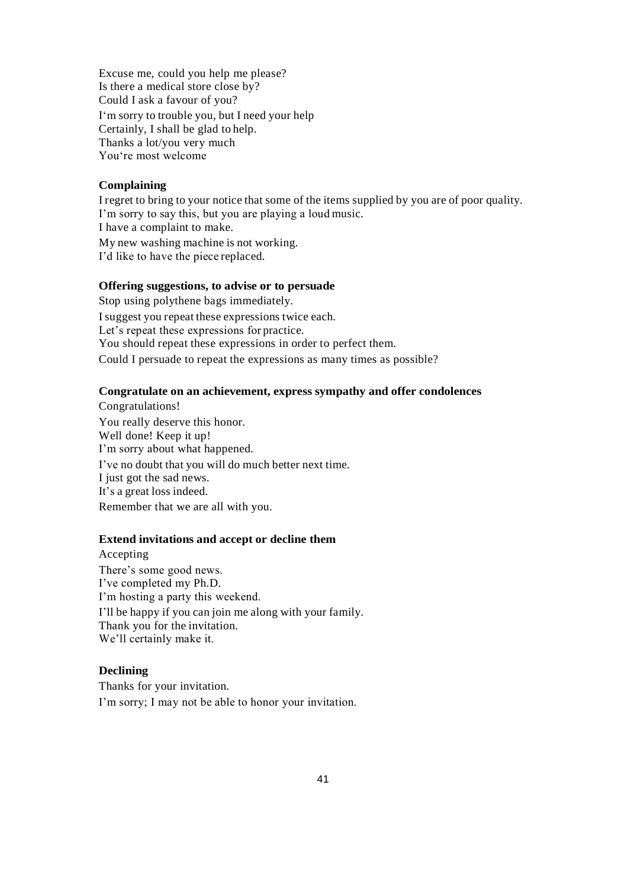Excuse me, could you help me please?
Is there a medical store close by?
Could I ask a favour of you?
I'm sorry to trouble you, but I need your help
Certainly, I shall be glad to help.
Thanks a lot/you very much
You're most welcome

**Complaining**

I regret to bring to your notice that some of the items supplied by you are of poor quality.
I'm sorry to say this, but you are playing a loud music.
I have a complaint to make.
My new washing machine is not working.
I'd like to have the piece replaced.

**Offering suggestions, to advise or to persuade**

Stop using polythene bags immediately.
I suggest you repeat these expressions twice each.
Let's repeat these expressions for practice.
You should repeat these expressions in order to perfect them.
Could I persuade to repeat the expressions as many times as possible?

**Congratulate on an achievement, express sympathy and offer condolences**

Congratulations!
You really deserve this honor.
Well done! Keep it up!
I'm sorry about what happened.
I've no doubt that you will do much better next time.
I just got the sad news.
It's a great loss indeed.
Remember that we are all with you.

**Extend invitations and accept or decline them**

Accepting
There's some good news.
I've completed my Ph.D.
I'm hosting a party this weekend.
I'll be happy if you can join me along with your family.
Thank you for the invitation.
We'll certainly make it.

**Declining**

Thanks for your invitation.
I'm sorry; I may not be able to honor your invitation.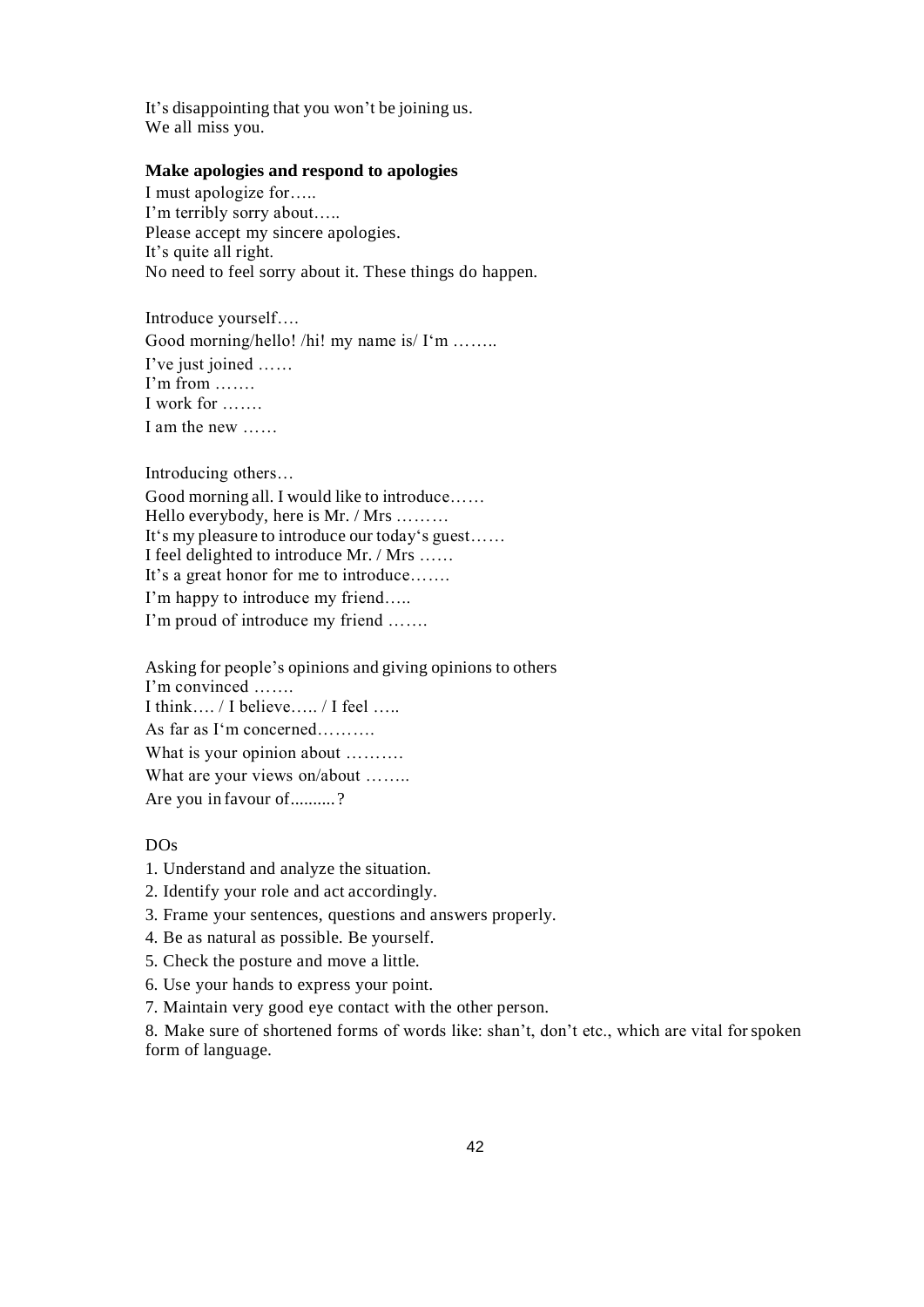It's disappointing that you won't be joining us.
We all miss you.

**Make apologies and respond to apologies**

I must apologize for…..
I'm terribly sorry about…..
Please accept my sincere apologies.
It's quite all right.
No need to feel sorry about it. These things do happen.

Introduce yourself….
Good morning/hello! /hi! my name is/ I'm ……..
I've just joined ……
I'm from …….
I work for …….
I am the new ……

Introducing others…
Good morning all. I would like to introduce……
Hello everybody, here is Mr. / Mrs ………
It's my pleasure to introduce our today's guest……
I feel delighted to introduce Mr. / Mrs ……
It's a great honor for me to introduce…….
I'm happy to introduce my friend…..
I'm proud of introduce my friend …….

Asking for people's opinions and giving opinions to others
I'm convinced …….
I think…. / I believe….. / I feel …..
As far as I'm concerned……….
What is your opinion about ……….
What are your views on/about ……..
Are you in favour of..........?

DOs

1. Understand and analyze the situation.
2. Identify your role and act accordingly.
3. Frame your sentences, questions and answers properly.
4. Be as natural as possible. Be yourself.
5. Check the posture and move a little.
6. Use your hands to express your point.
7. Maintain very good eye contact with the other person.
8. Make sure of shortened forms of words like: shan't, don't etc., which are vital for spoken form of language.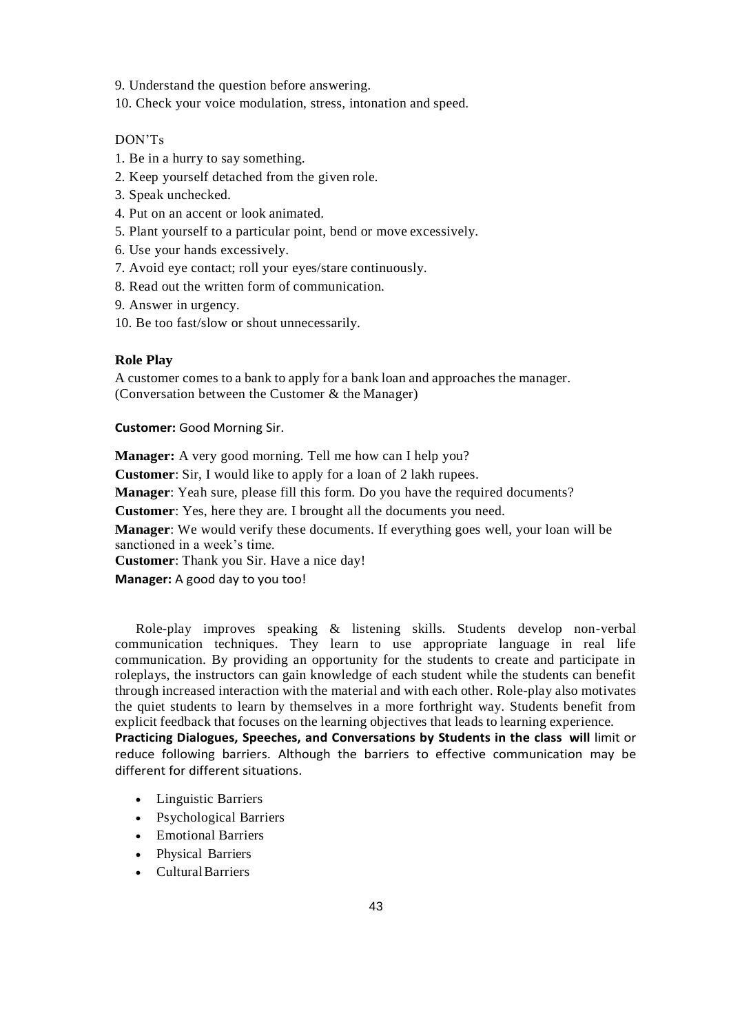9. Understand the question before answering.
10. Check your voice modulation, stress, intonation and speed.

DON'Ts

1. Be in a hurry to say something.
2. Keep yourself detached from the given role.
3. Speak unchecked.
4. Put on an accent or look animated.
5. Plant yourself to a particular point, bend or move excessively.
6. Use your hands excessively.
7. Avoid eye contact; roll your eyes/stare continuously.
8. Read out the written form of communication.
9. Answer in urgency.
10. Be too fast/slow or shout unnecessarily.

**Role Play**

A customer comes to a bank to apply for a bank loan and approaches the manager. (Conversation between the Customer & the Manager)

**Customer:** Good Morning Sir.

**Manager:** A very good morning. Tell me how can I help you?

**Customer**: Sir, I would like to apply for a loan of 2 lakh rupees.

**Manager**: Yeah sure, please fill this form. Do you have the required documents?

**Customer**: Yes, here they are. I brought all the documents you need.

**Manager**: We would verify these documents. If everything goes well, your loan will be sanctioned in a week's time.

**Customer**: Thank you Sir. Have a nice day!

**Manager:** A good day to you too!

Role-play improves speaking & listening skills. Students develop non-verbal communication techniques. They learn to use appropriate language in real life communication. By providing an opportunity for the students to create and participate in roleplays, the instructors can gain knowledge of each student while the students can benefit through increased interaction with the material and with each other. Role-play also motivates the quiet students to learn by themselves in a more forthright way. Students benefit from explicit feedback that focuses on the learning objectives that leads to learning experience.

**Practicing Dialogues, Speeches, and Conversations by Students in the class will** limit or reduce following barriers. Although the barriers to effective communication may be different for different situations.

- Linguistic Barriers
- Psychological Barriers
- Emotional Barriers
- Physical Barriers
- Cultural Barriers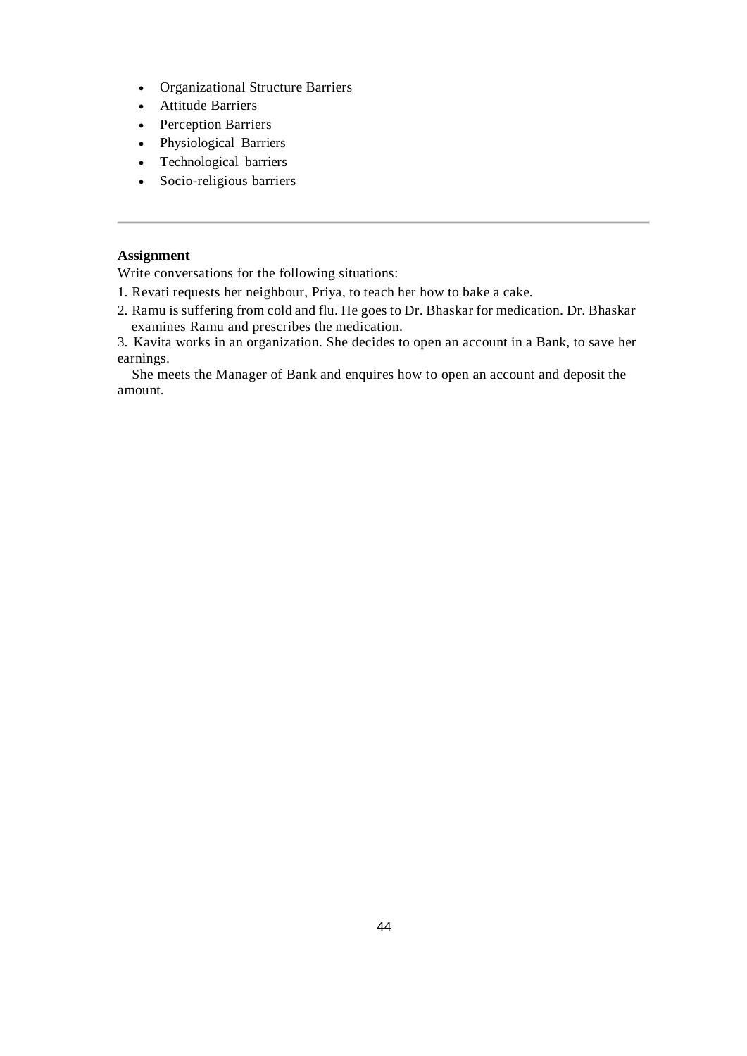- Organizational Structure Barriers
- Attitude Barriers
- Perception Barriers
- Physiological Barriers
- Technological barriers
- Socio-religious barriers

---

**Assignment**

Write conversations for the following situations:

1. Revati requests her neighbour, Priya, to teach her how to bake a cake.
2. Ramu is suffering from cold and flu. He goes to Dr. Bhaskar for medication. Dr. Bhaskar examines Ramu and prescribes the medication.
3. Kavita works in an organization. She decides to open an account in a Bank, to save her earnings.

   She meets the Manager of Bank and enquires how to open an account and deposit the amount.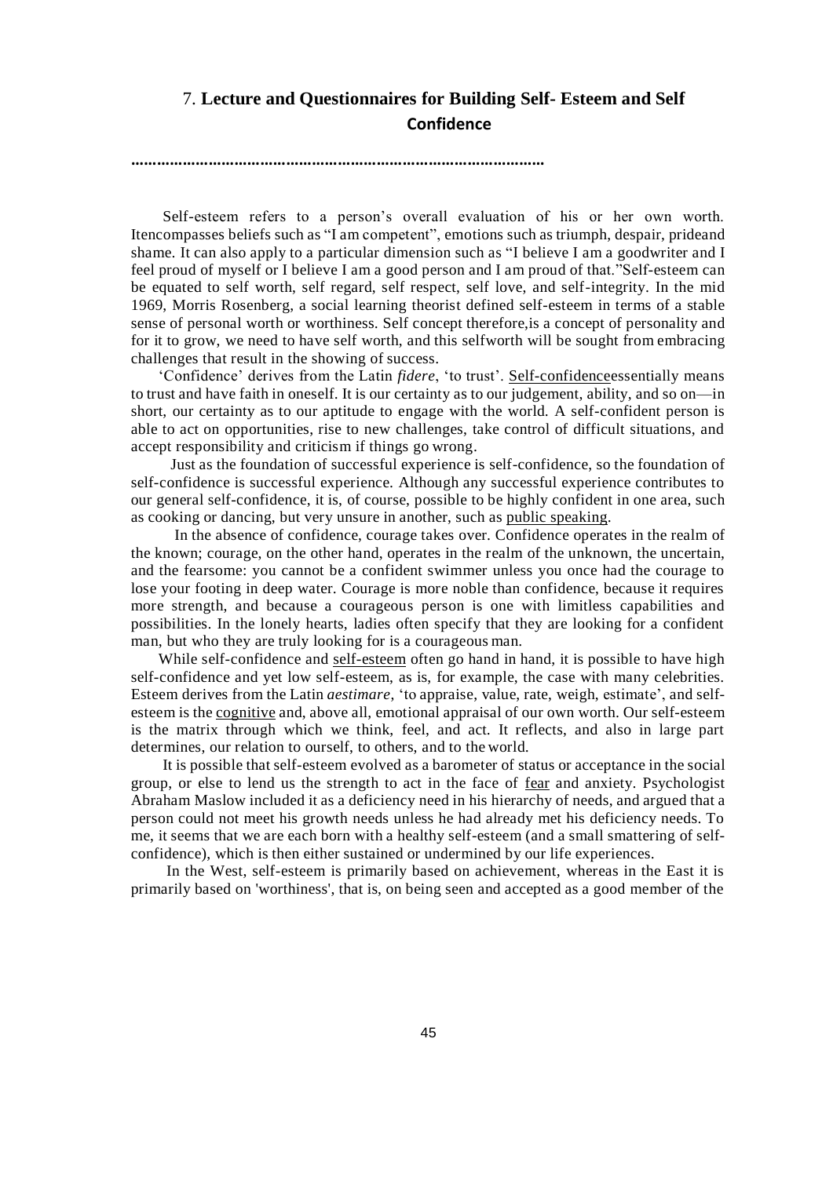# 7. **Lecture and Questionnaires for Building Self- Esteem and Self Confidence**

………………………………………………………………………………………

Self-esteem refers to a person's overall evaluation of his or her own worth. Itencompasses beliefs such as "I am competent", emotions such as triumph, despair, prideand shame. It can also apply to a particular dimension such as "I believe I am a goodwriter and I feel proud of myself or I believe I am a good person and I am proud of that."Self-esteem can be equated to self worth, self regard, self respect, self love, and self-integrity. In the mid 1969, Morris Rosenberg, a social learning theorist defined self-esteem in terms of a stable sense of personal worth or worthiness. Self concept therefore,is a concept of personality and for it to grow, we need to have self worth, and this selfworth will be sought from embracing challenges that result in the showing of success.

'Confidence' derives from the Latin *fidere*, 'to trust'. Self-confidenceessentially means to trust and have faith in oneself. It is our certainty as to our judgement, ability, and so on—in short, our certainty as to our aptitude to engage with the world. A self-confident person is able to act on opportunities, rise to new challenges, take control of difficult situations, and accept responsibility and criticism if things go wrong.

Just as the foundation of successful experience is self-confidence, so the foundation of self-confidence is successful experience. Although any successful experience contributes to our general self-confidence, it is, of course, possible to be highly confident in one area, such as cooking or dancing, but very unsure in another, such as public speaking.

In the absence of confidence, courage takes over. Confidence operates in the realm of the known; courage, on the other hand, operates in the realm of the unknown, the uncertain, and the fearsome: you cannot be a confident swimmer unless you once had the courage to lose your footing in deep water. Courage is more noble than confidence, because it requires more strength, and because a courageous person is one with limitless capabilities and possibilities. In the lonely hearts, ladies often specify that they are looking for a confident man, but who they are truly looking for is a courageous man.

While self-confidence and self-esteem often go hand in hand, it is possible to have high self-confidence and yet low self-esteem, as is, for example, the case with many celebrities. Esteem derives from the Latin *aestimare*, 'to appraise, value, rate, weigh, estimate', and self-esteem is the cognitive and, above all, emotional appraisal of our own worth. Our self-esteem is the matrix through which we think, feel, and act. It reflects, and also in large part determines, our relation to ourself, to others, and to the world.

It is possible that self-esteem evolved as a barometer of status or acceptance in the social group, or else to lend us the strength to act in the face of fear and anxiety. Psychologist Abraham Maslow included it as a deficiency need in his hierarchy of needs, and argued that a person could not meet his growth needs unless he had already met his deficiency needs. To me, it seems that we are each born with a healthy self-esteem (and a small smattering of self-confidence), which is then either sustained or undermined by our life experiences.

In the West, self-esteem is primarily based on achievement, whereas in the East it is primarily based on 'worthiness', that is, on being seen and accepted as a good member of the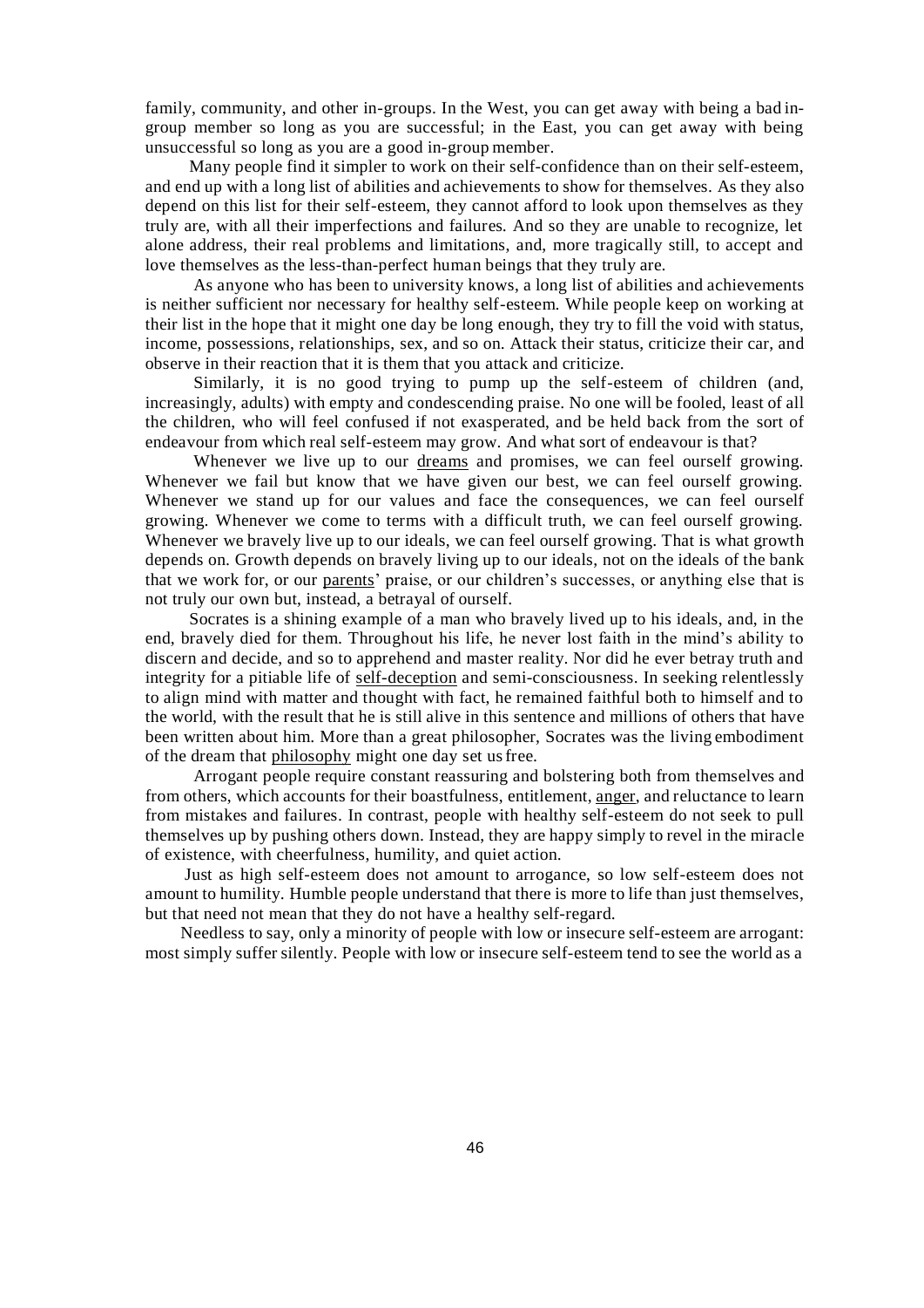family, community, and other in-groups. In the West, you can get away with being a bad in-group member so long as you are successful; in the East, you can get away with being unsuccessful so long as you are a good in-group member.

Many people find it simpler to work on their self-confidence than on their self-esteem, and end up with a long list of abilities and achievements to show for themselves. As they also depend on this list for their self-esteem, they cannot afford to look upon themselves as they truly are, with all their imperfections and failures. And so they are unable to recognize, let alone address, their real problems and limitations, and, more tragically still, to accept and love themselves as the less-than-perfect human beings that they truly are.

As anyone who has been to university knows, a long list of abilities and achievements is neither sufficient nor necessary for healthy self-esteem. While people keep on working at their list in the hope that it might one day be long enough, they try to fill the void with status, income, possessions, relationships, sex, and so on. Attack their status, criticize their car, and observe in their reaction that it is them that you attack and criticize.

Similarly, it is no good trying to pump up the self-esteem of children (and, increasingly, adults) with empty and condescending praise. No one will be fooled, least of all the children, who will feel confused if not exasperated, and be held back from the sort of endeavour from which real self-esteem may grow. And what sort of endeavour is that?

Whenever we live up to our dreams and promises, we can feel ourself growing. Whenever we fail but know that we have given our best, we can feel ourself growing. Whenever we stand up for our values and face the consequences, we can feel ourself growing. Whenever we come to terms with a difficult truth, we can feel ourself growing. Whenever we bravely live up to our ideals, we can feel ourself growing. That is what growth depends on. Growth depends on bravely living up to our ideals, not on the ideals of the bank that we work for, or our parents' praise, or our children's successes, or anything else that is not truly our own but, instead, a betrayal of ourself.

Socrates is a shining example of a man who bravely lived up to his ideals, and, in the end, bravely died for them. Throughout his life, he never lost faith in the mind's ability to discern and decide, and so to apprehend and master reality. Nor did he ever betray truth and integrity for a pitiable life of self-deception and semi-consciousness. In seeking relentlessly to align mind with matter and thought with fact, he remained faithful both to himself and to the world, with the result that he is still alive in this sentence and millions of others that have been written about him. More than a great philosopher, Socrates was the living embodiment of the dream that philosophy might one day set us free.

Arrogant people require constant reassuring and bolstering both from themselves and from others, which accounts for their boastfulness, entitlement, anger, and reluctance to learn from mistakes and failures. In contrast, people with healthy self-esteem do not seek to pull themselves up by pushing others down. Instead, they are happy simply to revel in the miracle of existence, with cheerfulness, humility, and quiet action.

Just as high self-esteem does not amount to arrogance, so low self-esteem does not amount to humility. Humble people understand that there is more to life than just themselves, but that need not mean that they do not have a healthy self-regard.

Needless to say, only a minority of people with low or insecure self-esteem are arrogant: most simply suffer silently. People with low or insecure self-esteem tend to see the world as a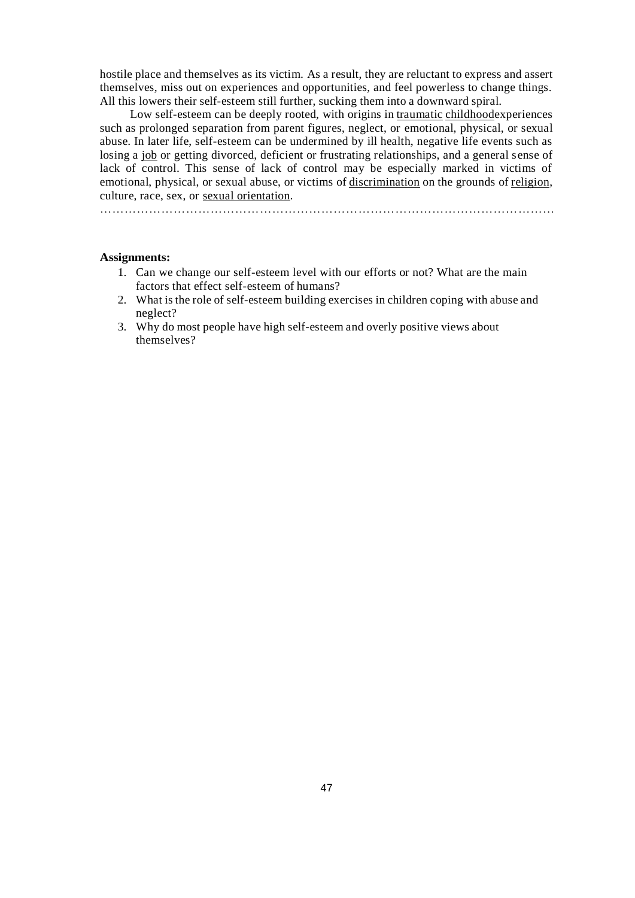hostile place and themselves as its victim. As a result, they are reluctant to express and assert themselves, miss out on experiences and opportunities, and feel powerless to change things. All this lowers their self-esteem still further, sucking them into a downward spiral.

Low self-esteem can be deeply rooted, with origins in traumatic childhoodexperiences such as prolonged separation from parent figures, neglect, or emotional, physical, or sexual abuse. In later life, self-esteem can be undermined by ill health, negative life events such as losing a job or getting divorced, deficient or frustrating relationships, and a general sense of lack of control. This sense of lack of control may be especially marked in victims of emotional, physical, or sexual abuse, or victims of discrimination on the grounds of religion, culture, race, sex, or sexual orientation.

…………………………………………………………………………………………………

**Assignments:**

1. Can we change our self-esteem level with our efforts or not? What are the main factors that effect self-esteem of humans?
2. What is the role of self-esteem building exercises in children coping with abuse and neglect?
3. Why do most people have high self-esteem and overly positive views about themselves?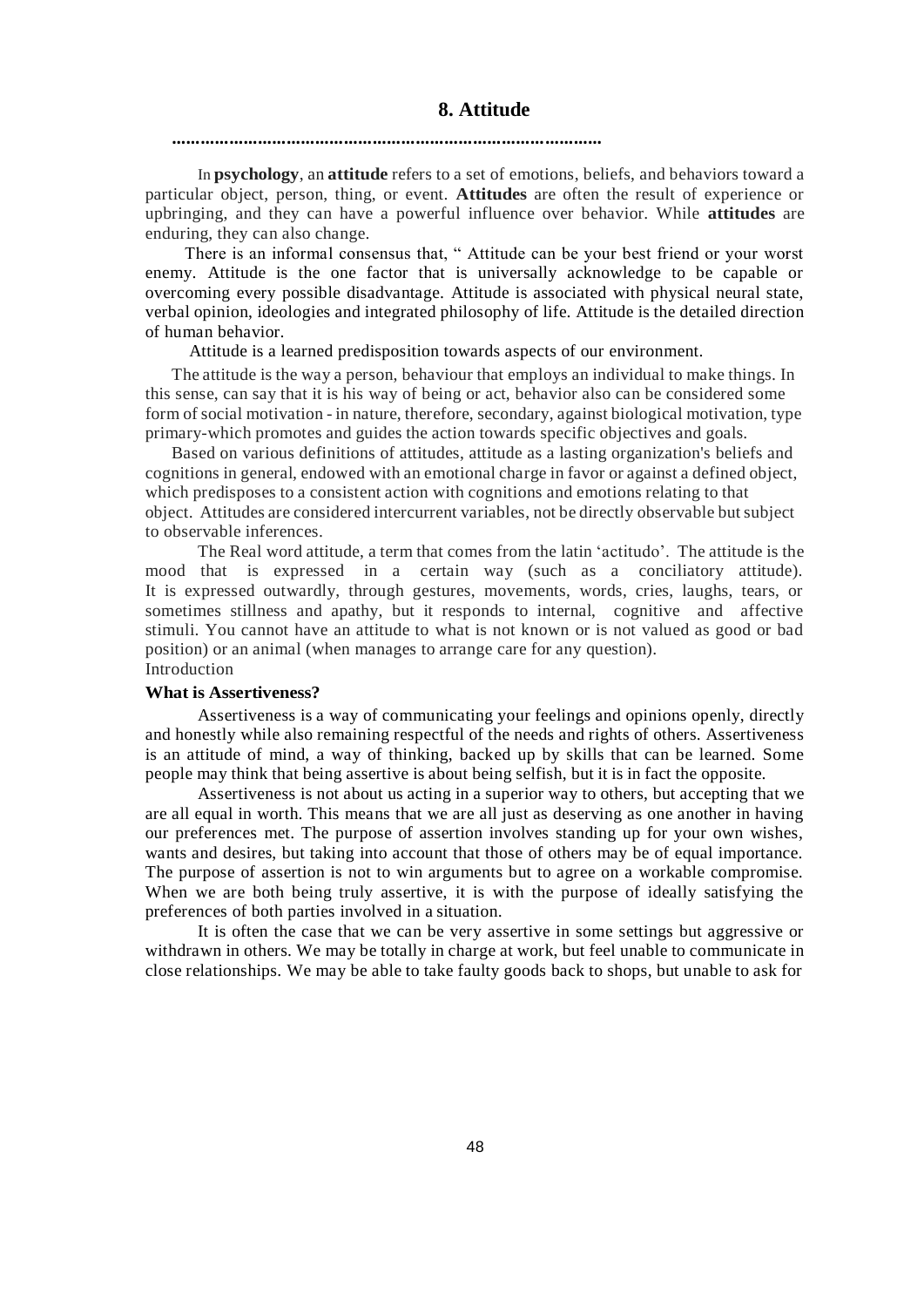# 8. Attitude

..........................................................................................

In **psychology**, an **attitude** refers to a set of emotions, beliefs, and behaviors toward a particular object, person, thing, or event. **Attitudes** are often the result of experience or upbringing, and they can have a powerful influence over behavior. While **attitudes** are enduring, they can also change.

There is an informal consensus that, " Attitude can be your best friend or your worst enemy. Attitude is the one factor that is universally acknowledge to be capable or overcoming every possible disadvantage. Attitude is associated with physical neural state, verbal opinion, ideologies and integrated philosophy of life. Attitude is the detailed direction of human behavior.

Attitude is a learned predisposition towards aspects of our environment.

The attitude is the way a person, behaviour that employs an individual to make things. In this sense, can say that it is his way of being or act, behavior also can be considered some form of social motivation - in nature, therefore, secondary, against biological motivation, type primary-which promotes and guides the action towards specific objectives and goals.

Based on various definitions of attitudes, attitude as a lasting organization's beliefs and cognitions in general, endowed with an emotional charge in favor or against a defined object, which predisposes to a consistent action with cognitions and emotions relating to that object. Attitudes are considered intercurrent variables, not be directly observable but subject to observable inferences.

The Real word attitude, a term that comes from the latin 'actitudo'. The attitude is the mood that is expressed in a certain way (such as a conciliatory attitude). It is expressed outwardly, through gestures, movements, words, cries, laughs, tears, or sometimes stillness and apathy, but it responds to internal, cognitive and affective stimuli. You cannot have an attitude to what is not known or is not valued as good or bad position) or an animal (when manages to arrange care for any question).

Introduction

**What is Assertiveness?**

Assertiveness is a way of communicating your feelings and opinions openly, directly and honestly while also remaining respectful of the needs and rights of others. Assertiveness is an attitude of mind, a way of thinking, backed up by skills that can be learned. Some people may think that being assertive is about being selfish, but it is in fact the opposite.

Assertiveness is not about us acting in a superior way to others, but accepting that we are all equal in worth. This means that we are all just as deserving as one another in having our preferences met. The purpose of assertion involves standing up for your own wishes, wants and desires, but taking into account that those of others may be of equal importance. The purpose of assertion is not to win arguments but to agree on a workable compromise. When we are both being truly assertive, it is with the purpose of ideally satisfying the preferences of both parties involved in a situation.

It is often the case that we can be very assertive in some settings but aggressive or withdrawn in others. We may be totally in charge at work, but feel unable to communicate in close relationships. We may be able to take faulty goods back to shops, but unable to ask for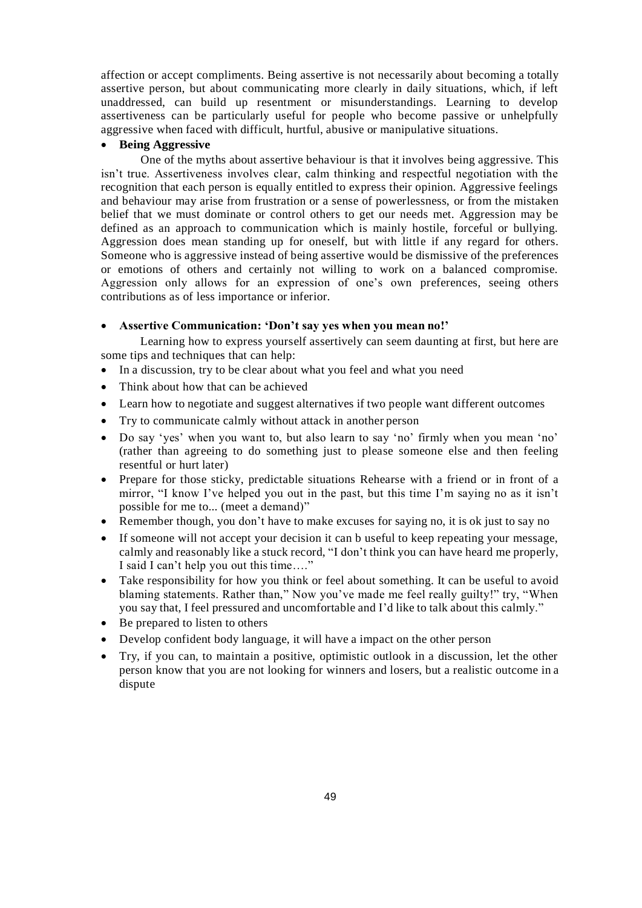affection or accept compliments. Being assertive is not necessarily about becoming a totally assertive person, but about communicating more clearly in daily situations, which, if left unaddressed, can build up resentment or misunderstandings. Learning to develop assertiveness can be particularly useful for people who become passive or unhelpfully aggressive when faced with difficult, hurtful, abusive or manipulative situations.

- **Being Aggressive**

One of the myths about assertive behaviour is that it involves being aggressive. This isn't true. Assertiveness involves clear, calm thinking and respectful negotiation with the recognition that each person is equally entitled to express their opinion. Aggressive feelings and behaviour may arise from frustration or a sense of powerlessness, or from the mistaken belief that we must dominate or control others to get our needs met. Aggression may be defined as an approach to communication which is mainly hostile, forceful or bullying. Aggression does mean standing up for oneself, but with little if any regard for others. Someone who is aggressive instead of being assertive would be dismissive of the preferences or emotions of others and certainly not willing to work on a balanced compromise. Aggression only allows for an expression of one's own preferences, seeing others contributions as of less importance or inferior.

- **Assertive Communication: 'Don't say yes when you mean no!'**

Learning how to express yourself assertively can seem daunting at first, but here are some tips and techniques that can help:

- In a discussion, try to be clear about what you feel and what you need
- Think about how that can be achieved
- Learn how to negotiate and suggest alternatives if two people want different outcomes
- Try to communicate calmly without attack in another person
- Do say 'yes' when you want to, but also learn to say 'no' firmly when you mean 'no' (rather than agreeing to do something just to please someone else and then feeling resentful or hurt later)
- Prepare for those sticky, predictable situations Rehearse with a friend or in front of a mirror, "I know I've helped you out in the past, but this time I'm saying no as it isn't possible for me to... (meet a demand)"
- Remember though, you don't have to make excuses for saying no, it is ok just to say no
- If someone will not accept your decision it can b useful to keep repeating your message, calmly and reasonably like a stuck record, "I don't think you can have heard me properly, I said I can't help you out this time…."
- Take responsibility for how you think or feel about something. It can be useful to avoid blaming statements. Rather than," Now you've made me feel really guilty!" try, "When you say that, I feel pressured and uncomfortable and I'd like to talk about this calmly."
- Be prepared to listen to others
- Develop confident body language, it will have a impact on the other person
- Try, if you can, to maintain a positive, optimistic outlook in a discussion, let the other person know that you are not looking for winners and losers, but a realistic outcome in a dispute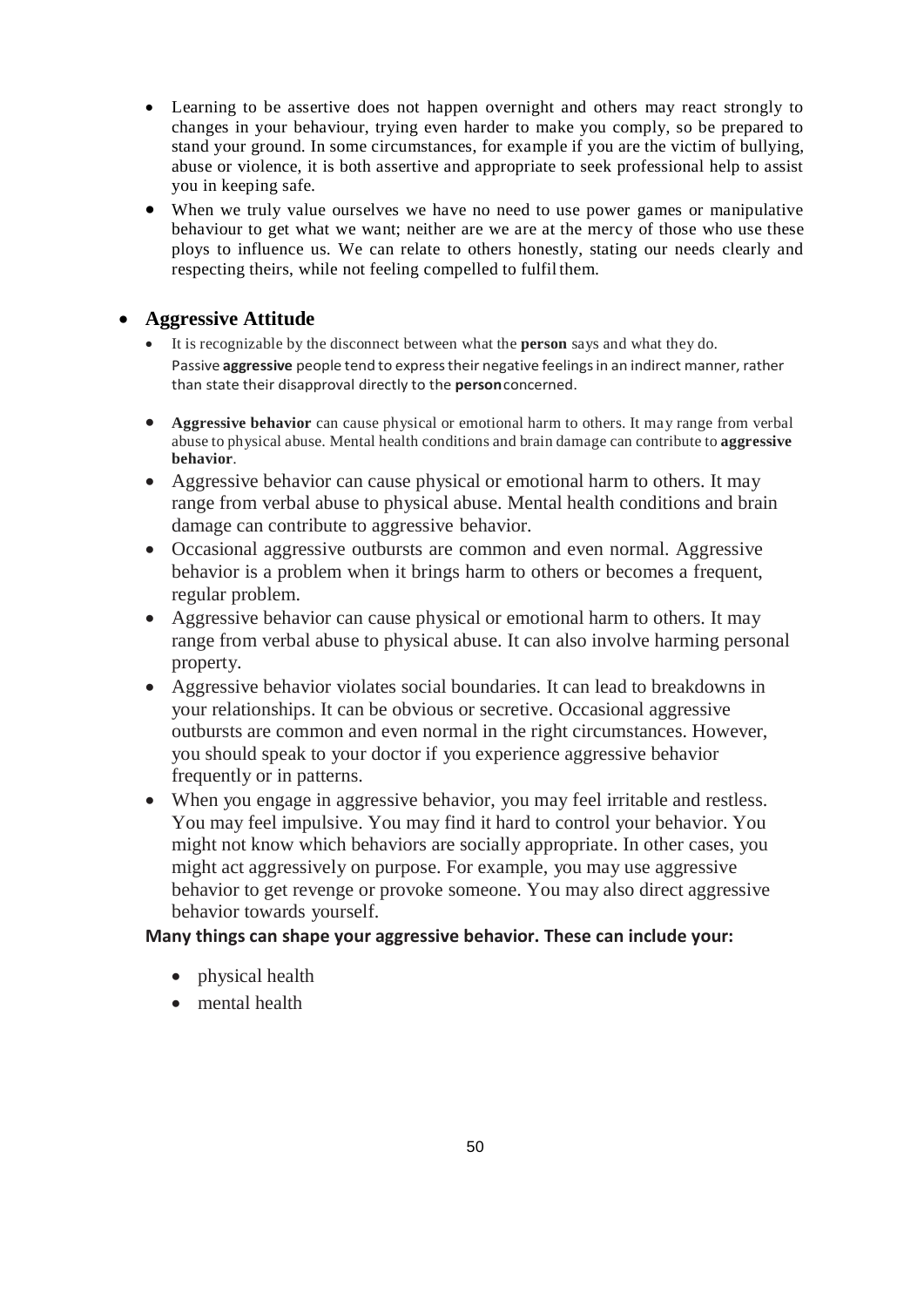- Learning to be assertive does not happen overnight and others may react strongly to changes in your behaviour, trying even harder to make you comply, so be prepared to stand your ground. In some circumstances, for example if you are the victim of bullying, abuse or violence, it is both assertive and appropriate to seek professional help to assist you in keeping safe.
- When we truly value ourselves we have no need to use power games or manipulative behaviour to get what we want; neither are we are at the mercy of those who use these ploys to influence us. We can relate to others honestly, stating our needs clearly and respecting theirs, while not feeling compelled to fulfil them.

- **Aggressive Attitude**
  - It is recognizable by the disconnect between what the **person** says and what they do. Passive **aggressive** people tend to express their negative feelings in an indirect manner, rather than state their disapproval directly to the **person** concerned.
  - **Aggressive behavior** can cause physical or emotional harm to others. It may range from verbal abuse to physical abuse. Mental health conditions and brain damage can contribute to **aggressive behavior**.
  - Aggressive behavior can cause physical or emotional harm to others. It may range from verbal abuse to physical abuse. Mental health conditions and brain damage can contribute to aggressive behavior.
  - Occasional aggressive outbursts are common and even normal. Aggressive behavior is a problem when it brings harm to others or becomes a frequent, regular problem.
  - Aggressive behavior can cause physical or emotional harm to others. It may range from verbal abuse to physical abuse. It can also involve harming personal property.
  - Aggressive behavior violates social boundaries. It can lead to breakdowns in your relationships. It can be obvious or secretive. Occasional aggressive outbursts are common and even normal in the right circumstances. However, you should speak to your doctor if you experience aggressive behavior frequently or in patterns.
  - When you engage in aggressive behavior, you may feel irritable and restless. You may feel impulsive. You may find it hard to control your behavior. You might not know which behaviors are socially appropriate. In other cases, you might act aggressively on purpose. For example, you may use aggressive behavior to get revenge or provoke someone. You may also direct aggressive behavior towards yourself.

**Many things can shape your aggressive behavior. These can include your:**

- physical health
- mental health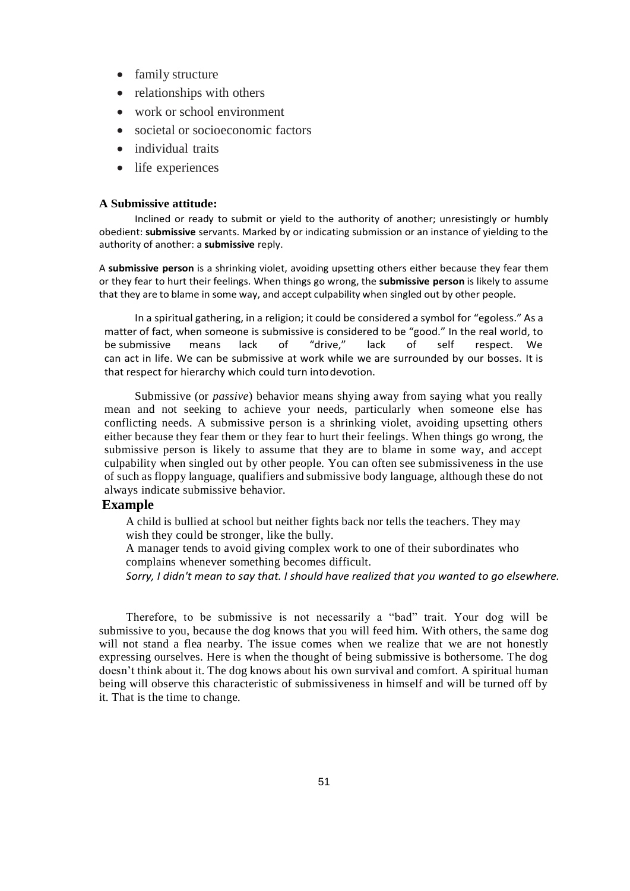- family structure
- relationships with others
- work or school environment
- societal or socioeconomic factors
- individual traits
- life experiences

**A Submissive attitude:**

Inclined or ready to submit or yield to the authority of another; unresistingly or humbly obedient: **submissive** servants. Marked by or indicating submission or an instance of yielding to the authority of another: a **submissive** reply.

A **submissive person** is a shrinking violet, avoiding upsetting others either because they fear them or they fear to hurt their feelings. When things go wrong, the **submissive person** is likely to assume that they are to blame in some way, and accept culpability when singled out by other people.

In a spiritual gathering, in a religion; it could be considered a symbol for "egoless." As a matter of fact, when someone is submissive is considered to be "good." In the real world, to be submissive means lack of "drive," lack of self respect. We can act in life. We can be submissive at work while we are surrounded by our bosses. It is that respect for hierarchy which could turn into devotion.

Submissive (or *passive*) behavior means shying away from saying what you really mean and not seeking to achieve your needs, particularly when someone else has conflicting needs. A submissive person is a shrinking violet, avoiding upsetting others either because they fear them or they fear to hurt their feelings. When things go wrong, the submissive person is likely to assume that they are to blame in some way, and accept culpability when singled out by other people. You can often see submissiveness in the use of such as floppy language, qualifiers and submissive body language, although these do not always indicate submissive behavior.

**Example**

A child is bullied at school but neither fights back nor tells the teachers. They may wish they could be stronger, like the bully.

A manager tends to avoid giving complex work to one of their subordinates who complains whenever something becomes difficult.

*Sorry, I didn't mean to say that. I should have realized that you wanted to go elsewhere.*

Therefore, to be submissive is not necessarily a "bad" trait. Your dog will be submissive to you, because the dog knows that you will feed him. With others, the same dog will not stand a flea nearby. The issue comes when we realize that we are not honestly expressing ourselves. Here is when the thought of being submissive is bothersome. The dog doesn't think about it. The dog knows about his own survival and comfort. A spiritual human being will observe this characteristic of submissiveness in himself and will be turned off by it. That is the time to change.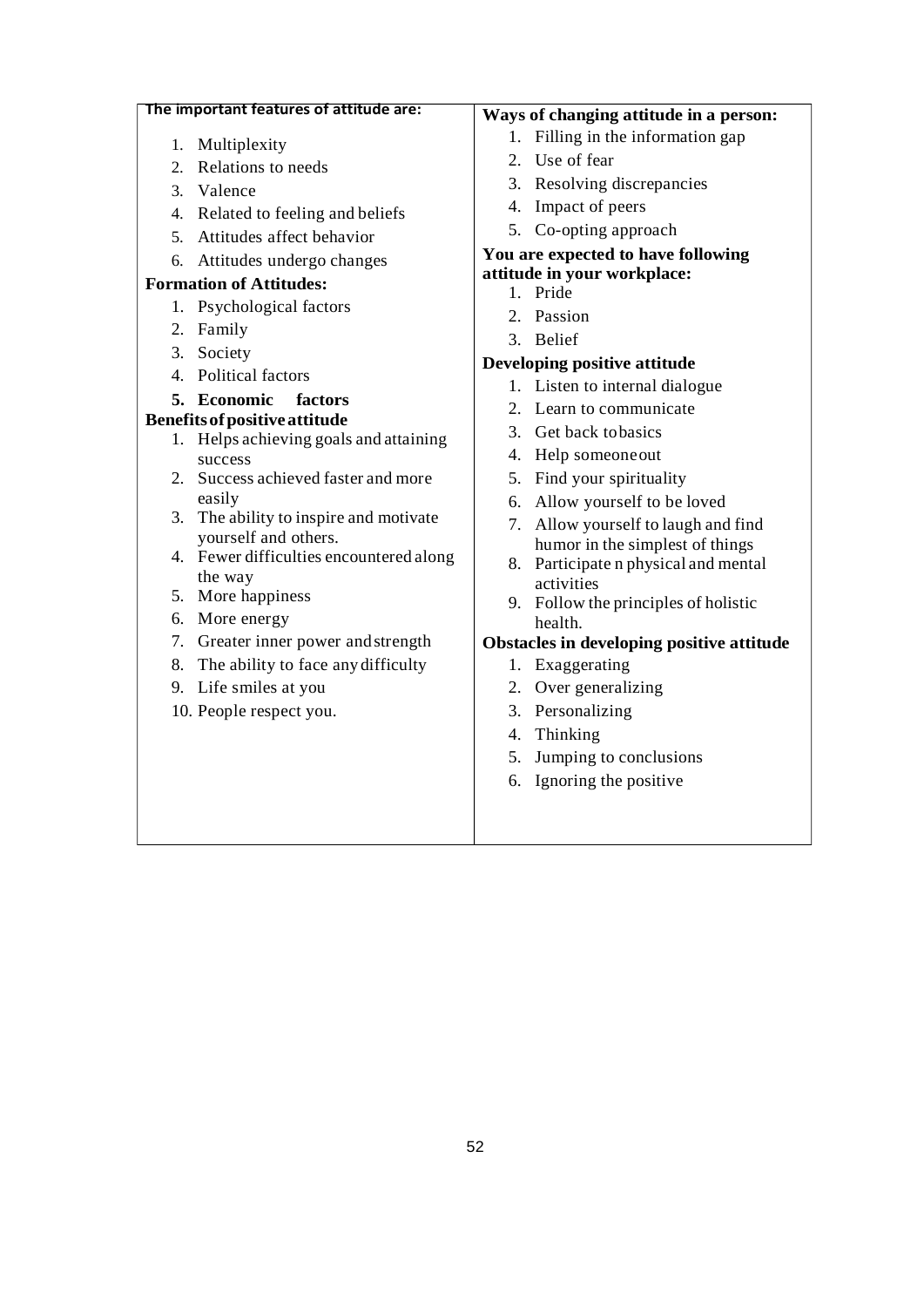**The important features of attitude are:**

1. Multiplexity
2. Relations to needs
3. Valence
4. Related to feeling and beliefs
5. Attitudes affect behavior
6. Attitudes undergo changes

**Formation of Attitudes:**

1. Psychological factors
2. Family
3. Society
4. Political factors
5. **Economic factors**

**Benefits of positive attitude**

1. Helps achieving goals and attaining success
2. Success achieved faster and more easily
3. The ability to inspire and motivate yourself and others.
4. Fewer difficulties encountered along the way
5. More happiness
6. More energy
7. Greater inner power and strength
8. The ability to face any difficulty
9. Life smiles at you
10. People respect you.

**Ways of changing attitude in a person:**

1. Filling in the information gap
2. Use of fear
3. Resolving discrepancies
4. Impact of peers
5. Co-opting approach

**You are expected to have following attitude in your workplace:**

1. Pride
2. Passion
3. Belief

**Developing positive attitude**

1. Listen to internal dialogue
2. Learn to communicate
3. Get back to basics
4. Help someone out
5. Find your spirituality
6. Allow yourself to be loved
7. Allow yourself to laugh and find humor in the simplest of things
8. Participate n physical and mental activities
9. Follow the principles of holistic health.

**Obstacles in developing positive attitude**

1. Exaggerating
2. Over generalizing
3. Personalizing
4. Thinking
5. Jumping to conclusions
6. Ignoring the positive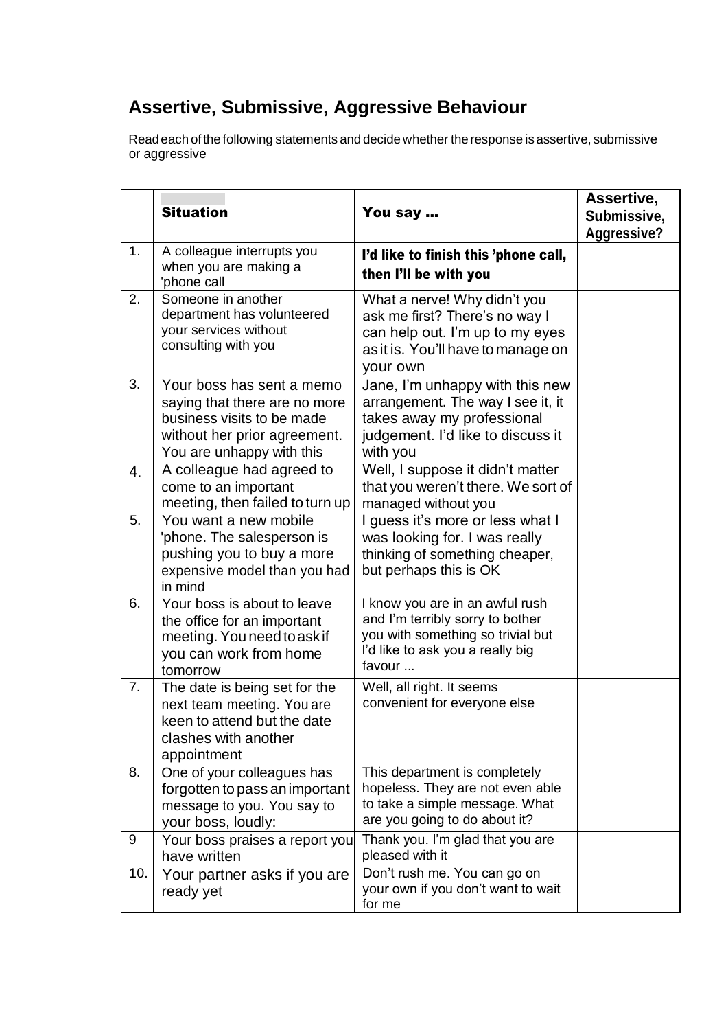## Assertive, Submissive, Aggressive Behaviour

Read each of the following statements and decide whether the response is assertive, submissive or aggressive

| | Situation | You say ... | Assertive, Submissive, Aggressive? |
|---|---|---|---|
| 1. | A colleague interrupts you when you are making a 'phone call | **I'd like to finish this 'phone call, then I'll be with you** | |
| 2. | Someone in another department has volunteered your services without consulting with you | What a nerve! Why didn't you ask me first? There's no way I can help out. I'm up to my eyes as it is. You'll have to manage on your own | |
| 3. | Your boss has sent a memo saying that there are no more business visits to be made without her prior agreement. You are unhappy with this | Jane, I'm unhappy with this new arrangement. The way I see it, it takes away my professional judgement. I'd like to discuss it with you | |
| 4. | A colleague had agreed to come to an important meeting, then failed to turn up | Well, I suppose it didn't matter that you weren't there. We sort of managed without you | |
| 5. | You want a new mobile 'phone. The salesperson is pushing you to buy a more expensive model than you had in mind | I guess it's more or less what I was looking for. I was really thinking of something cheaper, but perhaps this is OK | |
| 6. | Your boss is about to leave the office for an important meeting. You need to ask if you can work from home tomorrow | I know you are in an awful rush and I'm terribly sorry to bother you with something so trivial but I'd like to ask you a really big favour ... | |
| 7. | The date is being set for the next team meeting. You are keen to attend but the date clashes with another appointment | Well, all right. It seems convenient for everyone else | |
| 8. | One of your colleagues has forgotten to pass an important message to you. You say to your boss, loudly: | This department is completely hopeless. They are not even able to take a simple message. What are you going to do about it? | |
| 9 | Your boss praises a report you have written | Thank you. I'm glad that you are pleased with it | |
| 10. | Your partner asks if you are ready yet | Don't rush me. You can go on your own if you don't want to wait for me | |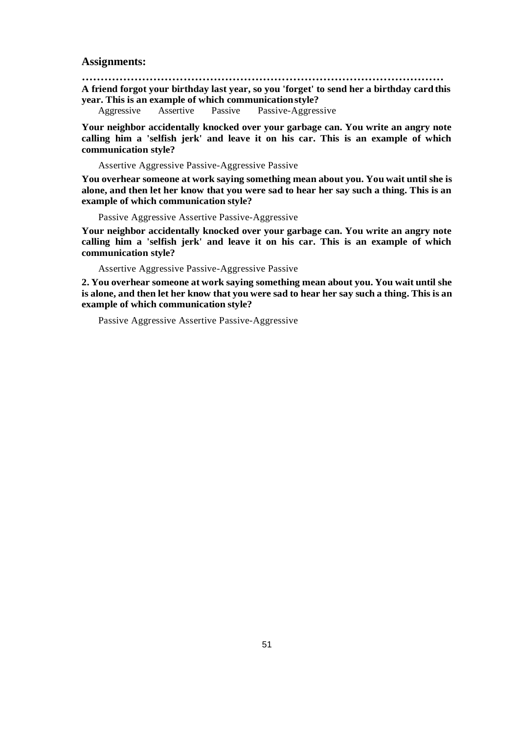**Assignments:**

……………………………………………………………………………………

**A friend forgot your birthday last year, so you 'forget' to send her a birthday card this year. This is an example of which communication style?**

Aggressive Assertive Passive Passive-Aggressive

**Your neighbor accidentally knocked over your garbage can. You write an angry note calling him a 'selfish jerk' and leave it on his car. This is an example of which communication style?**

Assertive Aggressive Passive-Aggressive Passive

**You overhear someone at work saying something mean about you. You wait until she is alone, and then let her know that you were sad to hear her say such a thing. This is an example of which communication style?**

Passive Aggressive Assertive Passive-Aggressive

**Your neighbor accidentally knocked over your garbage can. You write an angry note calling him a 'selfish jerk' and leave it on his car. This is an example of which communication style?**

Assertive Aggressive Passive-Aggressive Passive

**2. You overhear someone at work saying something mean about you. You wait until she is alone, and then let her know that you were sad to hear her say such a thing. This is an example of which communication style?**

Passive Aggressive Assertive Passive-Aggressive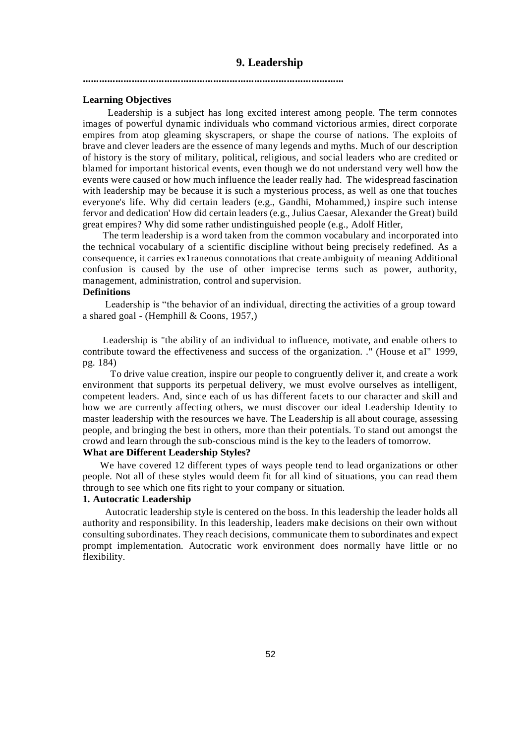## 9. Leadership

..............................................................................................

**Learning Objectives**

Leadership is a subject has long excited interest among people. The term connotes images of powerful dynamic individuals who command victorious armies, direct corporate empires from atop gleaming skyscrapers, or shape the course of nations. The exploits of brave and clever leaders are the essence of many legends and myths. Much of our description of history is the story of military, political, religious, and social leaders who are credited or blamed for important historical events, even though we do not understand very well how the events were caused or how much influence the leader really had. The widespread fascination with leadership may be because it is such a mysterious process, as well as one that touches everyone's life. Why did certain leaders (e.g., Gandhi, Mohammed,) inspire such intense fervor and dedication' How did certain leaders (e.g., Julius Caesar, Alexander the Great) build great empires? Why did some rather undistinguished people (e.g., Adolf Hitler,

The term leadership is a word taken from the common vocabulary and incorporated into the technical vocabulary of a scientific discipline without being precisely redefined. As a consequence, it carries ex1raneous connotations that create ambiguity of meaning Additional confusion is caused by the use of other imprecise terms such as power, authority, management, administration, control and supervision.

**Definitions**

Leadership is "the behavior of an individual, directing the activities of a group toward a shared goal - (Hemphill & Coons, 1957,)

Leadership is "the ability of an individual to influence, motivate, and enable others to contribute toward the effectiveness and success of the organization. ." (House et aI" 1999, pg. 184)

To drive value creation, inspire our people to congruently deliver it, and create a work environment that supports its perpetual delivery, we must evolve ourselves as intelligent, competent leaders. And, since each of us has different facets to our character and skill and how we are currently affecting others, we must discover our ideal Leadership Identity to master leadership with the resources we have. The Leadership is all about courage, assessing people, and bringing the best in others, more than their potentials. To stand out amongst the crowd and learn through the sub-conscious mind is the key to the leaders of tomorrow.

**What are Different Leadership Styles?**

We have covered 12 different types of ways people tend to lead organizations or other people. Not all of these styles would deem fit for all kind of situations, you can read them through to see which one fits right to your company or situation.

**1. Autocratic Leadership**

Autocratic leadership style is centered on the boss. In this leadership the leader holds all authority and responsibility. In this leadership, leaders make decisions on their own without consulting subordinates. They reach decisions, communicate them to subordinates and expect prompt implementation. Autocratic work environment does normally have little or no flexibility.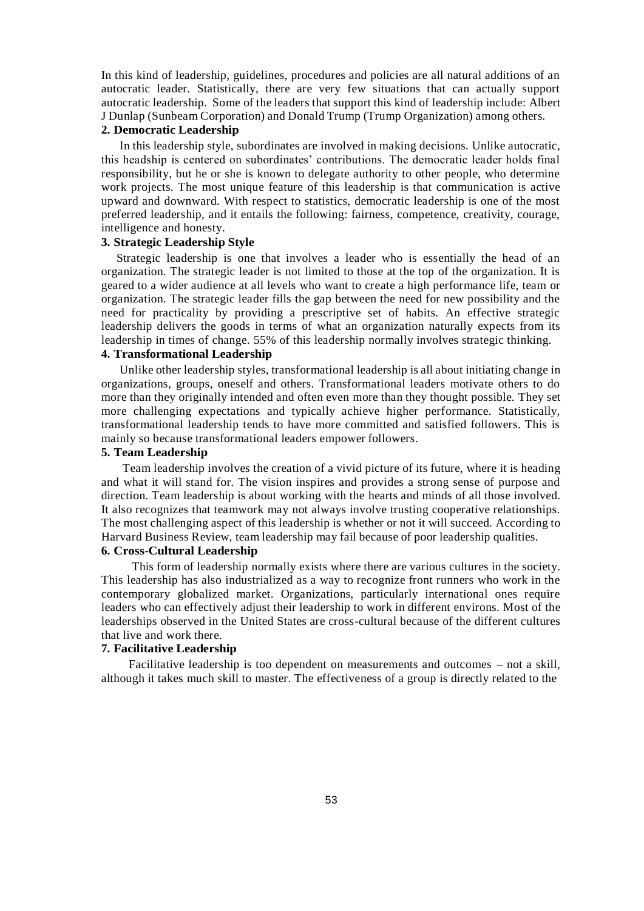In this kind of leadership, guidelines, procedures and policies are all natural additions of an autocratic leader. Statistically, there are very few situations that can actually support autocratic leadership. Some of the leaders that support this kind of leadership include: Albert J Dunlap (Sunbeam Corporation) and Donald Trump (Trump Organization) among others.

**2. Democratic Leadership**

In this leadership style, subordinates are involved in making decisions. Unlike autocratic, this headship is centered on subordinates' contributions. The democratic leader holds final responsibility, but he or she is known to delegate authority to other people, who determine work projects. The most unique feature of this leadership is that communication is active upward and downward. With respect to statistics, democratic leadership is one of the most preferred leadership, and it entails the following: fairness, competence, creativity, courage, intelligence and honesty.

**3. Strategic Leadership Style**

Strategic leadership is one that involves a leader who is essentially the head of an organization. The strategic leader is not limited to those at the top of the organization. It is geared to a wider audience at all levels who want to create a high performance life, team or organization. The strategic leader fills the gap between the need for new possibility and the need for practicality by providing a prescriptive set of habits. An effective strategic leadership delivers the goods in terms of what an organization naturally expects from its leadership in times of change. 55% of this leadership normally involves strategic thinking.

**4. Transformational Leadership**

Unlike other leadership styles, transformational leadership is all about initiating change in organizations, groups, oneself and others. Transformational leaders motivate others to do more than they originally intended and often even more than they thought possible. They set more challenging expectations and typically achieve higher performance. Statistically, transformational leadership tends to have more committed and satisfied followers. This is mainly so because transformational leaders empower followers.

**5. Team Leadership**

Team leadership involves the creation of a vivid picture of its future, where it is heading and what it will stand for. The vision inspires and provides a strong sense of purpose and direction. Team leadership is about working with the hearts and minds of all those involved. It also recognizes that teamwork may not always involve trusting cooperative relationships. The most challenging aspect of this leadership is whether or not it will succeed. According to Harvard Business Review, team leadership may fail because of poor leadership qualities.

**6. Cross-Cultural Leadership**

This form of leadership normally exists where there are various cultures in the society. This leadership has also industrialized as a way to recognize front runners who work in the contemporary globalized market. Organizations, particularly international ones require leaders who can effectively adjust their leadership to work in different environs. Most of the leaderships observed in the United States are cross-cultural because of the different cultures that live and work there.

**7. Facilitative Leadership**

Facilitative leadership is too dependent on measurements and outcomes – not a skill, although it takes much skill to master. The effectiveness of a group is directly related to the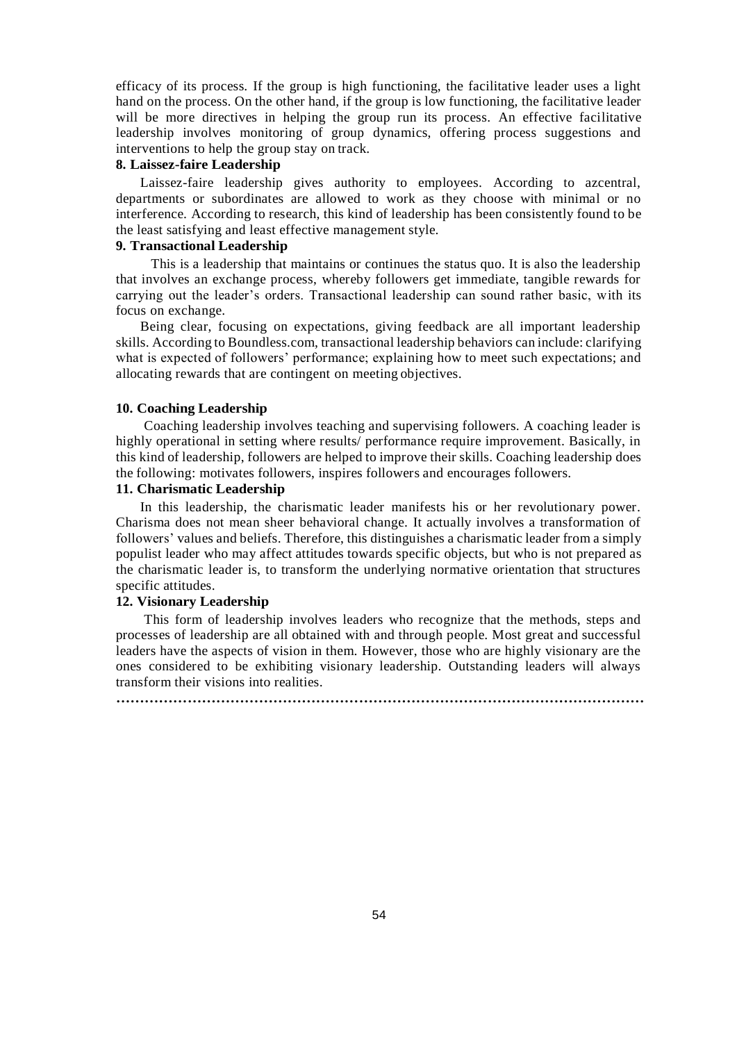efficacy of its process. If the group is high functioning, the facilitative leader uses a light hand on the process. On the other hand, if the group is low functioning, the facilitative leader will be more directives in helping the group run its process. An effective facilitative leadership involves monitoring of group dynamics, offering process suggestions and interventions to help the group stay on track.

**8. Laissez-faire Leadership**

Laissez-faire leadership gives authority to employees. According to azcentral, departments or subordinates are allowed to work as they choose with minimal or no interference. According to research, this kind of leadership has been consistently found to be the least satisfying and least effective management style.

**9. Transactional Leadership**

This is a leadership that maintains or continues the status quo. It is also the leadership that involves an exchange process, whereby followers get immediate, tangible rewards for carrying out the leader's orders. Transactional leadership can sound rather basic, with its focus on exchange.

Being clear, focusing on expectations, giving feedback are all important leadership skills. According to Boundless.com, transactional leadership behaviors can include: clarifying what is expected of followers' performance; explaining how to meet such expectations; and allocating rewards that are contingent on meeting objectives.

**10. Coaching Leadership**

Coaching leadership involves teaching and supervising followers. A coaching leader is highly operational in setting where results/ performance require improvement. Basically, in this kind of leadership, followers are helped to improve their skills. Coaching leadership does the following: motivates followers, inspires followers and encourages followers.

**11. Charismatic Leadership**

In this leadership, the charismatic leader manifests his or her revolutionary power. Charisma does not mean sheer behavioral change. It actually involves a transformation of followers' values and beliefs. Therefore, this distinguishes a charismatic leader from a simply populist leader who may affect attitudes towards specific objects, but who is not prepared as the charismatic leader is, to transform the underlying normative orientation that structures specific attitudes.

**12. Visionary Leadership**

This form of leadership involves leaders who recognize that the methods, steps and processes of leadership are all obtained with and through people. Most great and successful leaders have the aspects of vision in them. However, those who are highly visionary are the ones considered to be exhibiting visionary leadership. Outstanding leaders will always transform their visions into realities.

…………………………………………………………………………………………………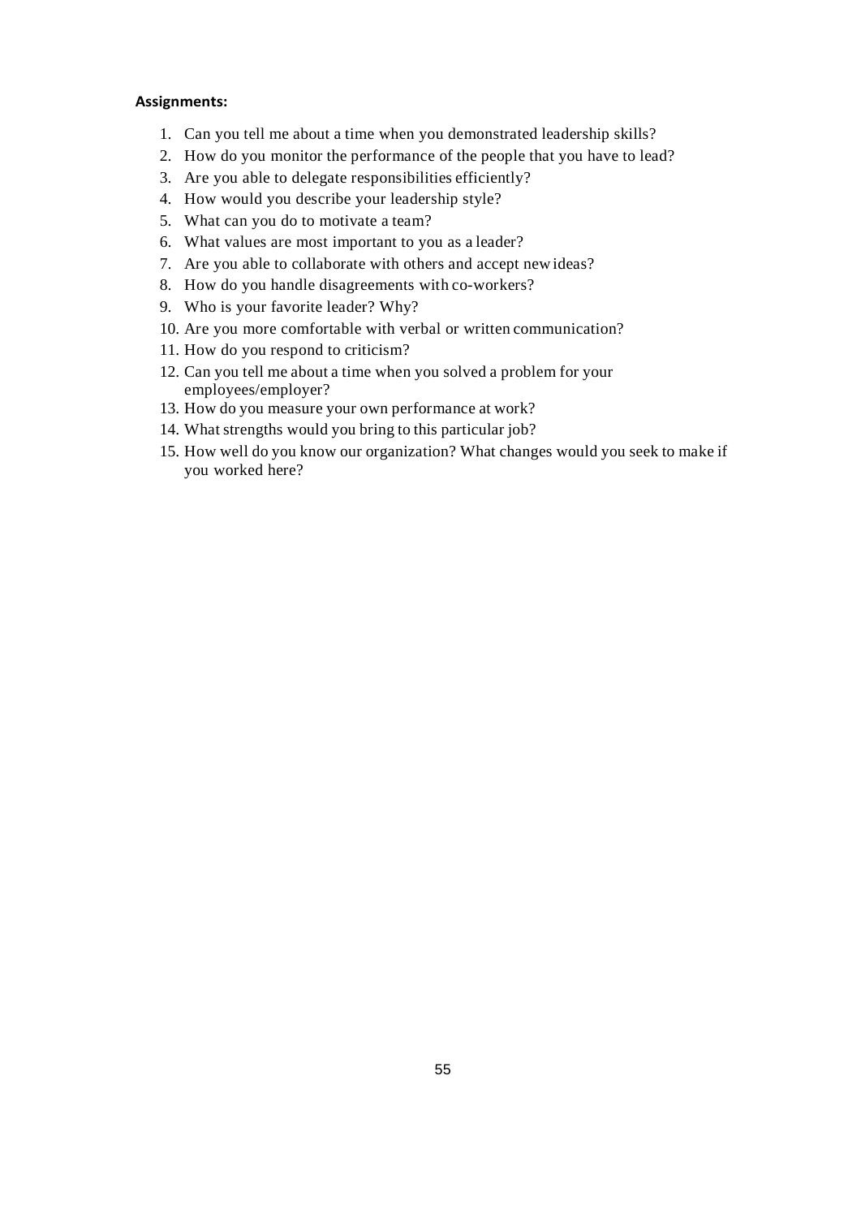**Assignments:**

1. Can you tell me about a time when you demonstrated leadership skills?
2. How do you monitor the performance of the people that you have to lead?
3. Are you able to delegate responsibilities efficiently?
4. How would you describe your leadership style?
5. What can you do to motivate a team?
6. What values are most important to you as a leader?
7. Are you able to collaborate with others and accept new ideas?
8. How do you handle disagreements with co-workers?
9. Who is your favorite leader? Why?
10. Are you more comfortable with verbal or written communication?
11. How do you respond to criticism?
12. Can you tell me about a time when you solved a problem for your employees/employer?
13. How do you measure your own performance at work?
14. What strengths would you bring to this particular job?
15. How well do you know our organization? What changes would you seek to make if you worked here?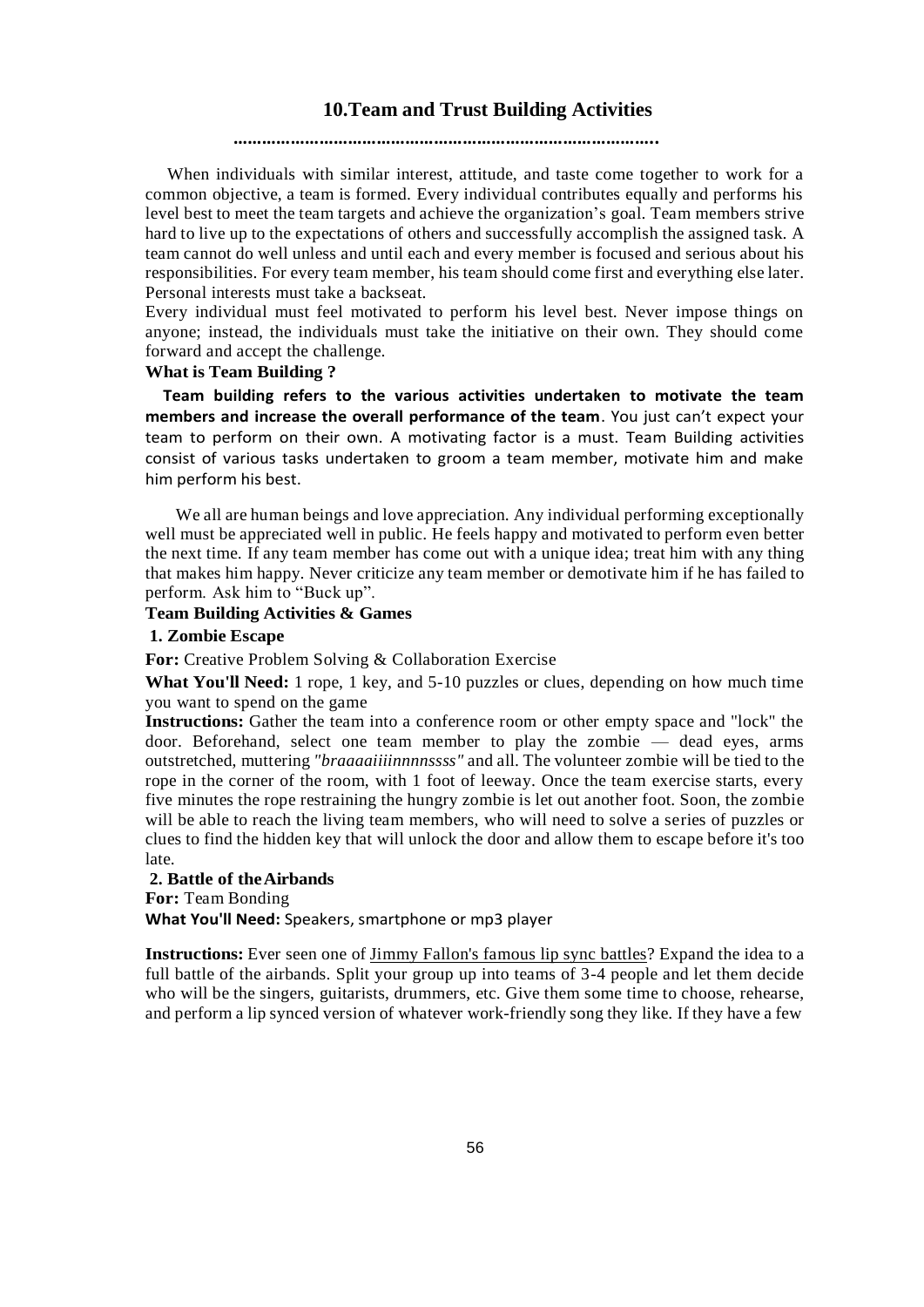## 10.Team and Trust Building Activities

……………………………………………………………………………

When individuals with similar interest, attitude, and taste come together to work for a common objective, a team is formed. Every individual contributes equally and performs his level best to meet the team targets and achieve the organization's goal. Team members strive hard to live up to the expectations of others and successfully accomplish the assigned task. A team cannot do well unless and until each and every member is focused and serious about his responsibilities. For every team member, his team should come first and everything else later. Personal interests must take a backseat.

Every individual must feel motivated to perform his level best. Never impose things on anyone; instead, the individuals must take the initiative on their own. They should come forward and accept the challenge.

### What is Team Building ?

**Team building refers to the various activities undertaken to motivate the team members and increase the overall performance of the team**. You just can't expect your team to perform on their own. A motivating factor is a must. Team Building activities consist of various tasks undertaken to groom a team member, motivate him and make him perform his best.

We all are human beings and love appreciation. Any individual performing exceptionally well must be appreciated well in public. He feels happy and motivated to perform even better the next time. If any team member has come out with a unique idea; treat him with any thing that makes him happy. Never criticize any team member or demotivate him if he has failed to perform. Ask him to "Buck up".

### Team Building Activities & Games

#### 1. Zombie Escape

**For:** Creative Problem Solving & Collaboration Exercise

**What You'll Need:** 1 rope, 1 key, and 5-10 puzzles or clues, depending on how much time you want to spend on the game

**Instructions:** Gather the team into a conference room or other empty space and "lock" the door. Beforehand, select one team member to play the zombie — dead eyes, arms outstretched, muttering *"braaaaiiiinnnnssss"* and all. The volunteer zombie will be tied to the rope in the corner of the room, with 1 foot of leeway. Once the team exercise starts, every five minutes the rope restraining the hungry zombie is let out another foot. Soon, the zombie will be able to reach the living team members, who will need to solve a series of puzzles or clues to find the hidden key that will unlock the door and allow them to escape before it's too late.

#### 2. Battle of the Airbands

**For:** Team Bonding

**What You'll Need:** Speakers, smartphone or mp3 player

**Instructions:** Ever seen one of Jimmy Fallon's famous lip sync battles? Expand the idea to a full battle of the airbands. Split your group up into teams of 3-4 people and let them decide who will be the singers, guitarists, drummers, etc. Give them some time to choose, rehearse, and perform a lip synced version of whatever work-friendly song they like. If they have a few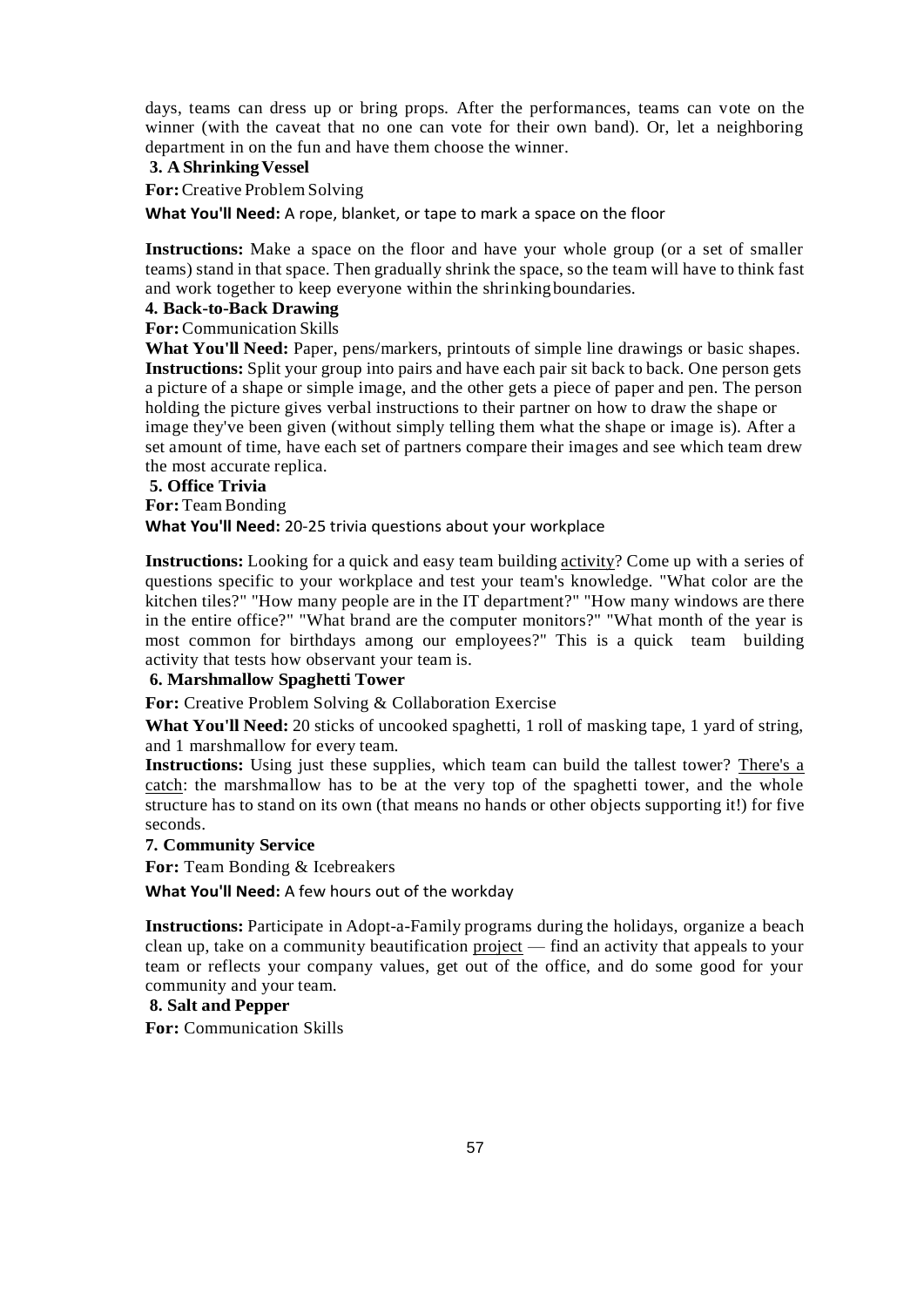days, teams can dress up or bring props. After the performances, teams can vote on the winner (with the caveat that no one can vote for their own band). Or, let a neighboring department in on the fun and have them choose the winner.

### 3. A Shrinking Vessel

**For:** Creative Problem Solving

**What You'll Need:** A rope, blanket, or tape to mark a space on the floor

**Instructions:** Make a space on the floor and have your whole group (or a set of smaller teams) stand in that space. Then gradually shrink the space, so the team will have to think fast and work together to keep everyone within the shrinking boundaries.

### 4. Back-to-Back Drawing

**For:** Communication Skills

**What You'll Need:** Paper, pens/markers, printouts of simple line drawings or basic shapes.

**Instructions:** Split your group into pairs and have each pair sit back to back. One person gets a picture of a shape or simple image, and the other gets a piece of paper and pen. The person holding the picture gives verbal instructions to their partner on how to draw the shape or image they've been given (without simply telling them what the shape or image is). After a set amount of time, have each set of partners compare their images and see which team drew the most accurate replica.

### 5. Office Trivia

**For:** Team Bonding

**What You'll Need:** 20-25 trivia questions about your workplace

**Instructions:** Looking for a quick and easy team building activity? Come up with a series of questions specific to your workplace and test your team's knowledge. "What color are the kitchen tiles?" "How many people are in the IT department?" "How many windows are there in the entire office?" "What brand are the computer monitors?" "What month of the year is most common for birthdays among our employees?" This is a quick team building activity that tests how observant your team is.

### 6. Marshmallow Spaghetti Tower

**For:** Creative Problem Solving & Collaboration Exercise

**What You'll Need:** 20 sticks of uncooked spaghetti, 1 roll of masking tape, 1 yard of string, and 1 marshmallow for every team.

**Instructions:** Using just these supplies, which team can build the tallest tower? There's a catch: the marshmallow has to be at the very top of the spaghetti tower, and the whole structure has to stand on its own (that means no hands or other objects supporting it!) for five seconds.

### 7. Community Service

**For:** Team Bonding & Icebreakers

**What You'll Need:** A few hours out of the workday

**Instructions:** Participate in Adopt-a-Family programs during the holidays, organize a beach clean up, take on a community beautification project — find an activity that appeals to your team or reflects your company values, get out of the office, and do some good for your community and your team.

### 8. Salt and Pepper

**For:** Communication Skills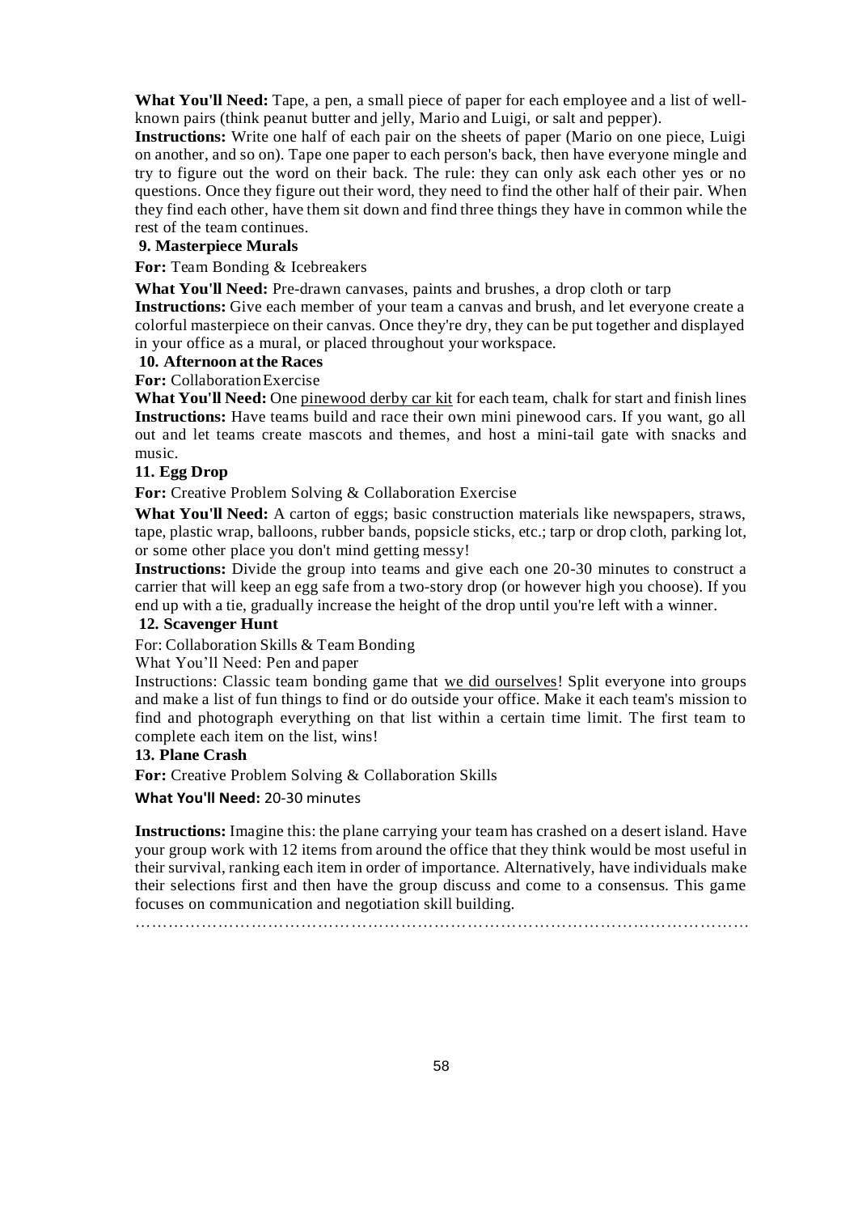**What You'll Need:** Tape, a pen, a small piece of paper for each employee and a list of well-known pairs (think peanut butter and jelly, Mario and Luigi, or salt and pepper).

**Instructions:** Write one half of each pair on the sheets of paper (Mario on one piece, Luigi on another, and so on). Tape one paper to each person's back, then have everyone mingle and try to figure out the word on their back. The rule: they can only ask each other yes or no questions. Once they figure out their word, they need to find the other half of their pair. When they find each other, have them sit down and find three things they have in common while the rest of the team continues.

**9. Masterpiece Murals**

**For:** Team Bonding & Icebreakers

**What You'll Need:** Pre-drawn canvases, paints and brushes, a drop cloth or tarp

**Instructions:** Give each member of your team a canvas and brush, and let everyone create a colorful masterpiece on their canvas. Once they're dry, they can be put together and displayed in your office as a mural, or placed throughout your workspace.

**10. Afternoon at the Races**

**For:** Collaboration Exercise

**What You'll Need:** One pinewood derby car kit for each team, chalk for start and finish lines

**Instructions:** Have teams build and race their own mini pinewood cars. If you want, go all out and let teams create mascots and themes, and host a mini-tail gate with snacks and music.

**11. Egg Drop**

**For:** Creative Problem Solving & Collaboration Exercise

**What You'll Need:** A carton of eggs; basic construction materials like newspapers, straws, tape, plastic wrap, balloons, rubber bands, popsicle sticks, etc.; tarp or drop cloth, parking lot, or some other place you don't mind getting messy!

**Instructions:** Divide the group into teams and give each one 20-30 minutes to construct a carrier that will keep an egg safe from a two-story drop (or however high you choose). If you end up with a tie, gradually increase the height of the drop until you're left with a winner.

**12. Scavenger Hunt**

For: Collaboration Skills & Team Bonding

What You'll Need: Pen and paper

Instructions: Classic team bonding game that we did ourselves! Split everyone into groups and make a list of fun things to find or do outside your office. Make it each team's mission to find and photograph everything on that list within a certain time limit. The first team to complete each item on the list, wins!

**13. Plane Crash**

**For:** Creative Problem Solving & Collaboration Skills

**What You'll Need:** 20-30 minutes

**Instructions:** Imagine this: the plane carrying your team has crashed on a desert island. Have your group work with 12 items from around the office that they think would be most useful in their survival, ranking each item in order of importance. Alternatively, have individuals make their selections first and then have the group discuss and come to a consensus. This game focuses on communication and negotiation skill building.

…………………………………………………………………………………………………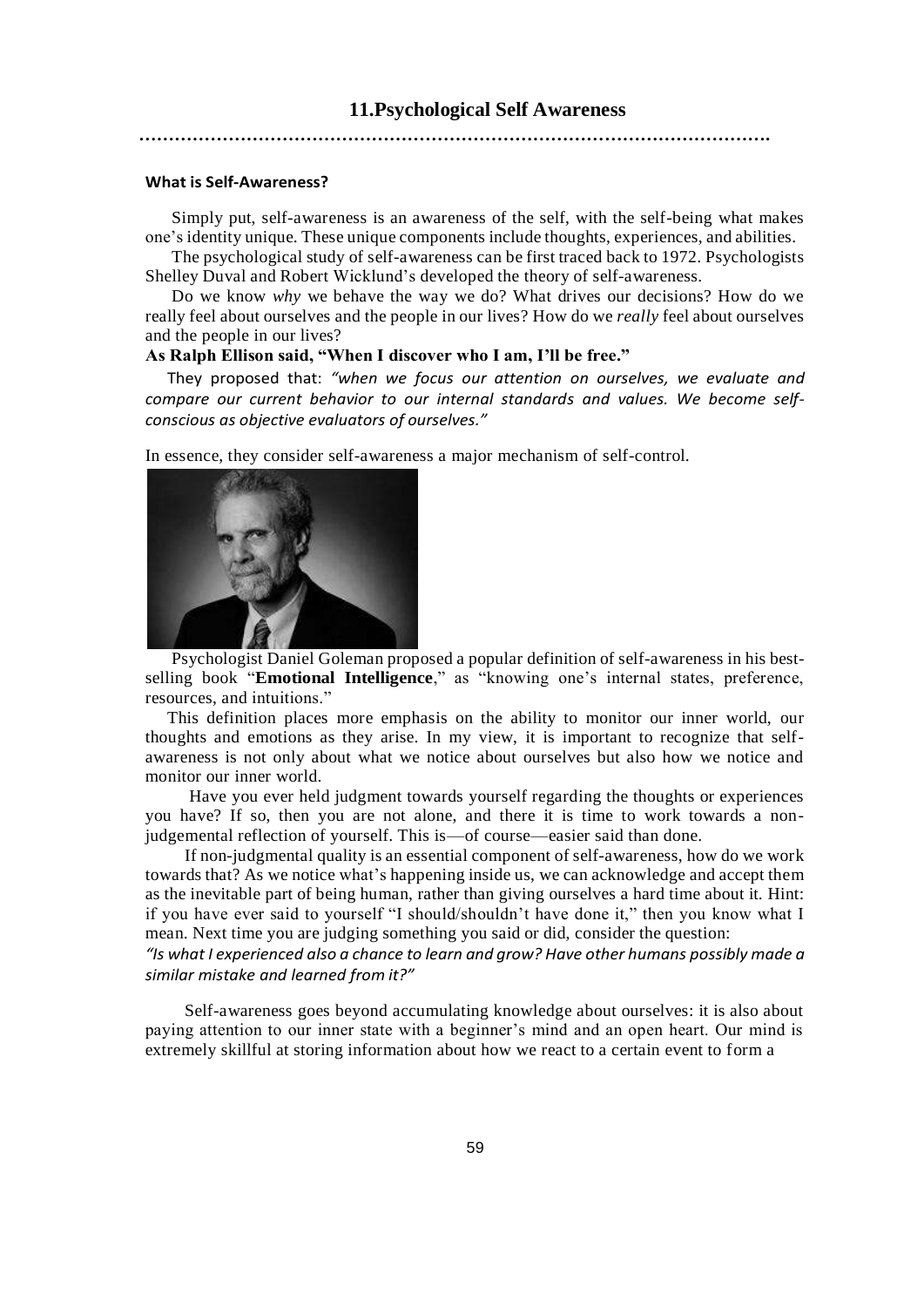## 11.Psychological Self Awareness

……………………………………………………………………………………………….

### What is Self-Awareness?

Simply put, self-awareness is an awareness of the self, with the self-being what makes one's identity unique. These unique components include thoughts, experiences, and abilities.

The psychological study of self-awareness can be first traced back to 1972. Psychologists Shelley Duval and Robert Wicklund's developed the theory of self-awareness.

Do we know *why* we behave the way we do? What drives our decisions? How do we really feel about ourselves and the people in our lives? How do we *really* feel about ourselves and the people in our lives?

**As Ralph Ellison said, "When I discover who I am, I'll be free."**

They proposed that: *"when we focus our attention on ourselves, we evaluate and compare our current behavior to our internal standards and values. We become self-conscious as objective evaluators of ourselves."*

In essence, they consider self-awareness a major mechanism of self-control.

Psychologist Daniel Goleman proposed a popular definition of self-awareness in his best-selling book "**Emotional Intelligence**," as "knowing one's internal states, preference, resources, and intuitions."

This definition places more emphasis on the ability to monitor our inner world, our thoughts and emotions as they arise. In my view, it is important to recognize that self-awareness is not only about what we notice about ourselves but also how we notice and monitor our inner world.

Have you ever held judgment towards yourself regarding the thoughts or experiences you have? If so, then you are not alone, and there it is time to work towards a non-judgemental reflection of yourself. This is—of course—easier said than done.

If non-judgmental quality is an essential component of self-awareness, how do we work towards that? As we notice what's happening inside us, we can acknowledge and accept them as the inevitable part of being human, rather than giving ourselves a hard time about it. Hint: if you have ever said to yourself "I should/shouldn't have done it," then you know what I mean. Next time you are judging something you said or did, consider the question:

*"Is what I experienced also a chance to learn and grow? Have other humans possibly made a similar mistake and learned from it?"*

Self-awareness goes beyond accumulating knowledge about ourselves: it is also about paying attention to our inner state with a beginner's mind and an open heart. Our mind is extremely skillful at storing information about how we react to a certain event to form a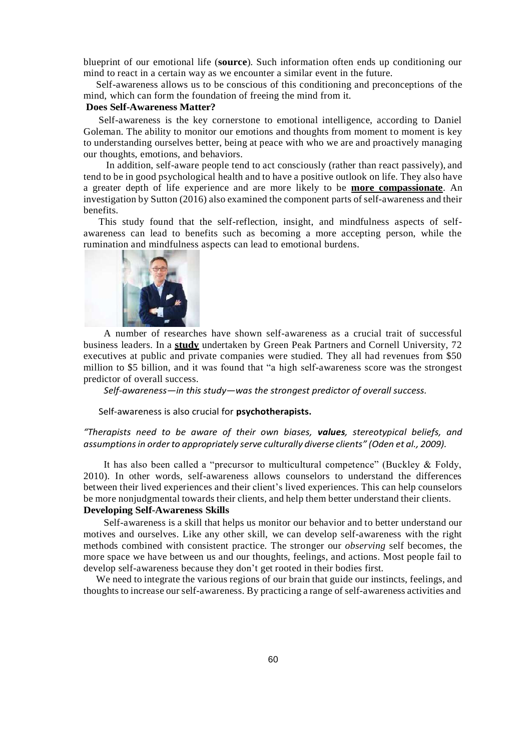blueprint of our emotional life (**source**). Such information often ends up conditioning our mind to react in a certain way as we encounter a similar event in the future.

Self-awareness allows us to be conscious of this conditioning and preconceptions of the mind, which can form the foundation of freeing the mind from it.

**Does Self-Awareness Matter?**

Self-awareness is the key cornerstone to emotional intelligence, according to Daniel Goleman. The ability to monitor our emotions and thoughts from moment to moment is key to understanding ourselves better, being at peace with who we are and proactively managing our thoughts, emotions, and behaviors.

In addition, self-aware people tend to act consciously (rather than react passively), and tend to be in good psychological health and to have a positive outlook on life. They also have a greater depth of life experience and are more likely to be **more compassionate**. An investigation by Sutton (2016) also examined the component parts of self-awareness and their benefits.

This study found that the self-reflection, insight, and mindfulness aspects of self-awareness can lead to benefits such as becoming a more accepting person, while the rumination and mindfulness aspects can lead to emotional burdens.

A number of researches have shown self-awareness as a crucial trait of successful business leaders. In a **study** undertaken by Green Peak Partners and Cornell University, 72 executives at public and private companies were studied. They all had revenues from $50 million to $5 billion, and it was found that "a high self-awareness score was the strongest predictor of overall success.

*Self-awareness—in this study—was the strongest predictor of overall success.*

Self-awareness is also crucial for **psychotherapists.**

*"Therapists need to be aware of their own biases, **values**, stereotypical beliefs, and assumptions in order to appropriately serve culturally diverse clients" (Oden et al., 2009).*

It has also been called a "precursor to multicultural competence" (Buckley & Foldy, 2010). In other words, self-awareness allows counselors to understand the differences between their lived experiences and their client's lived experiences. This can help counselors be more nonjudgmental towards their clients, and help them better understand their clients.

**Developing Self-Awareness Skills**

Self-awareness is a skill that helps us monitor our behavior and to better understand our motives and ourselves. Like any other skill, we can develop self-awareness with the right methods combined with consistent practice. The stronger our *observing* self becomes, the more space we have between us and our thoughts, feelings, and actions. Most people fail to develop self-awareness because they don't get rooted in their bodies first.

We need to integrate the various regions of our brain that guide our instincts, feelings, and thoughts to increase our self-awareness. By practicing a range of self-awareness activities and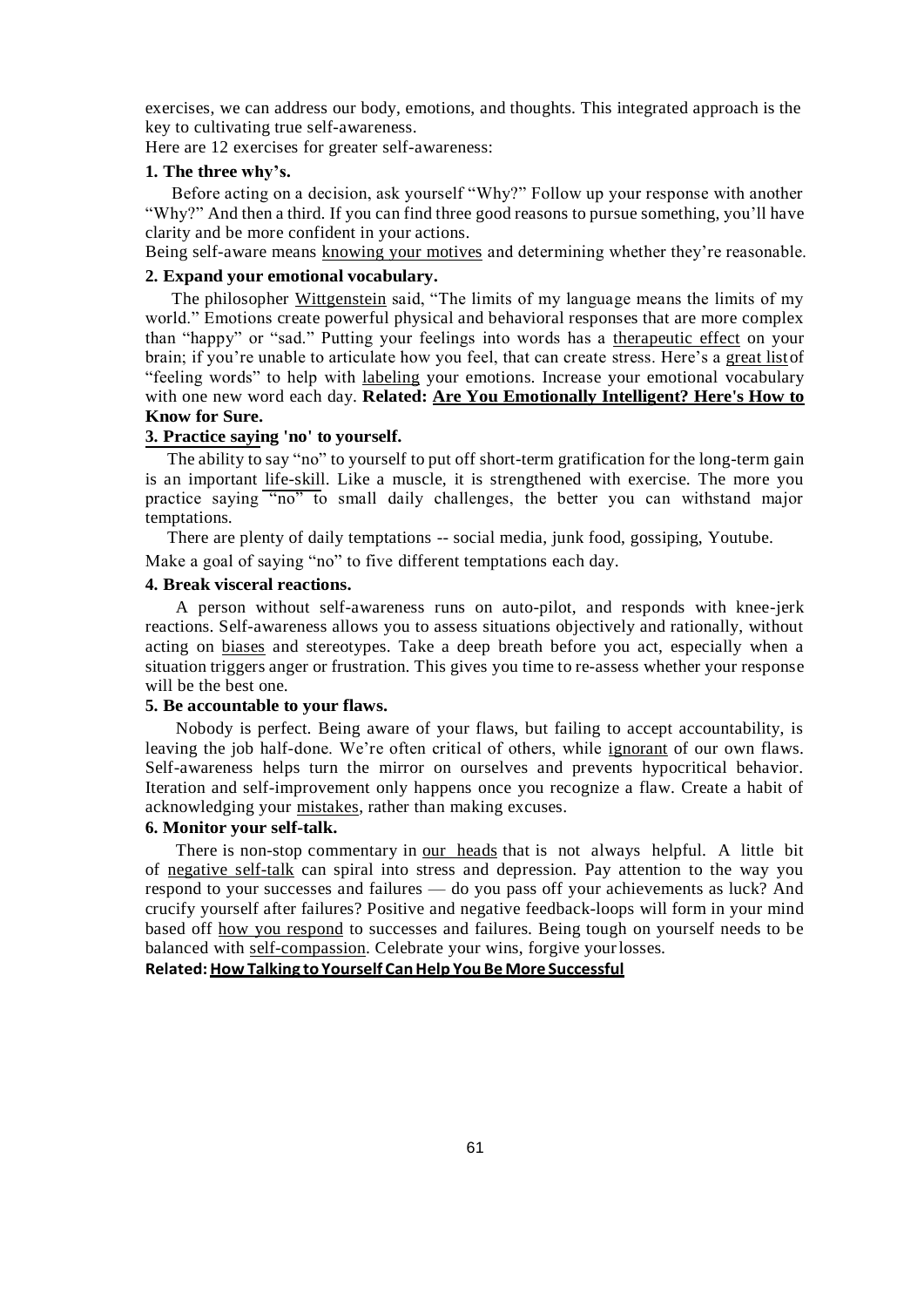exercises, we can address our body, emotions, and thoughts. This integrated approach is the key to cultivating true self-awareness.

Here are 12 exercises for greater self-awareness:

**1. The three why's.**

Before acting on a decision, ask yourself "Why?" Follow up your response with another "Why?" And then a third. If you can find three good reasons to pursue something, you'll have clarity and be more confident in your actions.

Being self-aware means knowing your motives and determining whether they're reasonable.

**2. Expand your emotional vocabulary.**

The philosopher Wittgenstein said, "The limits of my language means the limits of my world." Emotions create powerful physical and behavioral responses that are more complex than "happy" or "sad." Putting your feelings into words has a therapeutic effect on your brain; if you're unable to articulate how you feel, that can create stress. Here's a great list of "feeling words" to help with labeling your emotions. Increase your emotional vocabulary with one new word each day. **Related: Are You Emotionally Intelligent? Here's How to Know for Sure.**

**3. Practice saying 'no' to yourself.**

The ability to say "no" to yourself to put off short-term gratification for the long-term gain is an important life-skill. Like a muscle, it is strengthened with exercise. The more you practice saying "no" to small daily challenges, the better you can withstand major temptations.

There are plenty of daily temptations -- social media, junk food, gossiping, Youtube.

Make a goal of saying "no" to five different temptations each day.

**4. Break visceral reactions.**

A person without self-awareness runs on auto-pilot, and responds with knee-jerk reactions. Self-awareness allows you to assess situations objectively and rationally, without acting on biases and stereotypes. Take a deep breath before you act, especially when a situation triggers anger or frustration. This gives you time to re-assess whether your response will be the best one.

**5. Be accountable to your flaws.**

Nobody is perfect. Being aware of your flaws, but failing to accept accountability, is leaving the job half-done. We're often critical of others, while ignorant of our own flaws. Self-awareness helps turn the mirror on ourselves and prevents hypocritical behavior. Iteration and self-improvement only happens once you recognize a flaw. Create a habit of acknowledging your mistakes, rather than making excuses.

**6. Monitor your self-talk.**

There is non-stop commentary in our heads that is not always helpful. A little bit of negative self-talk can spiral into stress and depression. Pay attention to the way you respond to your successes and failures — do you pass off your achievements as luck? And crucify yourself after failures? Positive and negative feedback-loops will form in your mind based off how you respond to successes and failures. Being tough on yourself needs to be balanced with self-compassion. Celebrate your wins, forgive your losses.

**Related: How Talking to Yourself Can Help You Be More Successful**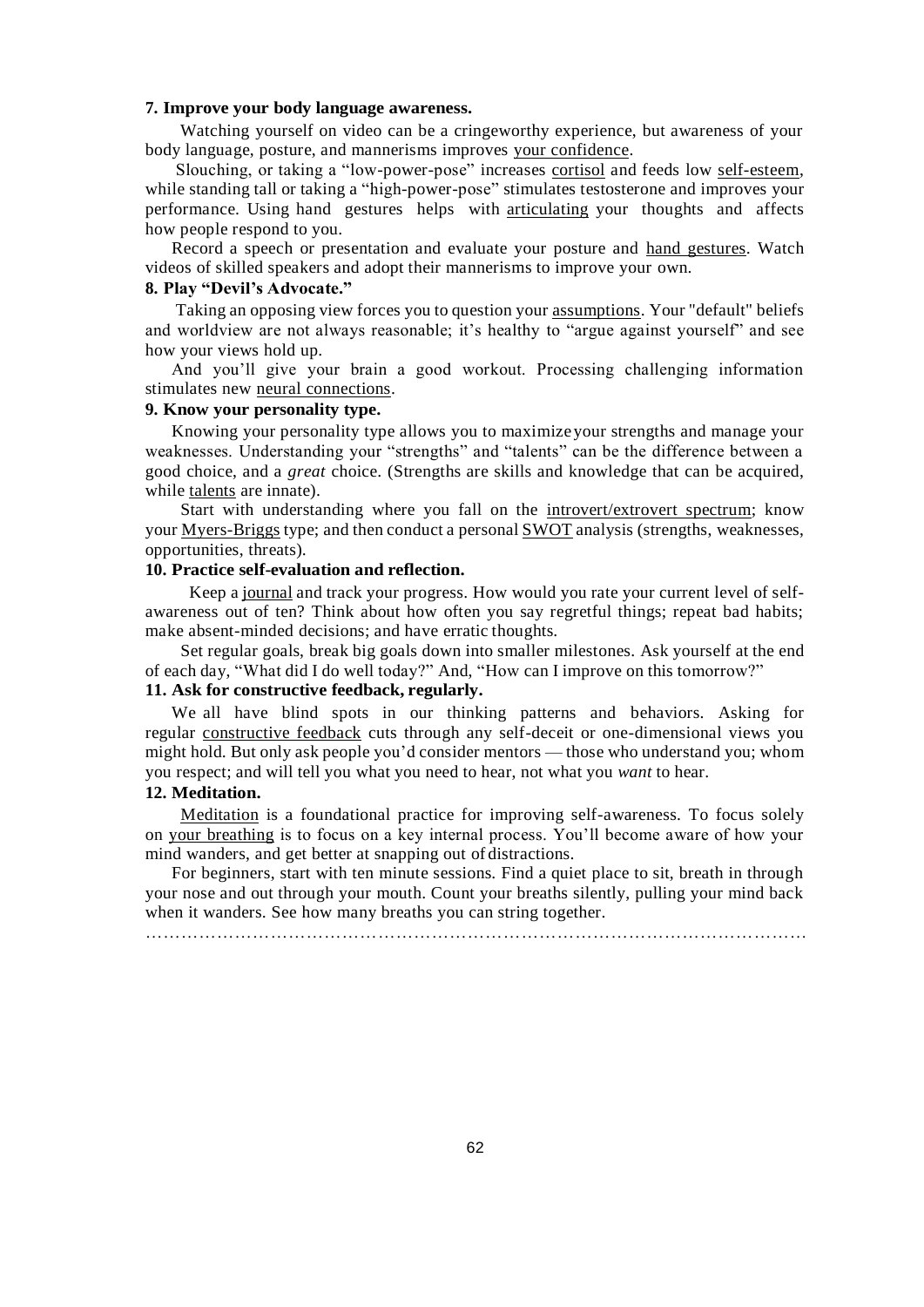**7. Improve your body language awareness.**

Watching yourself on video can be a cringeworthy experience, but awareness of your body language, posture, and mannerisms improves your confidence.

Slouching, or taking a "low-power-pose" increases cortisol and feeds low self-esteem, while standing tall or taking a "high-power-pose" stimulates testosterone and improves your performance. Using hand gestures helps with articulating your thoughts and affects how people respond to you.

Record a speech or presentation and evaluate your posture and hand gestures. Watch videos of skilled speakers and adopt their mannerisms to improve your own.

**8. Play "Devil's Advocate."**

Taking an opposing view forces you to question your assumptions. Your "default" beliefs and worldview are not always reasonable; it's healthy to "argue against yourself" and see how your views hold up.

And you'll give your brain a good workout. Processing challenging information stimulates new neural connections.

**9. Know your personality type.**

Knowing your personality type allows you to maximize your strengths and manage your weaknesses. Understanding your "strengths" and "talents" can be the difference between a good choice, and a *great* choice. (Strengths are skills and knowledge that can be acquired, while talents are innate).

Start with understanding where you fall on the introvert/extrovert spectrum; know your Myers-Briggs type; and then conduct a personal SWOT analysis (strengths, weaknesses, opportunities, threats).

**10. Practice self-evaluation and reflection.**

Keep a journal and track your progress. How would you rate your current level of self-awareness out of ten? Think about how often you say regretful things; repeat bad habits; make absent-minded decisions; and have erratic thoughts.

Set regular goals, break big goals down into smaller milestones. Ask yourself at the end of each day, "What did I do well today?" And, "How can I improve on this tomorrow?"

**11. Ask for constructive feedback, regularly.**

We all have blind spots in our thinking patterns and behaviors. Asking for regular constructive feedback cuts through any self-deceit or one-dimensional views you might hold. But only ask people you'd consider mentors — those who understand you; whom you respect; and will tell you what you need to hear, not what you *want* to hear.

**12. Meditation.**

Meditation is a foundational practice for improving self-awareness. To focus solely on your breathing is to focus on a key internal process. You'll become aware of how your mind wanders, and get better at snapping out of distractions.

For beginners, start with ten minute sessions. Find a quiet place to sit, breath in through your nose and out through your mouth. Count your breaths silently, pulling your mind back when it wanders. See how many breaths you can string together.

…………………………………………………………………………………………………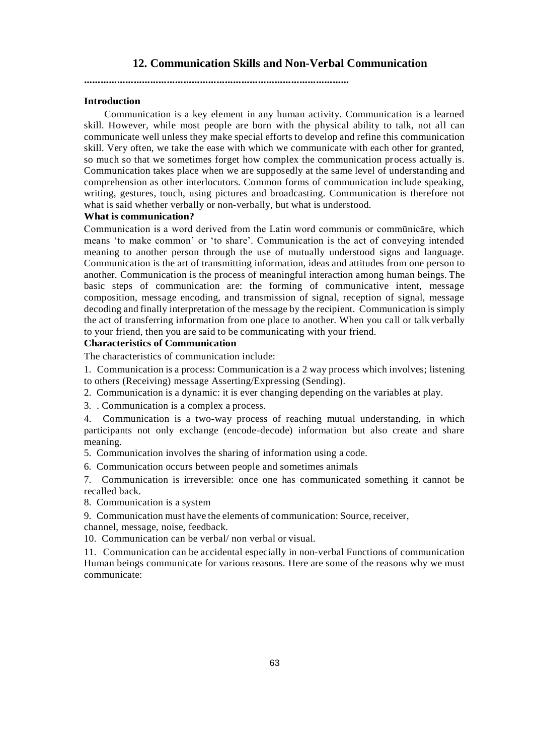## 12. Communication Skills and Non-Verbal Communication

.............................................................................................

**Introduction**

Communication is a key element in any human activity. Communication is a learned skill. However, while most people are born with the physical ability to talk, not all can communicate well unless they make special efforts to develop and refine this communication skill. Very often, we take the ease with which we communicate with each other for granted, so much so that we sometimes forget how complex the communication process actually is. Communication takes place when we are supposedly at the same level of understanding and comprehension as other interlocutors. Common forms of communication include speaking, writing, gestures, touch, using pictures and broadcasting. Communication is therefore not what is said whether verbally or non-verbally, but what is understood.

**What is communication?**

Communication is a word derived from the Latin word communis or commūnicāre, which means 'to make common' or 'to share'. Communication is the act of conveying intended meaning to another person through the use of mutually understood signs and language. Communication is the art of transmitting information, ideas and attitudes from one person to another. Communication is the process of meaningful interaction among human beings. The basic steps of communication are: the forming of communicative intent, message composition, message encoding, and transmission of signal, reception of signal, message decoding and finally interpretation of the message by the recipient. Communication is simply the act of transferring information from one place to another. When you call or talk verbally to your friend, then you are said to be communicating with your friend.

**Characteristics of Communication**

The characteristics of communication include:

1. Communication is a process: Communication is a 2 way process which involves; listening to others (Receiving) message Asserting/Expressing (Sending).
2. Communication is a dynamic: it is ever changing depending on the variables at play.
3. . Communication is a complex a process.
4. Communication is a two-way process of reaching mutual understanding, in which participants not only exchange (encode-decode) information but also create and share meaning.
5. Communication involves the sharing of information using a code.
6. Communication occurs between people and sometimes animals
7. Communication is irreversible: once one has communicated something it cannot be recalled back.
8. Communication is a system
9. Communication must have the elements of communication: Source, receiver, channel, message, noise, feedback.
10. Communication can be verbal/ non verbal or visual.
11. Communication can be accidental especially in non-verbal Functions of communication Human beings communicate for various reasons. Here are some of the reasons why we must communicate: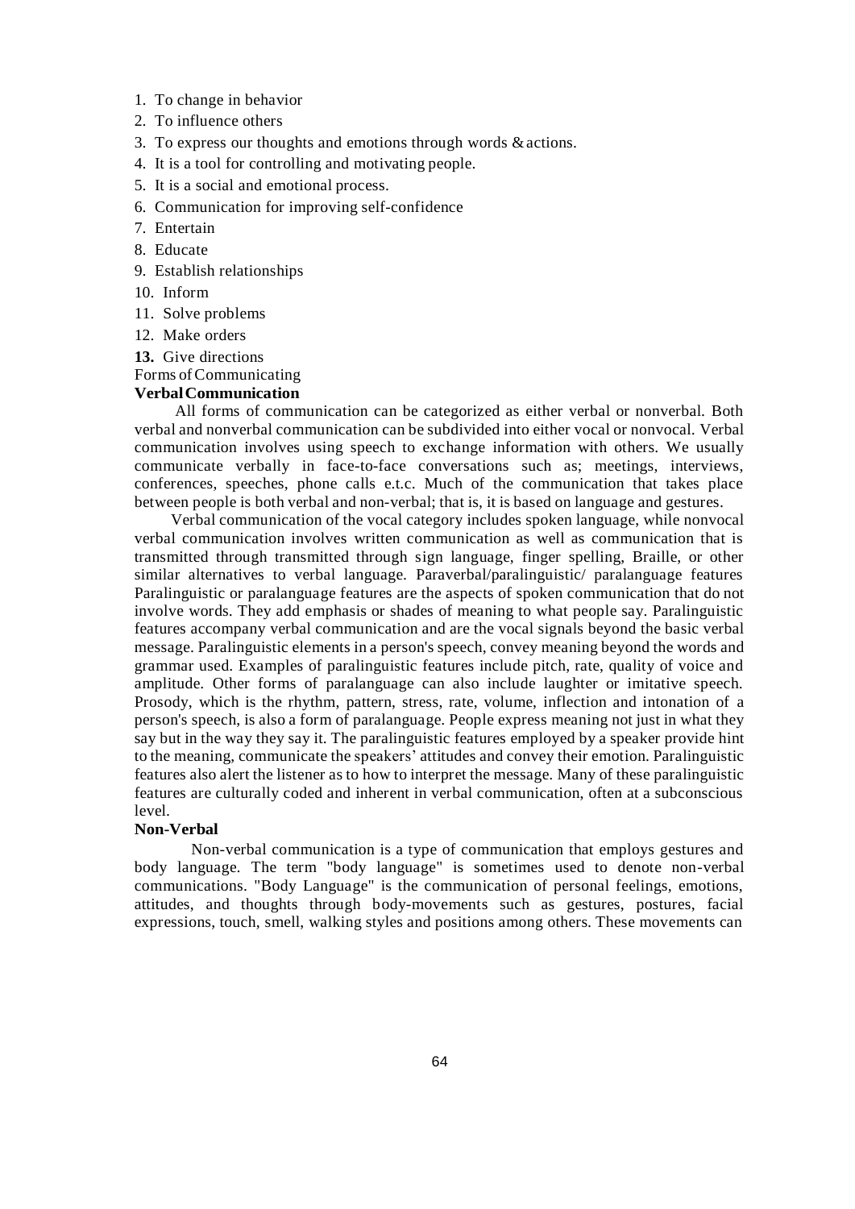1. To change in behavior
2. To influence others
3. To express our thoughts and emotions through words & actions.
4. It is a tool for controlling and motivating people.
5. It is a social and emotional process.
6. Communication for improving self-confidence
7. Entertain
8. Educate
9. Establish relationships
10. Inform
11. Solve problems
12. Make orders
13. **13.** Give directions

Forms of Communicating

**Verbal Communication**

All forms of communication can be categorized as either verbal or nonverbal. Both verbal and nonverbal communication can be subdivided into either vocal or nonvocal. Verbal communication involves using speech to exchange information with others. We usually communicate verbally in face-to-face conversations such as; meetings, interviews, conferences, speeches, phone calls e.t.c. Much of the communication that takes place between people is both verbal and non-verbal; that is, it is based on language and gestures.

Verbal communication of the vocal category includes spoken language, while nonvocal verbal communication involves written communication as well as communication that is transmitted through transmitted through sign language, finger spelling, Braille, or other similar alternatives to verbal language. Paraverbal/paralinguistic/ paralanguage features Paralinguistic or paralanguage features are the aspects of spoken communication that do not involve words. They add emphasis or shades of meaning to what people say. Paralinguistic features accompany verbal communication and are the vocal signals beyond the basic verbal message. Paralinguistic elements in a person's speech, convey meaning beyond the words and grammar used. Examples of paralinguistic features include pitch, rate, quality of voice and amplitude. Other forms of paralanguage can also include laughter or imitative speech. Prosody, which is the rhythm, pattern, stress, rate, volume, inflection and intonation of a person's speech, is also a form of paralanguage. People express meaning not just in what they say but in the way they say it. The paralinguistic features employed by a speaker provide hint to the meaning, communicate the speakers' attitudes and convey their emotion. Paralinguistic features also alert the listener as to how to interpret the message. Many of these paralinguistic features are culturally coded and inherent in verbal communication, often at a subconscious level.

**Non-Verbal**

Non-verbal communication is a type of communication that employs gestures and body language. The term "body language" is sometimes used to denote non-verbal communications. "Body Language" is the communication of personal feelings, emotions, attitudes, and thoughts through body-movements such as gestures, postures, facial expressions, touch, smell, walking styles and positions among others. These movements can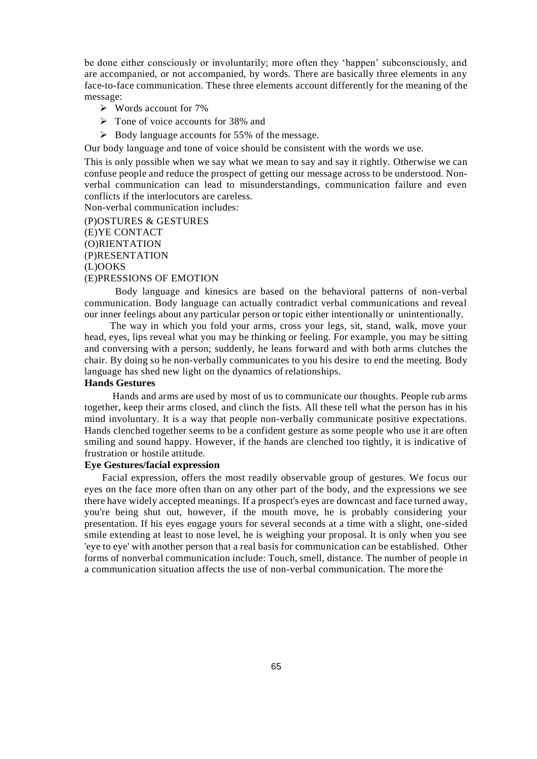be done either consciously or involuntarily; more often they 'happen' subconsciously, and are accompanied, or not accompanied, by words. There are basically three elements in any face-to-face communication. These three elements account differently for the meaning of the message:

- Words account for 7%
- Tone of voice accounts for 38% and
- Body language accounts for 55% of the message.

Our body language and tone of voice should be consistent with the words we use.

This is only possible when we say what we mean to say and say it rightly. Otherwise we can confuse people and reduce the prospect of getting our message across to be understood. Non-verbal communication can lead to misunderstandings, communication failure and even conflicts if the interlocutors are careless.

Non-verbal communication includes:

(P)OSTURES & GESTURES
(E)YE CONTACT
(O)RIENTATION
(P)RESENTATION
(L)OOKS
(E)PRESSIONS OF EMOTION

Body language and kinesics are based on the behavioral patterns of non-verbal communication. Body language can actually contradict verbal communications and reveal our inner feelings about any particular person or topic either intentionally or unintentionally.

The way in which you fold your arms, cross your legs, sit, stand, walk, move your head, eyes, lips reveal what you may be thinking or feeling. For example, you may be sitting and conversing with a person; suddenly, he leans forward and with both arms clutches the chair. By doing so he non-verbally communicates to you his desire to end the meeting. Body language has shed new light on the dynamics of relationships.

**Hands Gestures**

Hands and arms are used by most of us to communicate our thoughts. People rub arms together, keep their arms closed, and clinch the fists. All these tell what the person has in his mind involuntary. It is a way that people non-verbally communicate positive expectations. Hands clenched together seems to be a confident gesture as some people who use it are often smiling and sound happy. However, if the hands are clenched too tightly, it is indicative of frustration or hostile attitude.

**Eye Gestures/facial expression**

Facial expression, offers the most readily observable group of gestures. We focus our eyes on the face more often than on any other part of the body, and the expressions we see there have widely accepted meanings. If a prospect's eyes are downcast and face turned away, you're being shut out, however, if the mouth move, he is probably considering your presentation. If his eyes engage yours for several seconds at a time with a slight, one-sided smile extending at least to nose level, he is weighing your proposal. It is only when you see 'eye to eye' with another person that a real basis for communication can be established. Other forms of nonverbal communication include: Touch, smell, distance. The number of people in a communication situation affects the use of non-verbal communication. The more the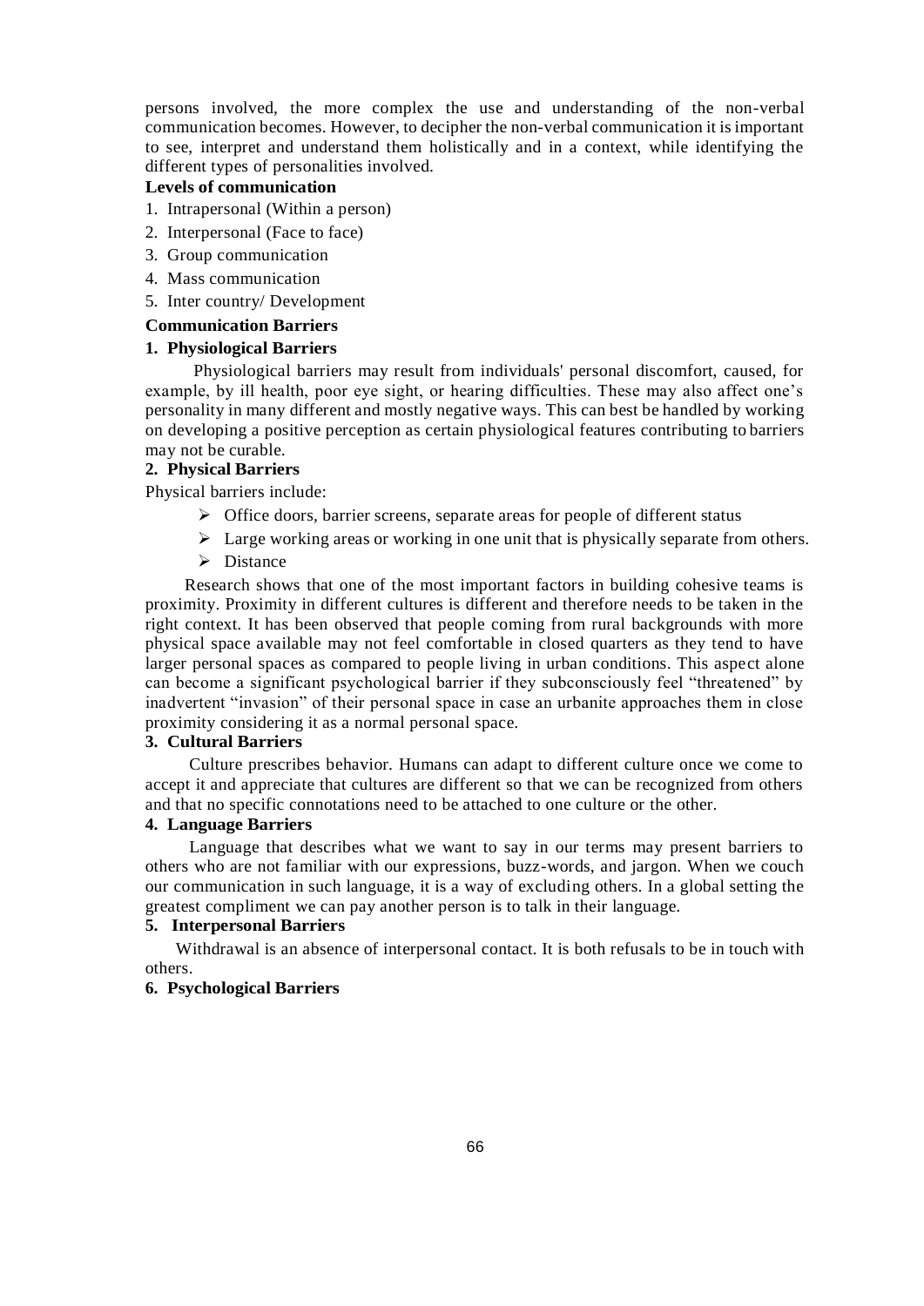persons involved, the more complex the use and understanding of the non-verbal communication becomes. However, to decipher the non-verbal communication it is important to see, interpret and understand them holistically and in a context, while identifying the different types of personalities involved.

**Levels of communication**

1. Intrapersonal (Within a person)
2. Interpersonal (Face to face)
3. Group communication
4. Mass communication
5. Inter country/ Development

**Communication Barriers**

**1. Physiological Barriers**

Physiological barriers may result from individuals' personal discomfort, caused, for example, by ill health, poor eye sight, or hearing difficulties. These may also affect one's personality in many different and mostly negative ways. This can best be handled by working on developing a positive perception as certain physiological features contributing to barriers may not be curable.

**2. Physical Barriers**

Physical barriers include:

- Office doors, barrier screens, separate areas for people of different status
- Large working areas or working in one unit that is physically separate from others.
- Distance

Research shows that one of the most important factors in building cohesive teams is proximity. Proximity in different cultures is different and therefore needs to be taken in the right context. It has been observed that people coming from rural backgrounds with more physical space available may not feel comfortable in closed quarters as they tend to have larger personal spaces as compared to people living in urban conditions. This aspect alone can become a significant psychological barrier if they subconsciously feel "threatened" by inadvertent "invasion" of their personal space in case an urbanite approaches them in close proximity considering it as a normal personal space.

**3. Cultural Barriers**

Culture prescribes behavior. Humans can adapt to different culture once we come to accept it and appreciate that cultures are different so that we can be recognized from others and that no specific connotations need to be attached to one culture or the other.

**4. Language Barriers**

Language that describes what we want to say in our terms may present barriers to others who are not familiar with our expressions, buzz-words, and jargon. When we couch our communication in such language, it is a way of excluding others. In a global setting the greatest compliment we can pay another person is to talk in their language.

**5. Interpersonal Barriers**

Withdrawal is an absence of interpersonal contact. It is both refusals to be in touch with others.

**6. Psychological Barriers**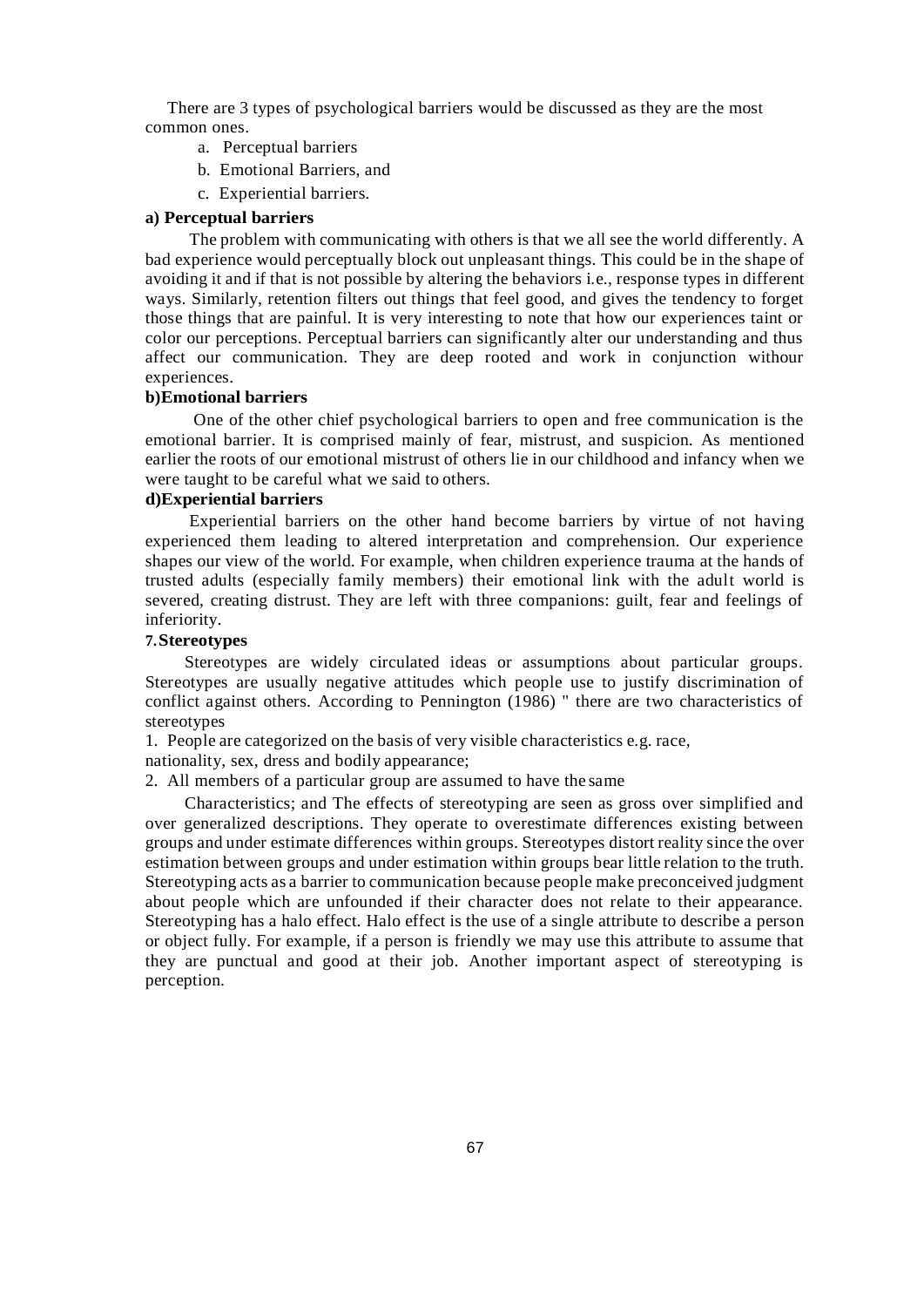There are 3 types of psychological barriers would be discussed as they are the most common ones.

a. Perceptual barriers
b. Emotional Barriers, and
c. Experiential barriers.

**a) Perceptual barriers**

The problem with communicating with others is that we all see the world differently. A bad experience would perceptually block out unpleasant things. This could be in the shape of avoiding it and if that is not possible by altering the behaviors i.e., response types in different ways. Similarly, retention filters out things that feel good, and gives the tendency to forget those things that are painful. It is very interesting to note that how our experiences taint or color our perceptions. Perceptual barriers can significantly alter our understanding and thus affect our communication. They are deep rooted and work in conjunction withour experiences.

**b)Emotional barriers**

One of the other chief psychological barriers to open and free communication is the emotional barrier. It is comprised mainly of fear, mistrust, and suspicion. As mentioned earlier the roots of our emotional mistrust of others lie in our childhood and infancy when we were taught to be careful what we said to others.

**d)Experiential barriers**

Experiential barriers on the other hand become barriers by virtue of not having experienced them leading to altered interpretation and comprehension. Our experience shapes our view of the world. For example, when children experience trauma at the hands of trusted adults (especially family members) their emotional link with the adult world is severed, creating distrust. They are left with three companions: guilt, fear and feelings of inferiority.

**7. Stereotypes**

Stereotypes are widely circulated ideas or assumptions about particular groups. Stereotypes are usually negative attitudes which people use to justify discrimination of conflict against others. According to Pennington (1986) " there are two characteristics of stereotypes

1. People are categorized on the basis of very visible characteristics e.g. race, nationality, sex, dress and bodily appearance;
2. All members of a particular group are assumed to have the same

Characteristics; and The effects of stereotyping are seen as gross over simplified and over generalized descriptions. They operate to overestimate differences existing between groups and under estimate differences within groups. Stereotypes distort reality since the over estimation between groups and under estimation within groups bear little relation to the truth. Stereotyping acts as a barrier to communication because people make preconceived judgment about people which are unfounded if their character does not relate to their appearance. Stereotyping has a halo effect. Halo effect is the use of a single attribute to describe a person or object fully. For example, if a person is friendly we may use this attribute to assume that they are punctual and good at their job. Another important aspect of stereotyping is perception.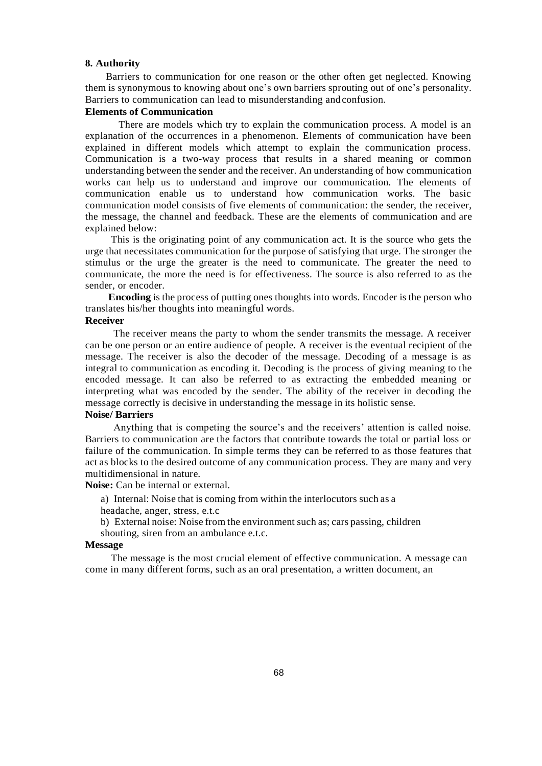**8. Authority**

Barriers to communication for one reason or the other often get neglected. Knowing them is synonymous to knowing about one's own barriers sprouting out of one's personality. Barriers to communication can lead to misunderstanding and confusion.

**Elements of Communication**

There are models which try to explain the communication process. A model is an explanation of the occurrences in a phenomenon. Elements of communication have been explained in different models which attempt to explain the communication process. Communication is a two-way process that results in a shared meaning or common understanding between the sender and the receiver. An understanding of how communication works can help us to understand and improve our communication. The elements of communication enable us to understand how communication works. The basic communication model consists of five elements of communication: the sender, the receiver, the message, the channel and feedback. These are the elements of communication and are explained below:

This is the originating point of any communication act. It is the source who gets the urge that necessitates communication for the purpose of satisfying that urge. The stronger the stimulus or the urge the greater is the need to communicate. The greater the need to communicate, the more the need is for effectiveness. The source is also referred to as the sender, or encoder.

**Encoding** is the process of putting ones thoughts into words. Encoder is the person who translates his/her thoughts into meaningful words.

**Receiver**

The receiver means the party to whom the sender transmits the message. A receiver can be one person or an entire audience of people. A receiver is the eventual recipient of the message. The receiver is also the decoder of the message. Decoding of a message is as integral to communication as encoding it. Decoding is the process of giving meaning to the encoded message. It can also be referred to as extracting the embedded meaning or interpreting what was encoded by the sender. The ability of the receiver in decoding the message correctly is decisive in understanding the message in its holistic sense.

**Noise/ Barriers**

Anything that is competing the source's and the receivers' attention is called noise. Barriers to communication are the factors that contribute towards the total or partial loss or failure of the communication. In simple terms they can be referred to as those features that act as blocks to the desired outcome of any communication process. They are many and very multidimensional in nature.

**Noise:** Can be internal or external.

a) Internal: Noise that is coming from within the interlocutors such as a headache, anger, stress, e.t.c

b) External noise: Noise from the environment such as; cars passing, children shouting, siren from an ambulance e.t.c.

**Message**

The message is the most crucial element of effective communication. A message can come in many different forms, such as an oral presentation, a written document, an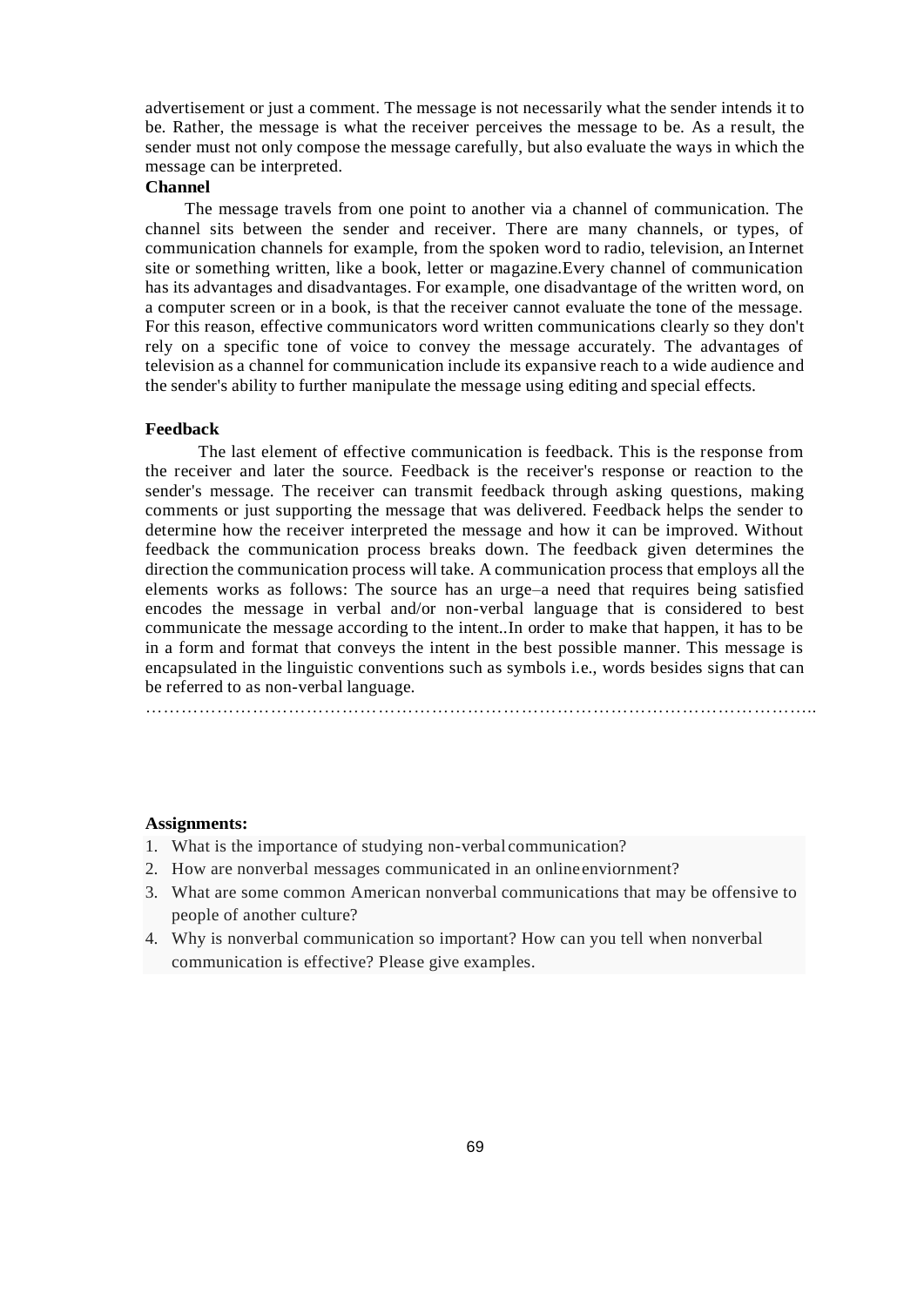advertisement or just a comment. The message is not necessarily what the sender intends it to be. Rather, the message is what the receiver perceives the message to be. As a result, the sender must not only compose the message carefully, but also evaluate the ways in which the message can be interpreted.

**Channel**

The message travels from one point to another via a channel of communication. The channel sits between the sender and receiver. There are many channels, or types, of communication channels for example, from the spoken word to radio, television, an Internet site or something written, like a book, letter or magazine.Every channel of communication has its advantages and disadvantages. For example, one disadvantage of the written word, on a computer screen or in a book, is that the receiver cannot evaluate the tone of the message. For this reason, effective communicators word written communications clearly so they don't rely on a specific tone of voice to convey the message accurately. The advantages of television as a channel for communication include its expansive reach to a wide audience and the sender's ability to further manipulate the message using editing and special effects.

**Feedback**

The last element of effective communication is feedback. This is the response from the receiver and later the source. Feedback is the receiver's response or reaction to the sender's message. The receiver can transmit feedback through asking questions, making comments or just supporting the message that was delivered. Feedback helps the sender to determine how the receiver interpreted the message and how it can be improved. Without feedback the communication process breaks down. The feedback given determines the direction the communication process will take. A communication process that employs all the elements works as follows: The source has an urge–a need that requires being satisfied encodes the message in verbal and/or non-verbal language that is considered to best communicate the message according to the intent..In order to make that happen, it has to be in a form and format that conveys the intent in the best possible manner. This message is encapsulated in the linguistic conventions such as symbols i.e., words besides signs that can be referred to as non-verbal language.

…………………………………………………………………………………………………..

**Assignments:**

1. What is the importance of studying non-verbal communication?
2. How are nonverbal messages communicated in an online enviornment?
3. What are some common American nonverbal communications that may be offensive to people of another culture?
4. Why is nonverbal communication so important? How can you tell when nonverbal communication is effective? Please give examples.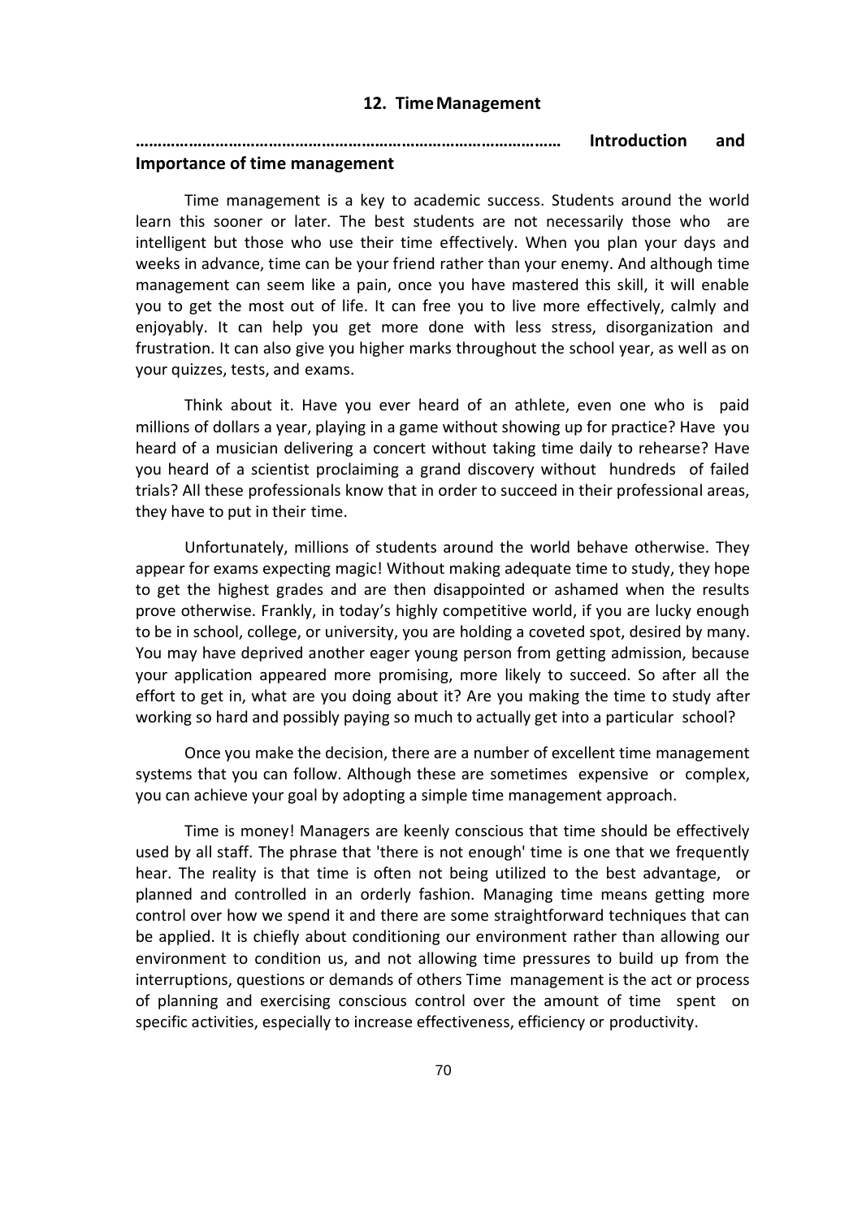## 12. Time Management

……………………………………………………………………………… **Introduction and Importance of time management**

Time management is a key to academic success. Students around the world learn this sooner or later. The best students are not necessarily those who are intelligent but those who use their time effectively. When you plan your days and weeks in advance, time can be your friend rather than your enemy. And although time management can seem like a pain, once you have mastered this skill, it will enable you to get the most out of life. It can free you to live more effectively, calmly and enjoyably. It can help you get more done with less stress, disorganization and frustration. It can also give you higher marks throughout the school year, as well as on your quizzes, tests, and exams.

Think about it. Have you ever heard of an athlete, even one who is paid millions of dollars a year, playing in a game without showing up for practice? Have you heard of a musician delivering a concert without taking time daily to rehearse? Have you heard of a scientist proclaiming a grand discovery without hundreds of failed trials? All these professionals know that in order to succeed in their professional areas, they have to put in their time.

Unfortunately, millions of students around the world behave otherwise. They appear for exams expecting magic! Without making adequate time to study, they hope to get the highest grades and are then disappointed or ashamed when the results prove otherwise. Frankly, in today's highly competitive world, if you are lucky enough to be in school, college, or university, you are holding a coveted spot, desired by many. You may have deprived another eager young person from getting admission, because your application appeared more promising, more likely to succeed. So after all the effort to get in, what are you doing about it? Are you making the time to study after working so hard and possibly paying so much to actually get into a particular school?

Once you make the decision, there are a number of excellent time management systems that you can follow. Although these are sometimes expensive or complex, you can achieve your goal by adopting a simple time management approach.

Time is money! Managers are keenly conscious that time should be effectively used by all staff. The phrase that 'there is not enough' time is one that we frequently hear. The reality is that time is often not being utilized to the best advantage, or planned and controlled in an orderly fashion. Managing time means getting more control over how we spend it and there are some straightforward techniques that can be applied. It is chiefly about conditioning our environment rather than allowing our environment to condition us, and not allowing time pressures to build up from the interruptions, questions or demands of others Time management is the act or process of planning and exercising conscious control over the amount of time spent on specific activities, especially to increase effectiveness, efficiency or productivity.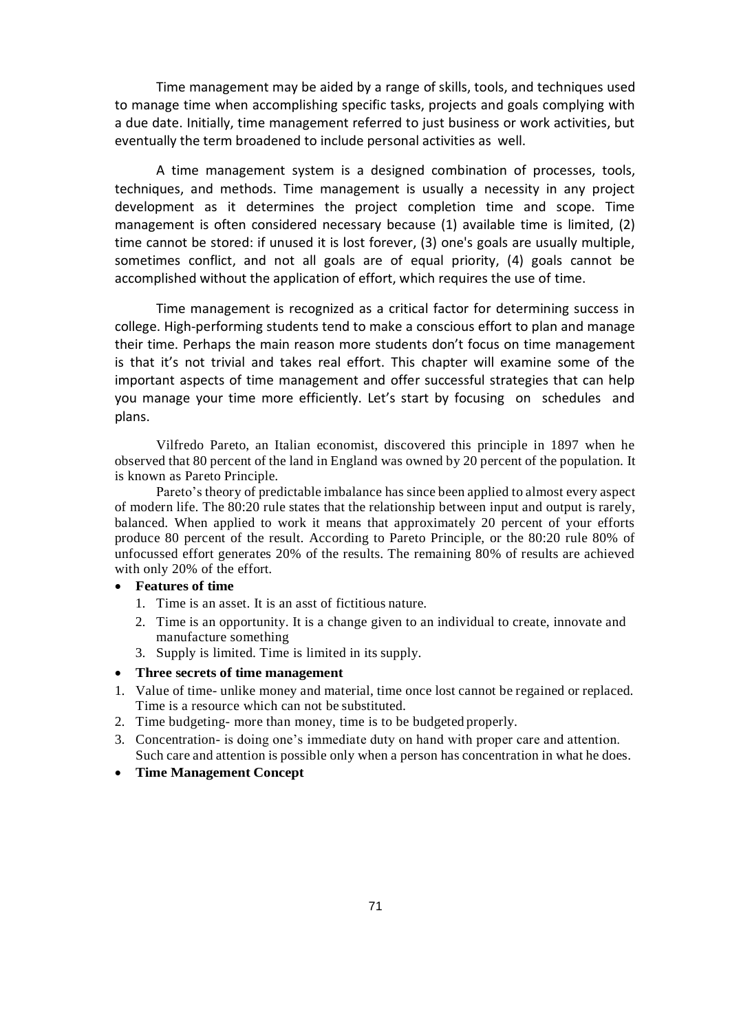Time management may be aided by a range of skills, tools, and techniques used to manage time when accomplishing specific tasks, projects and goals complying with a due date. Initially, time management referred to just business or work activities, but eventually the term broadened to include personal activities as well.

A time management system is a designed combination of processes, tools, techniques, and methods. Time management is usually a necessity in any project development as it determines the project completion time and scope. Time management is often considered necessary because (1) available time is limited, (2) time cannot be stored: if unused it is lost forever, (3) one's goals are usually multiple, sometimes conflict, and not all goals are of equal priority, (4) goals cannot be accomplished without the application of effort, which requires the use of time.

Time management is recognized as a critical factor for determining success in college. High-performing students tend to make a conscious effort to plan and manage their time. Perhaps the main reason more students don't focus on time management is that it's not trivial and takes real effort. This chapter will examine some of the important aspects of time management and offer successful strategies that can help you manage your time more efficiently. Let's start by focusing on schedules and plans.

Vilfredo Pareto, an Italian economist, discovered this principle in 1897 when he observed that 80 percent of the land in England was owned by 20 percent of the population. It is known as Pareto Principle.

Pareto's theory of predictable imbalance has since been applied to almost every aspect of modern life. The 80:20 rule states that the relationship between input and output is rarely, balanced. When applied to work it means that approximately 20 percent of your efforts produce 80 percent of the result. According to Pareto Principle, or the 80:20 rule 80% of unfocussed effort generates 20% of the results. The remaining 80% of results are achieved with only 20% of the effort.

- **Features of time**
  1. Time is an asset. It is an asst of fictitious nature.
  2. Time is an opportunity. It is a change given to an individual to create, innovate and manufacture something
  3. Supply is limited. Time is limited in its supply.
- **Three secrets of time management**

1. Value of time- unlike money and material, time once lost cannot be regained or replaced. Time is a resource which can not be substituted.
2. Time budgeting- more than money, time is to be budgeted properly.
3. Concentration- is doing one's immediate duty on hand with proper care and attention. Such care and attention is possible only when a person has concentration in what he does.

- **Time Management Concept**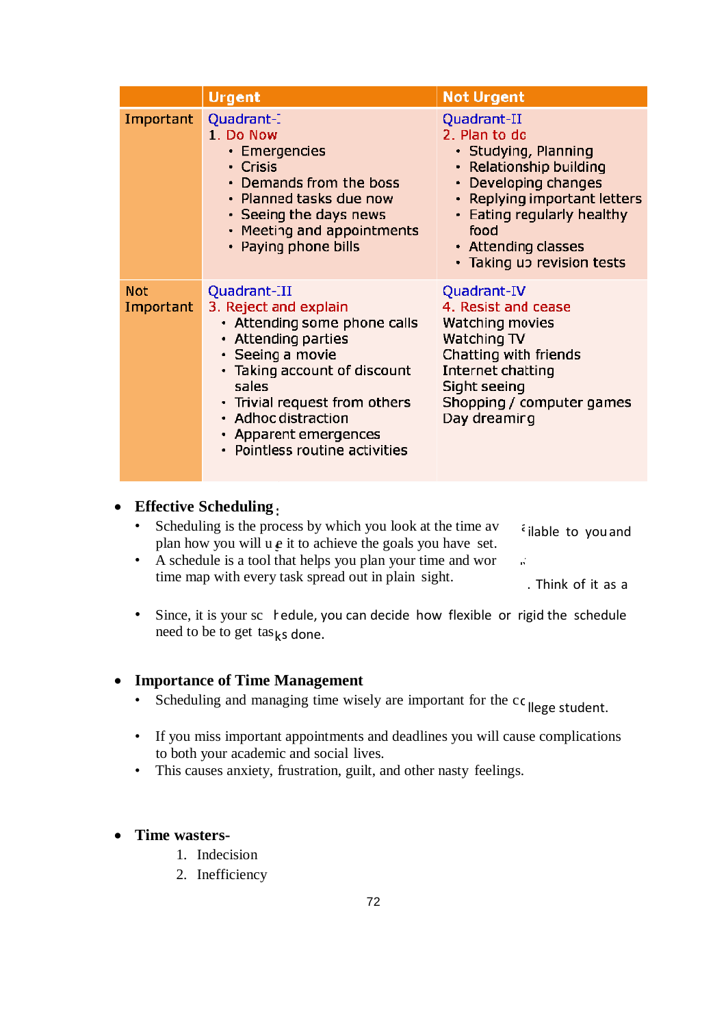| | Urgent | Not Urgent |
|---|---|---|
| Important | Quadrant-I<br>1. Do Now<br>• Emergencies<br>• Crisis<br>• Demands from the boss<br>• Planned tasks due now<br>• Seeing the days news<br>• Meeting and appointments<br>• Paying phone bills | Quadrant-II<br>2. Plan to do<br>• Studying, Planning<br>• Relationship building<br>• Developing changes<br>• Replying important letters<br>• Eating regularly healthy food<br>• Attending classes<br>• Taking up revision tests |
| Not Important | Quadrant-III<br>3. Reject and explain<br>• Attending some phone calls<br>• Attending parties<br>• Seeing a movie<br>• Taking account of discount sales<br>• Trivial request from others<br>• Adhoc distraction<br>• Apparent emergences<br>• Pointless routine activities | Quadrant-IV<br>4. Resist and cease<br>Watching movies<br>Watching TV<br>Chatting with friends<br>Internet chatting<br>Sight seeing<br>Shopping / computer games<br>Day dreaming |

- **Effective Scheduling**:
  - Scheduling is the process by which you look at the time available to you and plan how you will use it to achieve the goals you have set.
  - A schedule is a tool that helps you plan your time and work. Think of it as a time map with every task spread out in plain sight.
  - Since, it is your schedule, you can decide how flexible or rigid the schedule need to be to get tasks done.

- **Importance of Time Management**
  - Scheduling and managing time wisely are important for the college student.
  - If you miss important appointments and deadlines you will cause complications to both your academic and social lives.
  - This causes anxiety, frustration, guilt, and other nasty feelings.

- **Time wasters-**
  1. Indecision
  2. Inefficiency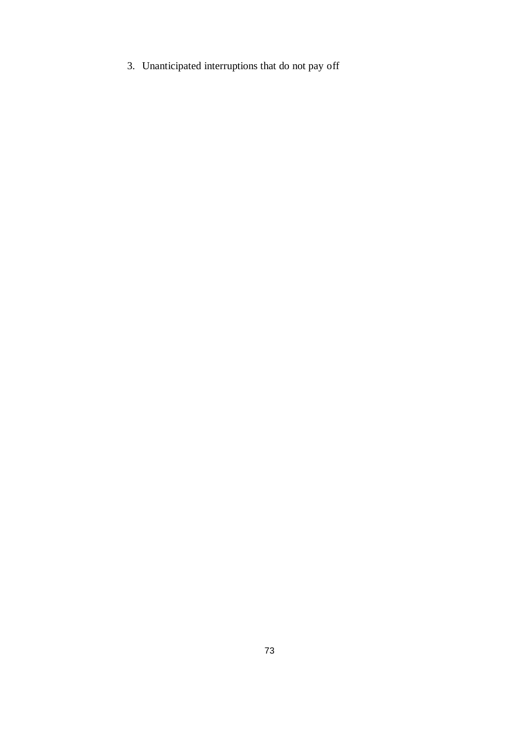3. Unanticipated interruptions that do not pay off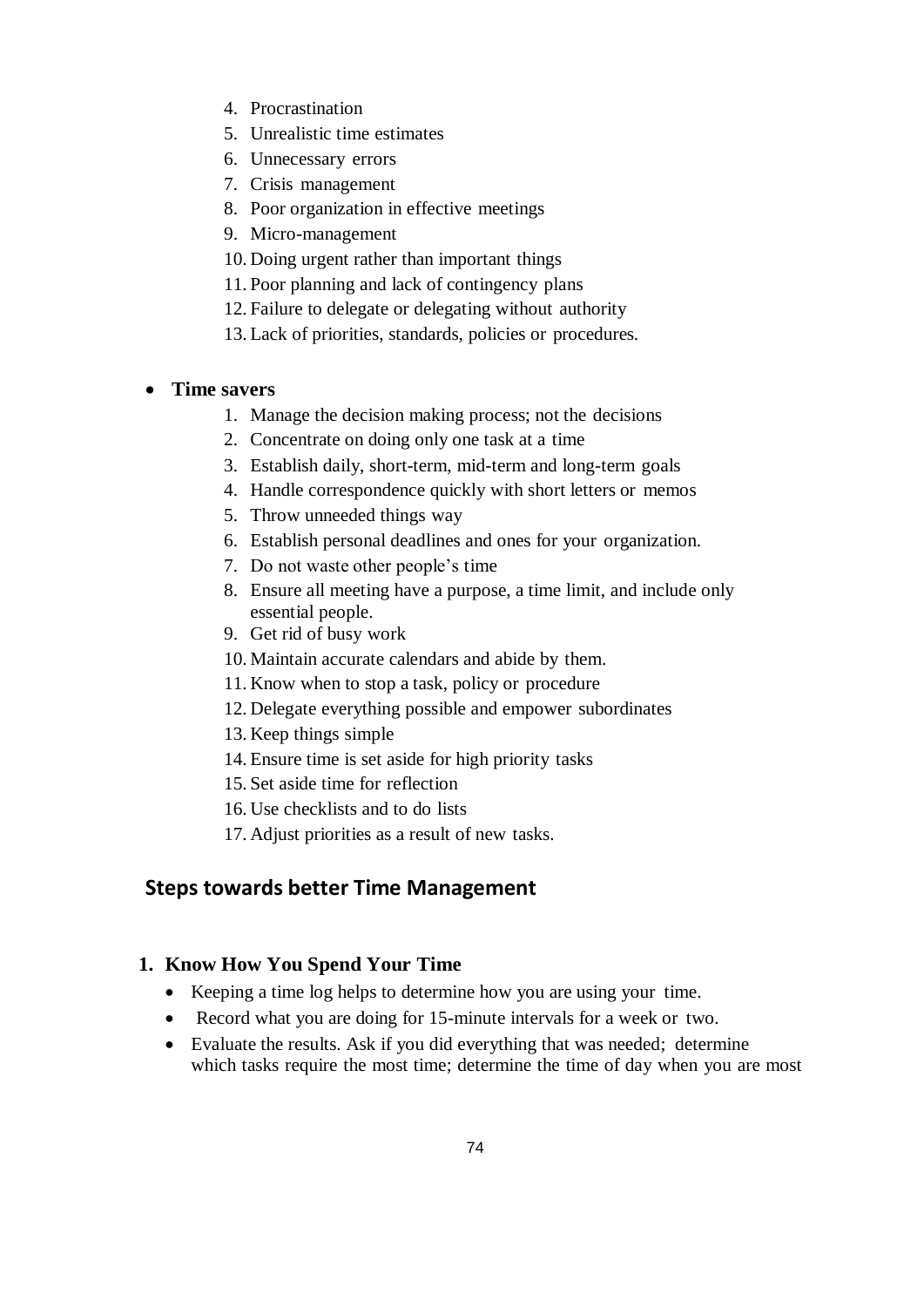4. Procrastination
5. Unrealistic time estimates
6. Unnecessary errors
7. Crisis management
8. Poor organization in effective meetings
9. Micro-management
10. Doing urgent rather than important things
11. Poor planning and lack of contingency plans
12. Failure to delegate or delegating without authority
13. Lack of priorities, standards, policies or procedures.

- **Time savers**
    1. Manage the decision making process; not the decisions
    2. Concentrate on doing only one task at a time
    3. Establish daily, short-term, mid-term and long-term goals
    4. Handle correspondence quickly with short letters or memos
    5. Throw unneeded things way
    6. Establish personal deadlines and ones for your organization.
    7. Do not waste other people's time
    8. Ensure all meeting have a purpose, a time limit, and include only essential people.
    9. Get rid of busy work
    10. Maintain accurate calendars and abide by them.
    11. Know when to stop a task, policy or procedure
    12. Delegate everything possible and empower subordinates
    13. Keep things simple
    14. Ensure time is set aside for high priority tasks
    15. Set aside time for reflection
    16. Use checklists and to do lists
    17. Adjust priorities as a result of new tasks.

## Steps towards better Time Management

### 1. Know How You Spend Your Time

- Keeping a time log helps to determine how you are using your time.
- Record what you are doing for 15-minute intervals for a week or two.
- Evaluate the results. Ask if you did everything that was needed; determine which tasks require the most time; determine the time of day when you are most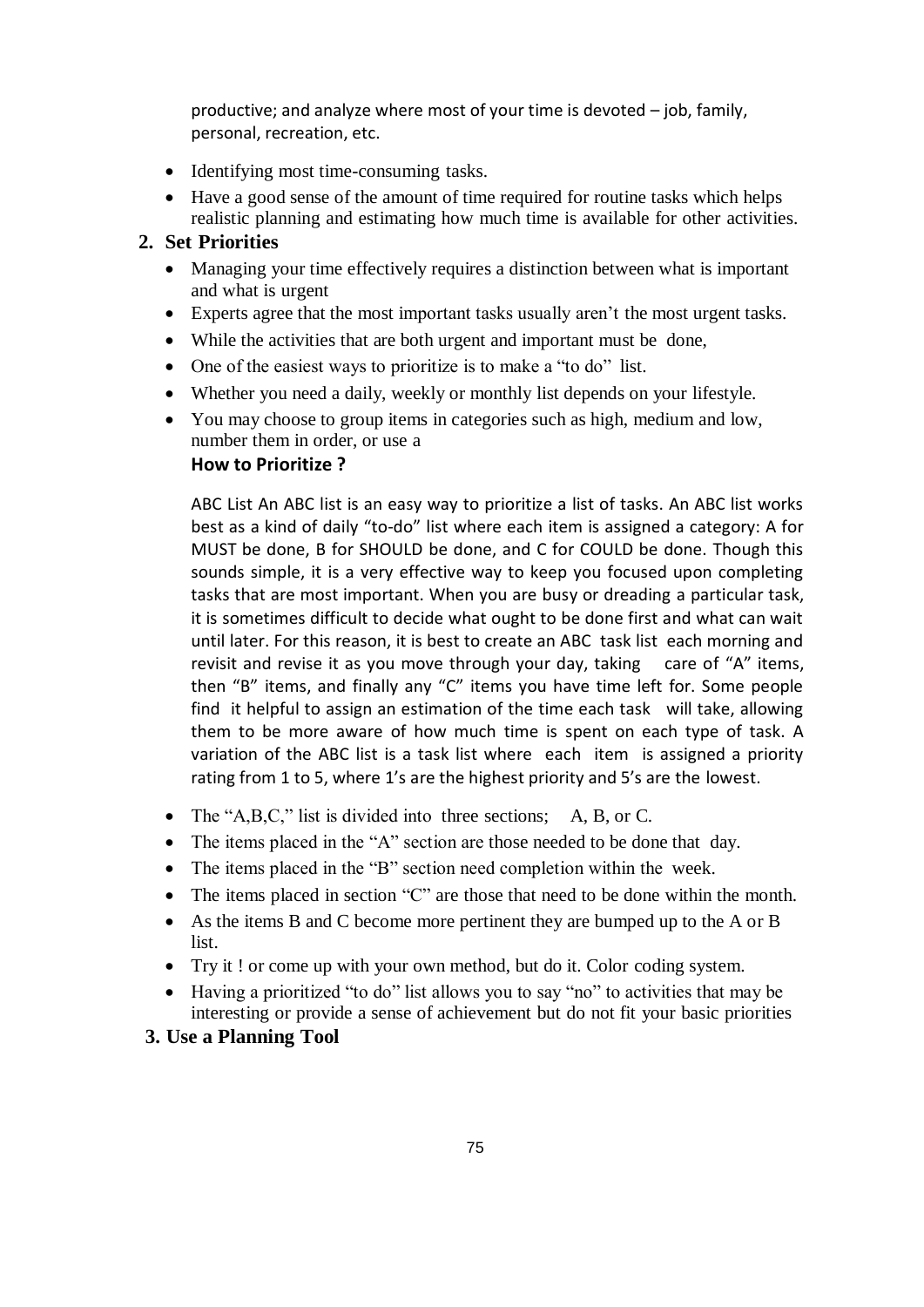productive; and analyze where most of your time is devoted – job, family, personal, recreation, etc.

- Identifying most time-consuming tasks.
- Have a good sense of the amount of time required for routine tasks which helps realistic planning and estimating how much time is available for other activities.

## 2. Set Priorities

- Managing your time effectively requires a distinction between what is important and what is urgent
- Experts agree that the most important tasks usually aren't the most urgent tasks.
- While the activities that are both urgent and important must be done,
- One of the easiest ways to prioritize is to make a "to do" list.
- Whether you need a daily, weekly or monthly list depends on your lifestyle.
- You may choose to group items in categories such as high, medium and low, number them in order, or use a

  **How to Prioritize ?**

  ABC List An ABC list is an easy way to prioritize a list of tasks. An ABC list works best as a kind of daily "to-do" list where each item is assigned a category: A for MUST be done, B for SHOULD be done, and C for COULD be done. Though this sounds simple, it is a very effective way to keep you focused upon completing tasks that are most important. When you are busy or dreading a particular task, it is sometimes difficult to decide what ought to be done first and what can wait until later. For this reason, it is best to create an ABC task list each morning and revisit and revise it as you move through your day, taking care of "A" items, then "B" items, and finally any "C" items you have time left for. Some people find it helpful to assign an estimation of the time each task will take, allowing them to be more aware of how much time is spent on each type of task. A variation of the ABC list is a task list where each item is assigned a priority rating from 1 to 5, where 1's are the highest priority and 5's are the lowest.

- The "A,B,C," list is divided into three sections; A, B, or C.
- The items placed in the "A" section are those needed to be done that day.
- The items placed in the "B" section need completion within the week.
- The items placed in section "C" are those that need to be done within the month.
- As the items B and C become more pertinent they are bumped up to the A or B list.
- Try it ! or come up with your own method, but do it. Color coding system.
- Having a prioritized "to do" list allows you to say "no" to activities that may be interesting or provide a sense of achievement but do not fit your basic priorities

## 3. Use a Planning Tool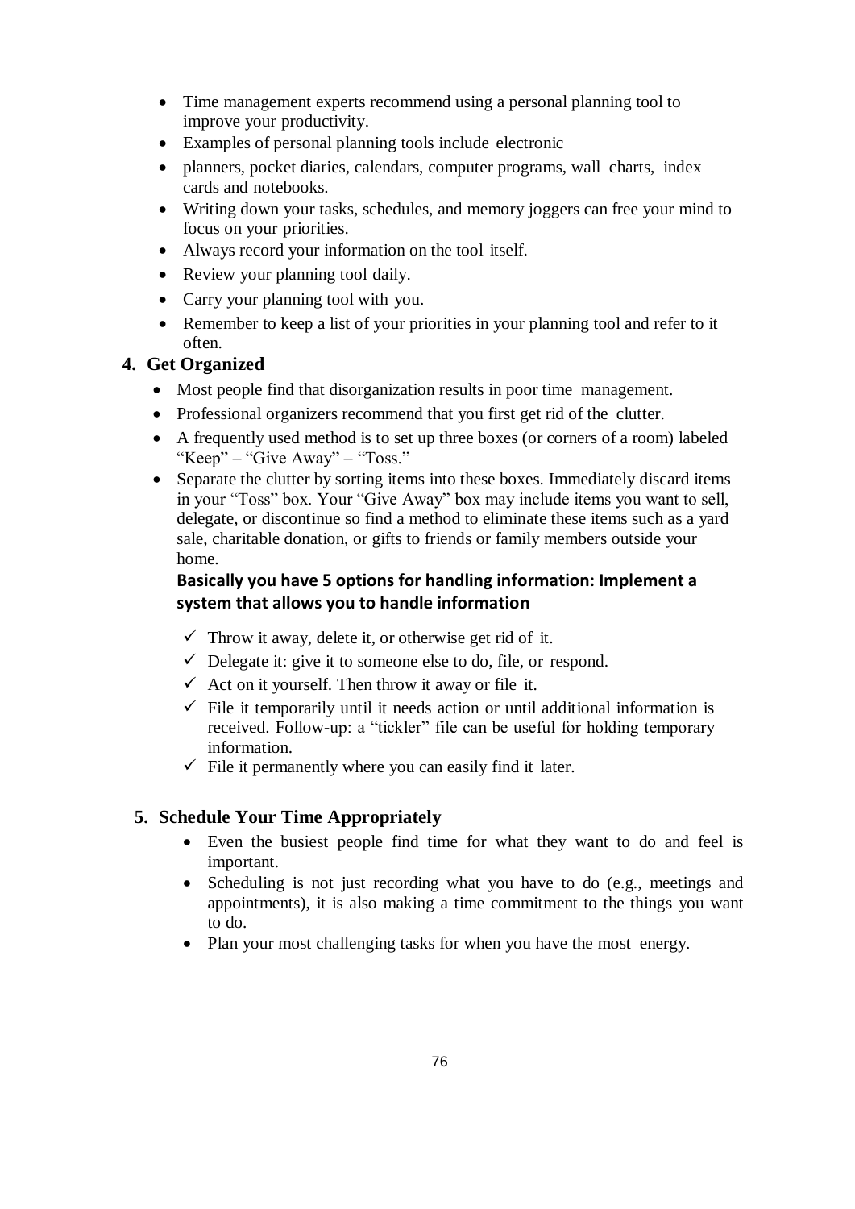- Time management experts recommend using a personal planning tool to improve your productivity.
- Examples of personal planning tools include electronic
- planners, pocket diaries, calendars, computer programs, wall charts, index cards and notebooks.
- Writing down your tasks, schedules, and memory joggers can free your mind to focus on your priorities.
- Always record your information on the tool itself.
- Review your planning tool daily.
- Carry your planning tool with you.
- Remember to keep a list of your priorities in your planning tool and refer to it often.

### 4. Get Organized

- Most people find that disorganization results in poor time management.
- Professional organizers recommend that you first get rid of the clutter.
- A frequently used method is to set up three boxes (or corners of a room) labeled "Keep" – "Give Away" – "Toss."
- Separate the clutter by sorting items into these boxes. Immediately discard items in your "Toss" box. Your "Give Away" box may include items you want to sell, delegate, or discontinue so find a method to eliminate these items such as a yard sale, charitable donation, or gifts to friends or family members outside your home.

**Basically you have 5 options for handling information: Implement a system that allows you to handle information**

- ✓ Throw it away, delete it, or otherwise get rid of it.
- ✓ Delegate it: give it to someone else to do, file, or respond.
- ✓ Act on it yourself. Then throw it away or file it.
- ✓ File it temporarily until it needs action or until additional information is received. Follow-up: a "tickler" file can be useful for holding temporary information.
- ✓ File it permanently where you can easily find it later.

### 5. Schedule Your Time Appropriately

- Even the busiest people find time for what they want to do and feel is important.
- Scheduling is not just recording what you have to do (e.g., meetings and appointments), it is also making a time commitment to the things you want to do.
- Plan your most challenging tasks for when you have the most energy.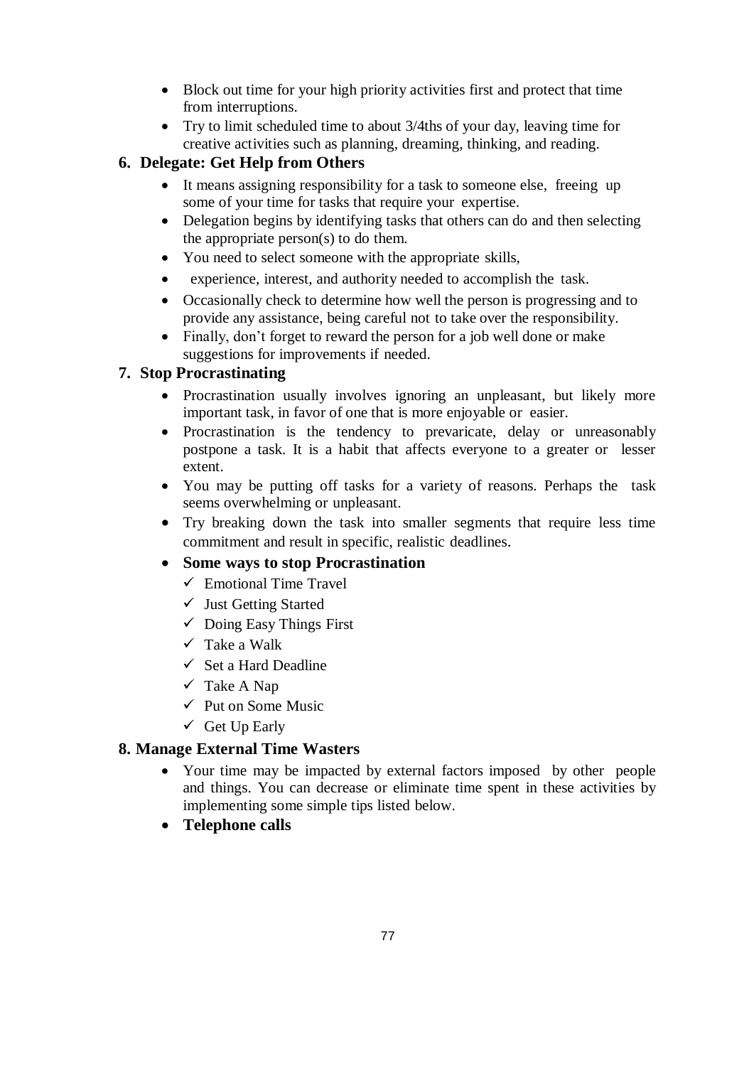- Block out time for your high priority activities first and protect that time from interruptions.
- Try to limit scheduled time to about 3/4ths of your day, leaving time for creative activities such as planning, dreaming, thinking, and reading.

### 6. Delegate: Get Help from Others

- It means assigning responsibility for a task to someone else, freeing up some of your time for tasks that require your expertise.
- Delegation begins by identifying tasks that others can do and then selecting the appropriate person(s) to do them.
- You need to select someone with the appropriate skills,
- experience, interest, and authority needed to accomplish the task.
- Occasionally check to determine how well the person is progressing and to provide any assistance, being careful not to take over the responsibility.
- Finally, don't forget to reward the person for a job well done or make suggestions for improvements if needed.

### 7. Stop Procrastinating

- Procrastination usually involves ignoring an unpleasant, but likely more important task, in favor of one that is more enjoyable or easier.
- Procrastination is the tendency to prevaricate, delay or unreasonably postpone a task. It is a habit that affects everyone to a greater or lesser extent.
- You may be putting off tasks for a variety of reasons. Perhaps the task seems overwhelming or unpleasant.
- Try breaking down the task into smaller segments that require less time commitment and result in specific, realistic deadlines.
- **Some ways to stop Procrastination**
  - ✓ Emotional Time Travel
  - ✓ Just Getting Started
  - ✓ Doing Easy Things First
  - ✓ Take a Walk
  - ✓ Set a Hard Deadline
  - ✓ Take A Nap
  - ✓ Put on Some Music
  - ✓ Get Up Early

### 8. Manage External Time Wasters

- Your time may be impacted by external factors imposed by other people and things. You can decrease or eliminate time spent in these activities by implementing some simple tips listed below.
- **Telephone calls**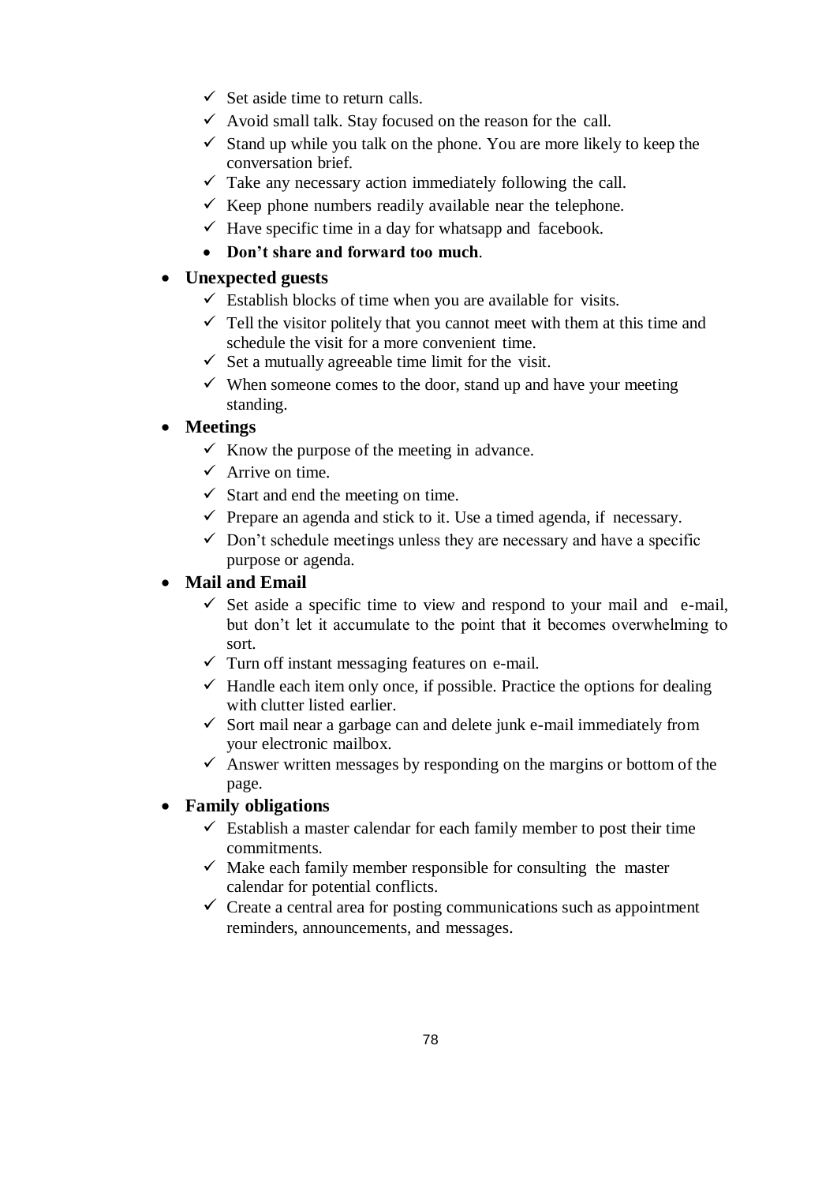- ✓ Set aside time to return calls.
  - ✓ Avoid small talk. Stay focused on the reason for the call.
  - ✓ Stand up while you talk on the phone. You are more likely to keep the conversation brief.
  - ✓ Take any necessary action immediately following the call.
  - ✓ Keep phone numbers readily available near the telephone.
  - ✓ Have specific time in a day for whatsapp and facebook.
  - **Don't share and forward too much**.

- **Unexpected guests**
  - ✓ Establish blocks of time when you are available for visits.
  - ✓ Tell the visitor politely that you cannot meet with them at this time and schedule the visit for a more convenient time.
  - ✓ Set a mutually agreeable time limit for the visit.
  - ✓ When someone comes to the door, stand up and have your meeting standing.

- **Meetings**
  - ✓ Know the purpose of the meeting in advance.
  - ✓ Arrive on time.
  - ✓ Start and end the meeting on time.
  - ✓ Prepare an agenda and stick to it. Use a timed agenda, if necessary.
  - ✓ Don't schedule meetings unless they are necessary and have a specific purpose or agenda.

- **Mail and Email**
  - ✓ Set aside a specific time to view and respond to your mail and e-mail, but don't let it accumulate to the point that it becomes overwhelming to sort.
  - ✓ Turn off instant messaging features on e-mail.
  - ✓ Handle each item only once, if possible. Practice the options for dealing with clutter listed earlier.
  - ✓ Sort mail near a garbage can and delete junk e-mail immediately from your electronic mailbox.
  - ✓ Answer written messages by responding on the margins or bottom of the page.

- **Family obligations**
  - ✓ Establish a master calendar for each family member to post their time commitments.
  - ✓ Make each family member responsible for consulting the master calendar for potential conflicts.
  - ✓ Create a central area for posting communications such as appointment reminders, announcements, and messages.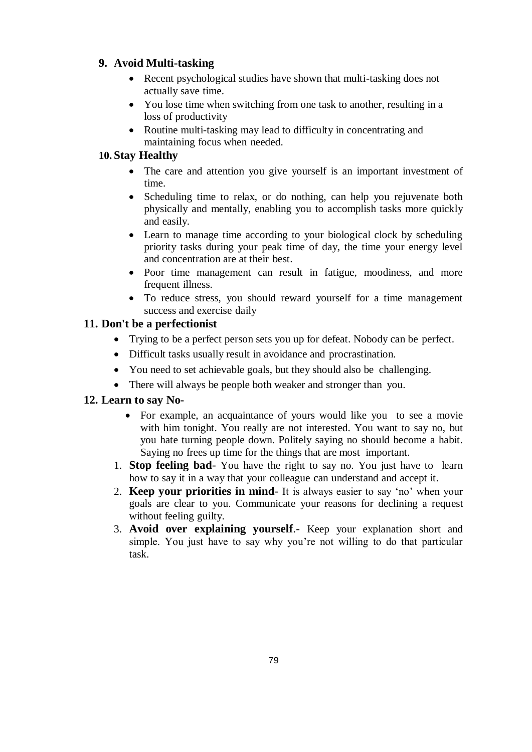### 9. Avoid Multi-tasking

- Recent psychological studies have shown that multi-tasking does not actually save time.
- You lose time when switching from one task to another, resulting in a loss of productivity
- Routine multi-tasking may lead to difficulty in concentrating and maintaining focus when needed.

### 10. Stay Healthy

- The care and attention you give yourself is an important investment of time.
- Scheduling time to relax, or do nothing, can help you rejuvenate both physically and mentally, enabling you to accomplish tasks more quickly and easily.
- Learn to manage time according to your biological clock by scheduling priority tasks during your peak time of day, the time your energy level and concentration are at their best.
- Poor time management can result in fatigue, moodiness, and more frequent illness.
- To reduce stress, you should reward yourself for a time management success and exercise daily

### 11. Don't be a perfectionist

- Trying to be a perfect person sets you up for defeat. Nobody can be perfect.
- Difficult tasks usually result in avoidance and procrastination.
- You need to set achievable goals, but they should also be challenging.
- There will always be people both weaker and stronger than you.

### 12. Learn to say No-

- For example, an acquaintance of yours would like you to see a movie with him tonight. You really are not interested. You want to say no, but you hate turning people down. Politely saying no should become a habit. Saying no frees up time for the things that are most important.

1. **Stop feeling bad**- You have the right to say no. You just have to learn how to say it in a way that your colleague can understand and accept it.
2. **Keep your priorities in mind**- It is always easier to say 'no' when your goals are clear to you. Communicate your reasons for declining a request without feeling guilty.
3. **Avoid over explaining yourself**.- Keep your explanation short and simple. You just have to say why you're not willing to do that particular task.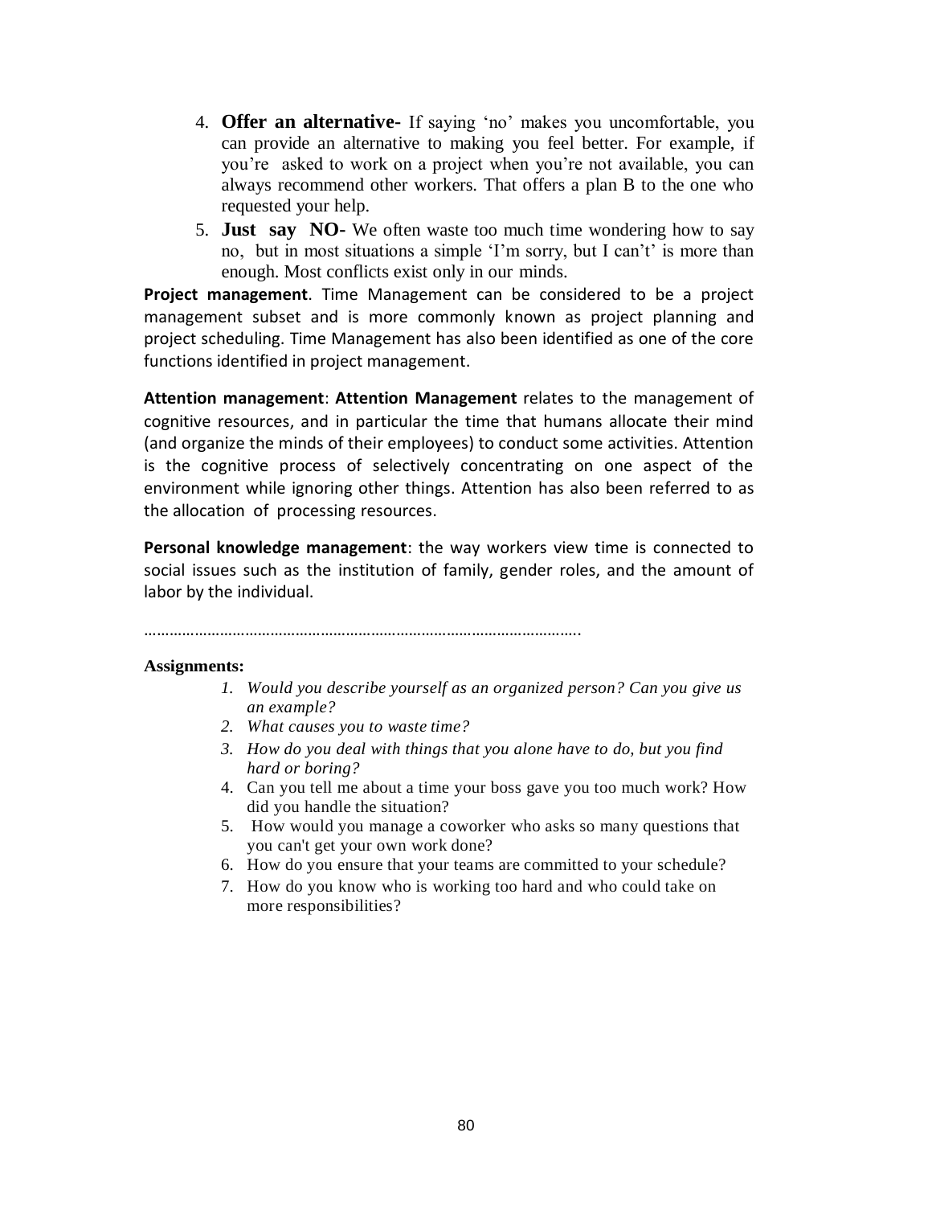4. **Offer an alternative-** If saying 'no' makes you uncomfortable, you can provide an alternative to making you feel better. For example, if you're asked to work on a project when you're not available, you can always recommend other workers. That offers a plan B to the one who requested your help.
5. **Just say NO-** We often waste too much time wondering how to say no, but in most situations a simple 'I'm sorry, but I can't' is more than enough. Most conflicts exist only in our minds.

**Project management**. Time Management can be considered to be a project management subset and is more commonly known as project planning and project scheduling. Time Management has also been identified as one of the core functions identified in project management.

**Attention management**: **Attention Management** relates to the management of cognitive resources, and in particular the time that humans allocate their mind (and organize the minds of their employees) to conduct some activities. Attention is the cognitive process of selectively concentrating on one aspect of the environment while ignoring other things. Attention has also been referred to as the allocation of processing resources.

**Personal knowledge management**: the way workers view time is connected to social issues such as the institution of family, gender roles, and the amount of labor by the individual.

………………………………………………………………………………………….

**Assignments:**

1. *Would you describe yourself as an organized person? Can you give us an example?*
2. *What causes you to waste time?*
3. *How do you deal with things that you alone have to do, but you find hard or boring?*
4. Can you tell me about a time your boss gave you too much work? How did you handle the situation?
5. How would you manage a coworker who asks so many questions that you can't get your own work done?
6. How do you ensure that your teams are committed to your schedule?
7. How do you know who is working too hard and who could take on more responsibilities?